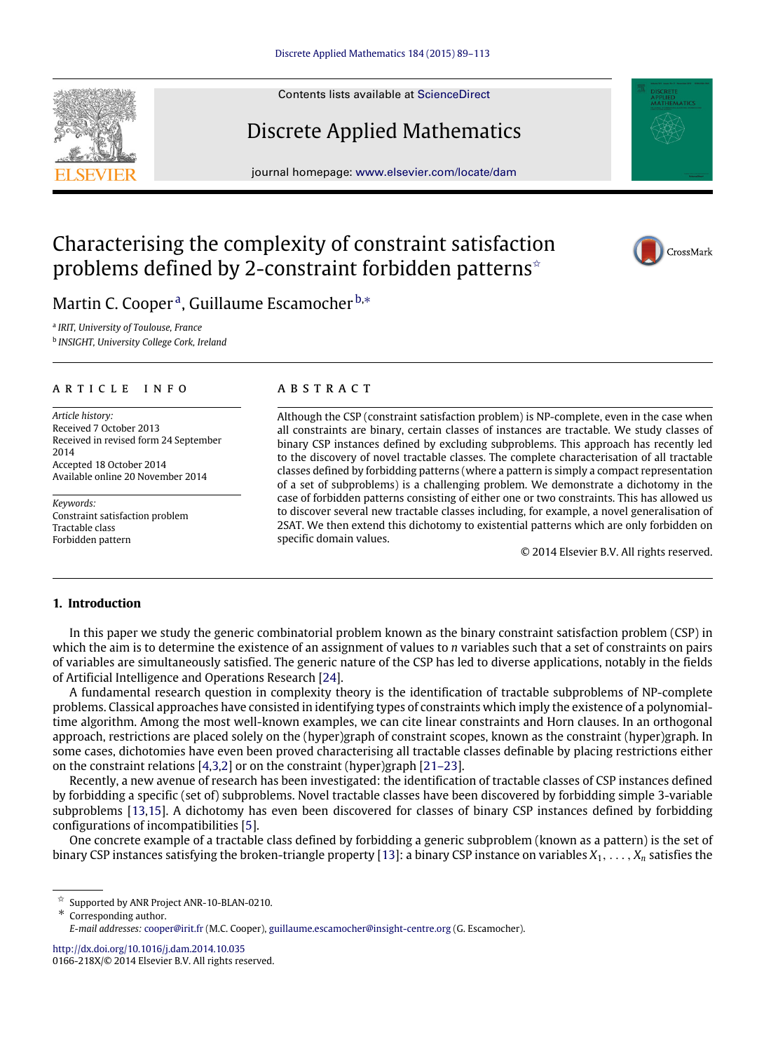# Characterising the complexity of constraint satisfaction problems defined by 2-constraint forbidden patterns[☆]

Martin C. Cooper[a], Guillaume Escamocher[b,*]

[a] IRIT, University of Toulouse, France
[b] INSIGHT, University College Cork, Ireland

## ARTICLE INFO

*Article history:*
Received 7 October 2013
Received in revised form 24 September 2014
Accepted 18 October 2014
Available online 20 November 2014

*Keywords:*
Constraint satisfaction problem
Tractable class
Forbidden pattern

## ABSTRACT

Although the CSP (constraint satisfaction problem) is NP-complete, even in the case when all constraints are binary, certain classes of instances are tractable. We study classes of binary CSP instances defined by excluding subproblems. This approach has recently led to the discovery of novel tractable classes. The complete characterisation of all tractable classes defined by forbidding patterns (where a pattern is simply a compact representation of a set of subproblems) is a challenging problem. We demonstrate a dichotomy in the case of forbidden patterns consisting of either one or two constraints. This has allowed us to discover several new tractable classes including, for example, a novel generalisation of 2SAT. We then extend this dichotomy to existential patterns which are only forbidden on specific domain values.

© 2014 Elsevier B.V. All rights reserved.

## 1. Introduction

In this paper we study the generic combinatorial problem known as the binary constraint satisfaction problem (CSP) in which the aim is to determine the existence of an assignment of values to $n$ variables such that a set of constraints on pairs of variables are simultaneously satisfied. The generic nature of the CSP has led to diverse applications, notably in the fields of Artificial Intelligence and Operations Research [24].

A fundamental research question in complexity theory is the identification of tractable subproblems of NP-complete problems. Classical approaches have consisted in identifying types of constraints which imply the existence of a polynomial-time algorithm. Among the most well-known examples, we can cite linear constraints and Horn clauses. In an orthogonal approach, restrictions are placed solely on the (hyper)graph of constraint scopes, known as the constraint (hyper)graph. In some cases, dichotomies have even been proved characterising all tractable classes definable by placing restrictions either on the constraint relations [4,3,2] or on the constraint (hyper)graph [21–23].

Recently, a new avenue of research has been investigated: the identification of tractable classes of CSP instances defined by forbidding a specific (set of) subproblems. Novel tractable classes have been discovered by forbidding simple 3-variable subproblems [13,15]. A dichotomy has even been discovered for classes of binary CSP instances defined by forbidding configurations of incompatibilities [5].

One concrete example of a tractable class defined by forbidding a generic subproblem (known as a pattern) is the set of binary CSP instances satisfying the broken-triangle property [13]: a binary CSP instance on variables $X_1, \ldots, X_n$ satisfies the

---

☆ Supported by ANR Project ANR-10-BLAN-0210.
\* Corresponding author.
*E-mail addresses:* cooper@irit.fr (M.C. Cooper), guillaume.escamocher@insight-centre.org (G. Escamocher).

http://dx.doi.org/10.1016/j.dam.2014.10.035
0166-218X/© 2014 Elsevier B.V. All rights reserved.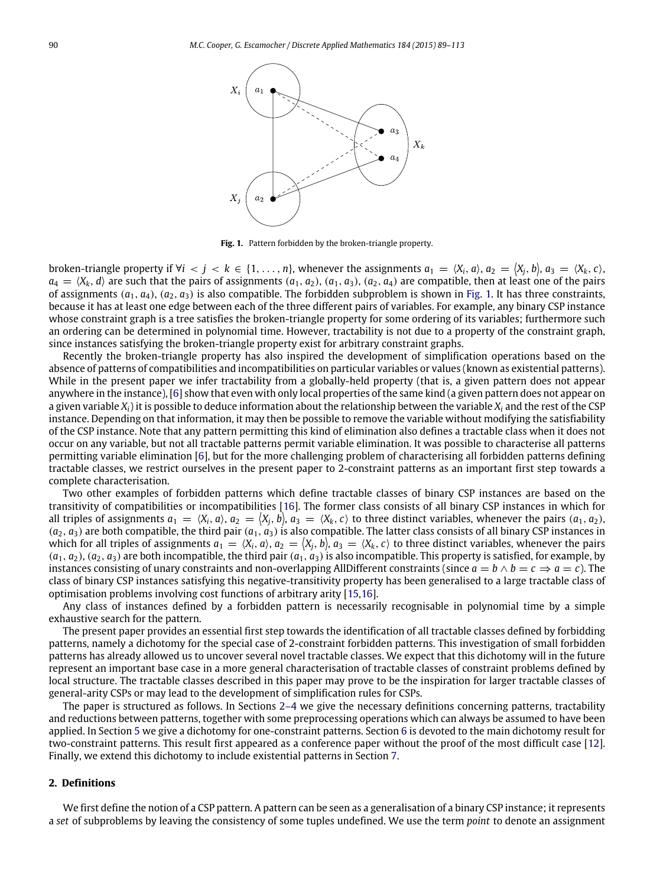**Fig. 1.** Pattern forbidden by the broken-triangle property.

broken-triangle property if $\forall i < j < k \in \{1, \ldots, n\}$, whenever the assignments $a_1 = \langle X_i, a\rangle$, $a_2 = \langle X_j, b\rangle$, $a_3 = \langle X_k, c\rangle$, $a_4 = \langle X_k, d\rangle$ are such that the pairs of assignments $(a_1, a_2)$, $(a_1, a_3)$, $(a_2, a_4)$ are compatible, then at least one of the pairs of assignments $(a_1, a_4)$, $(a_2, a_3)$ is also compatible. The forbidden subproblem is shown in Fig. 1. It has three constraints, because it has at least one edge between each of the three different pairs of variables. For example, any binary CSP instance whose constraint graph is a tree satisfies the broken-triangle property for some ordering of its variables; furthermore such an ordering can be determined in polynomial time. However, tractability is not due to a property of the constraint graph, since instances satisfying the broken-triangle property exist for arbitrary constraint graphs.

Recently the broken-triangle property has also inspired the development of simplification operations based on the absence of patterns of compatibilities and incompatibilities on particular variables or values (known as existential patterns). While in the present paper we infer tractability from a globally-held property (that is, a given pattern does not appear anywhere in the instance), [6] show that even with only local properties of the same kind (a given pattern does not appear on a given variable $X_i$) it is possible to deduce information about the relationship between the variable $X_i$ and the rest of the CSP instance. Depending on that information, it may then be possible to remove the variable without modifying the satisfiability of the CSP instance. Note that any pattern permitting this kind of elimination also defines a tractable class when it does not occur on any variable, but not all tractable patterns permit variable elimination. It was possible to characterise all patterns permitting variable elimination [6], but for the more challenging problem of characterising all forbidden patterns defining tractable classes, we restrict ourselves in the present paper to 2-constraint patterns as an important first step towards a complete characterisation.

Two other examples of forbidden patterns which define tractable classes of binary CSP instances are based on the transitivity of compatibilities or incompatibilities [16]. The former class consists of all binary CSP instances in which for all triples of assignments $a_1 = \langle X_i, a\rangle$, $a_2 = \langle X_j, b\rangle$, $a_3 = \langle X_k, c\rangle$ to three distinct variables, whenever the pairs $(a_1, a_2)$, $(a_2, a_3)$ are both compatible, the third pair $(a_1, a_3)$ is also compatible. The latter class consists of all binary CSP instances in which for all triples of assignments $a_1 = \langle X_i, a\rangle$, $a_2 = \langle X_j, b\rangle$, $a_3 = \langle X_k, c\rangle$ to three distinct variables, whenever the pairs $(a_1, a_2)$, $(a_2, a_3)$ are both incompatible, the third pair $(a_1, a_3)$ is also incompatible. This property is satisfied, for example, by instances consisting of unary constraints and non-overlapping AllDifferent constraints (since $a = b \wedge b = c \Rightarrow a = c$). The class of binary CSP instances satisfying this negative-transitivity property has been generalised to a large tractable class of optimisation problems involving cost functions of arbitrary arity [15,16].

Any class of instances defined by a forbidden pattern is necessarily recognisable in polynomial time by a simple exhaustive search for the pattern.

The present paper provides an essential first step towards the identification of all tractable classes defined by forbidding patterns, namely a dichotomy for the special case of 2-constraint forbidden patterns. This investigation of small forbidden patterns has already allowed us to uncover several novel tractable classes. We expect that this dichotomy will in the future represent an important base case in a more general characterisation of tractable classes of constraint problems defined by local structure. The tractable classes described in this paper may prove to be the inspiration for larger tractable classes of general-arity CSPs or may lead to the development of simplification rules for CSPs.

The paper is structured as follows. In Sections 2–4 we give the necessary definitions concerning patterns, tractability and reductions between patterns, together with some preprocessing operations which can always be assumed to have been applied. In Section 5 we give a dichotomy for one-constraint patterns. Section 6 is devoted to the main dichotomy result for two-constraint patterns. This result first appeared as a conference paper without the proof of the most difficult case [12]. Finally, we extend this dichotomy to include existential patterns in Section 7.

## 2. Definitions

We first define the notion of a CSP pattern. A pattern can be seen as a generalisation of a binary CSP instance; it represents a *set* of subproblems by leaving the consistency of some tuples undefined. We use the term *point* to denote an assignment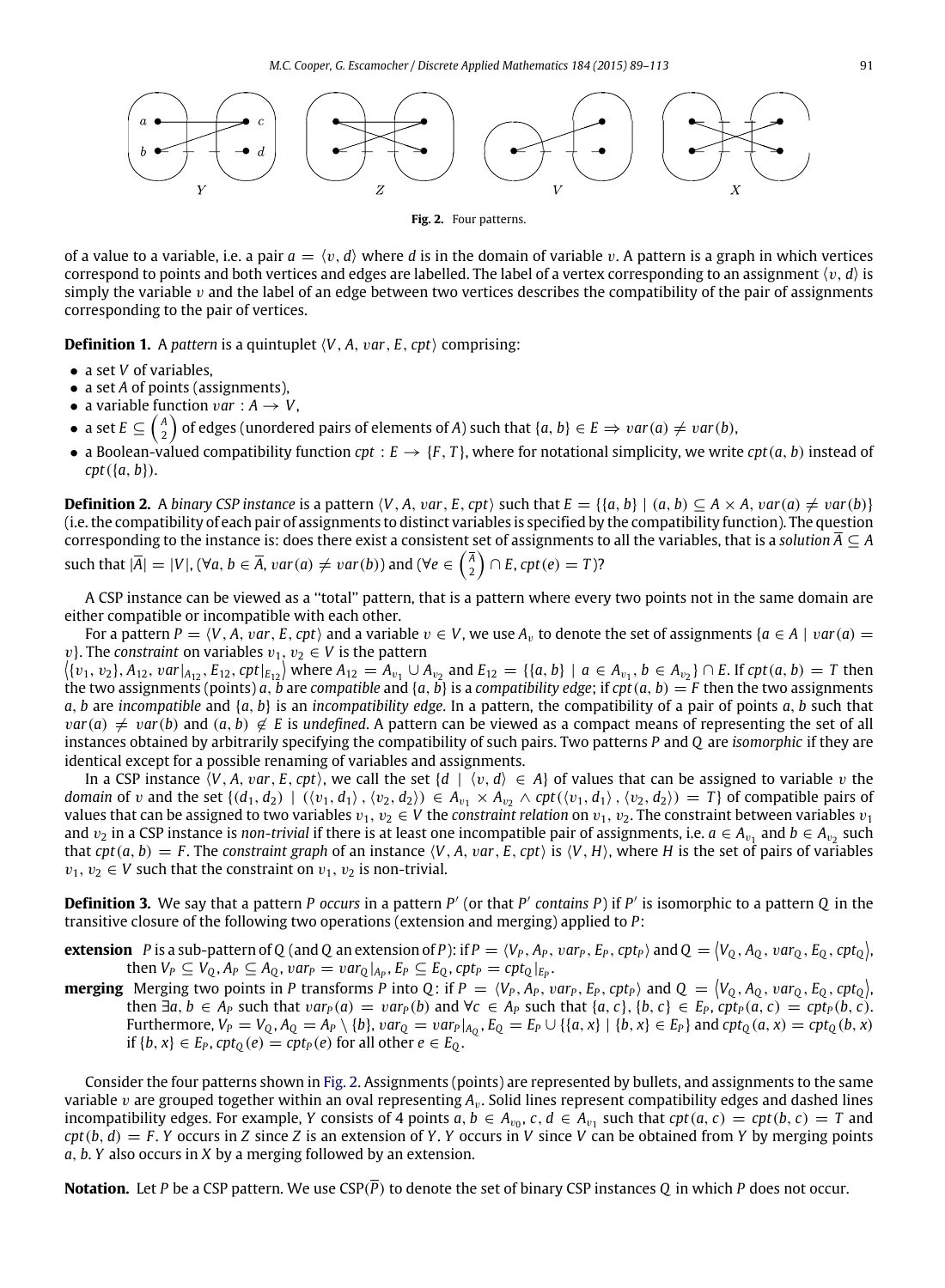Fig. 2. Four patterns.

of a value to a variable, i.e. a pair $a = \langle v, d\rangle$ where $d$ is in the domain of variable $v$. A pattern is a graph in which vertices correspond to points and both vertices and edges are labelled. The label of a vertex corresponding to an assignment $\langle v, d\rangle$ is simply the variable $v$ and the label of an edge between two vertices describes the compatibility of the pair of assignments corresponding to the pair of vertices.

**Definition 1.** A *pattern* is a quintuplet $\langle V, A, var, E, cpt\rangle$ comprising:

- a set $V$ of variables,
- a set $A$ of points (assignments),
- a variable function $var : A \to V$,
- a set $E \subseteq \binom{A}{2}$ of edges (unordered pairs of elements of $A$) such that $\{a, b\} \in E \Rightarrow var(a) \neq var(b)$,
- a Boolean-valued compatibility function $cpt : E \to \{F, T\}$, where for notational simplicity, we write $cpt(a, b)$ instead of $cpt(\{a, b\})$.

**Definition 2.** A *binary CSP instance* is a pattern $\langle V, A, var, E, cpt\rangle$ such that $E = \{\{a, b\} \mid (a, b) \subseteq A \times A, var(a) \neq var(b)\}$ (i.e. the compatibility of each pair of assignments to distinct variables is specified by the compatibility function). The question corresponding to the instance is: does there exist a consistent set of assignments to all the variables, that is a *solution* $\overline{A} \subseteq A$ such that $|\overline{A}| = |V|$, $(\forall a, b \in \overline{A}, var(a) \neq var(b))$ and $(\forall e \in \binom{\overline{A}}{2} \cap E, cpt(e) = T)$?

A CSP instance can be viewed as a ''total'' pattern, that is a pattern where every two points not in the same domain are either compatible or incompatible with each other.

For a pattern $P = \langle V, A, var, E, cpt\rangle$ and a variable $v \in V$, we use $A_v$ to denote the set of assignments $\{a \in A \mid var(a) = v\}$. The *constraint* on variables $v_1, v_2 \in V$ is the pattern $\langle\{v_1, v_2\}, A_{12}, var|_{A_{12}}, E_{12}, cpt|_{E_{12}}\rangle$ where $A_{12} = A_{v_1} \cup A_{v_2}$ and $E_{12} = \{\{a, b\} \mid a \in A_{v_1}, b \in A_{v_2}\} \cap E$. If $cpt(a, b) = T$ then the two assignments (points) $a, b$ are *compatible* and $\{a, b\}$ is a *compatibility edge*; if $cpt(a, b) = F$ then the two assignments $a, b$ are *incompatible* and $\{a, b\}$ is an *incompatibility edge*. In a pattern, the compatibility of a pair of points $a, b$ such that $var(a) \neq var(b)$ and $(a, b) \notin E$ is *undefined*. A pattern can be viewed as a compact means of representing the set of all instances obtained by arbitrarily specifying the compatibility of such pairs. Two patterns $P$ and $Q$ are *isomorphic* if they are identical except for a possible renaming of variables and assignments.

In a CSP instance $\langle V, A, var, E, cpt\rangle$, we call the set $\{d \mid \langle v, d\rangle \in A\}$ of values that can be assigned to variable $v$ the *domain* of $v$ and the set $\{(d_1, d_2) \mid (\langle v_1, d_1\rangle, \langle v_2, d_2\rangle) \in A_{v_1} \times A_{v_2} \wedge cpt(\langle v_1, d_1\rangle, \langle v_2, d_2\rangle) = T\}$ of compatible pairs of values that can be assigned to two variables $v_1, v_2 \in V$ the *constraint relation* on $v_1, v_2$. The constraint between variables $v_1$ and $v_2$ in a CSP instance is *non-trivial* if there is at least one incompatible pair of assignments, i.e. $a \in A_{v_1}$ and $b \in A_{v_2}$ such that $cpt(a, b) = F$. The *constraint graph* of an instance $\langle V, A, var, E, cpt\rangle$ is $\langle V, H\rangle$, where $H$ is the set of pairs of variables $v_1, v_2 \in V$ such that the constraint on $v_1, v_2$ is non-trivial.

**Definition 3.** We say that a pattern $P$ *occurs* in a pattern $P'$ (or that $P'$ *contains* $P$) if $P'$ is isomorphic to a pattern $Q$ in the transitive closure of the following two operations (extension and merging) applied to $P$:

**extension** $P$ is a sub-pattern of $Q$ (and $Q$ an extension of $P$): if $P = \langle V_P, A_P, var_P, E_P, cpt_P\rangle$ and $Q = \langle V_Q, A_Q, var_Q, E_Q, cpt_Q\rangle$, then $V_P \subseteq V_Q$, $A_P \subseteq A_Q$, $var_P = var_Q|_{A_P}$, $E_P \subseteq E_Q$, $cpt_P = cpt_Q|_{E_P}$.

**merging** Merging two points in $P$ transforms $P$ into $Q$: if $P = \langle V_P, A_P, var_P, E_P, cpt_P\rangle$ and $Q = \langle V_Q, A_Q, var_Q, E_Q, cpt_Q\rangle$, then $\exists a, b \in A_P$ such that $var_P(a) = var_P(b)$ and $\forall c \in A_P$ such that $\{a, c\}, \{b, c\} \in E_P$, $cpt_P(a, c) = cpt_P(b, c)$. Furthermore, $V_P = V_Q$, $A_Q = A_P \setminus \{b\}$, $var_Q = var_P|_{A_Q}$, $E_Q = E_P \cup \{\{a, x\} \mid \{b, x\} \in E_P\}$ and $cpt_Q(a, x) = cpt_P(b, x)$ if $\{b, x\} \in E_P$, $cpt_Q(e) = cpt_P(e)$ for all other $e \in E_Q$.

Consider the four patterns shown in Fig. 2. Assignments (points) are represented by bullets, and assignments to the same variable $v$ are grouped together within an oval representing $A_v$. Solid lines represent compatibility edges and dashed lines incompatibility edges. For example, $Y$ consists of 4 points $a, b \in A_{v_0}$, $c, d \in A_{v_1}$ such that $cpt(a, c) = cpt(b, c) = T$ and $cpt(b, d) = F$. $Y$ occurs in $Z$ since $Z$ is an extension of $Y$. $Y$ occurs in $V$ since $V$ can be obtained from $Y$ by merging points $a, b$. $Y$ also occurs in $X$ by a merging followed by an extension.

**Notation.** Let $P$ be a CSP pattern. We use CSP($\overline{P}$) to denote the set of binary CSP instances $Q$ in which $P$ does not occur.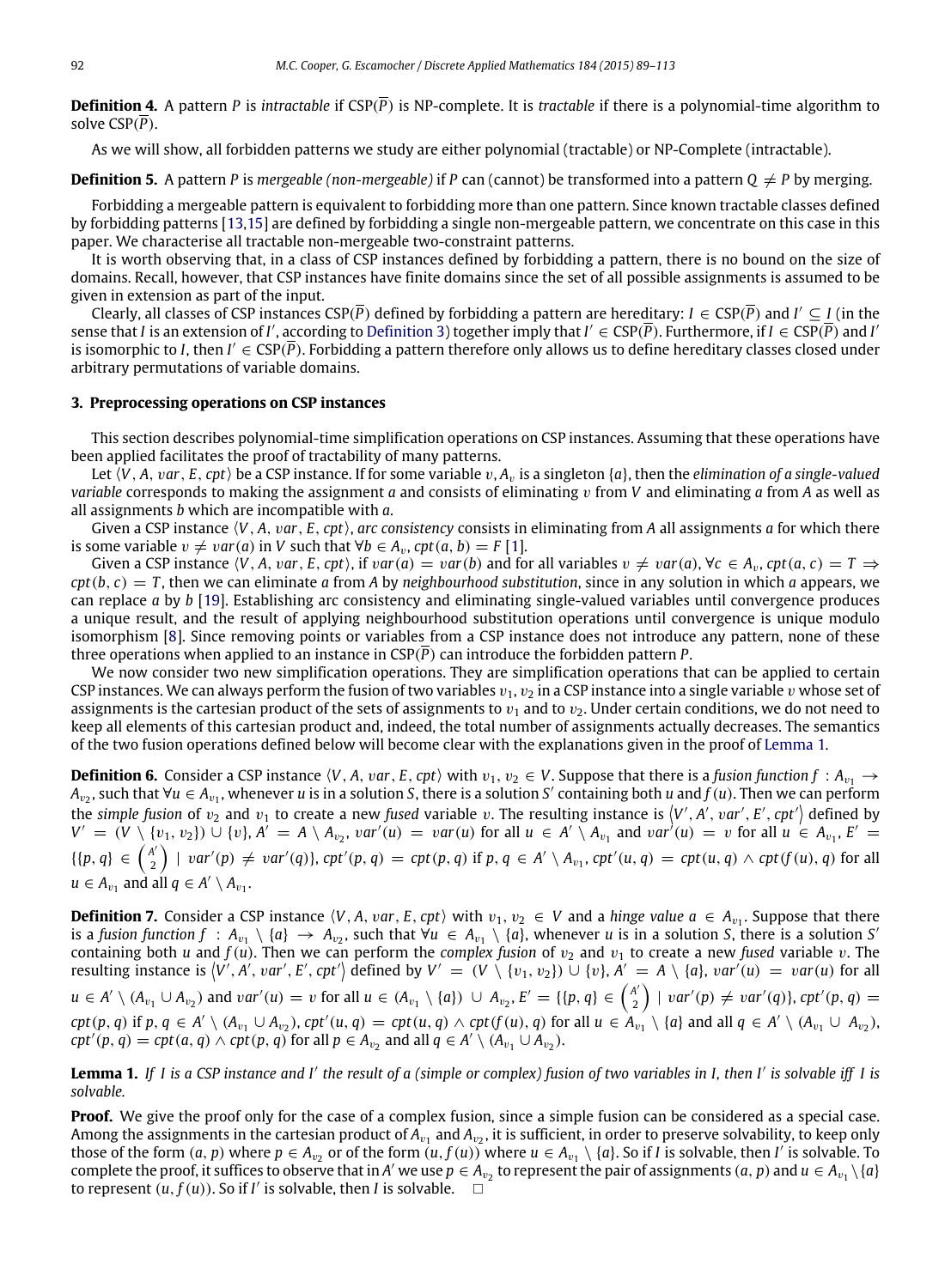**Definition 4.** A pattern $P$ is *intractable* if CSP($\overline{P}$) is NP-complete. It is *tractable* if there is a polynomial-time algorithm to solve CSP($\overline{P}$).

As we will show, all forbidden patterns we study are either polynomial (tractable) or NP-Complete (intractable).

**Definition 5.** A pattern $P$ is *mergeable (non-mergeable)* if $P$ can (cannot) be transformed into a pattern $Q \neq P$ by merging.

Forbidding a mergeable pattern is equivalent to forbidding more than one pattern. Since known tractable classes defined by forbidding patterns [13,15] are defined by forbidding a single non-mergeable pattern, we concentrate on this case in this paper. We characterise all tractable non-mergeable two-constraint patterns.

It is worth observing that, in a class of CSP instances defined by forbidding a pattern, there is no bound on the size of domains. Recall, however, that CSP instances have finite domains since the set of all possible assignments is assumed to be given in extension as part of the input.

Clearly, all classes of CSP instances CSP($\overline{P}$) defined by forbidding a pattern are hereditary: $I \in$ CSP($\overline{P}$) and $I' \subseteq I$ (in the sense that $I$ is an extension of $I'$, according to Definition 3) together imply that $I' \in$ CSP($\overline{P}$). Furthermore, if $I \in$ CSP($\overline{P}$) and $I'$ is isomorphic to $I$, then $I' \in$ CSP($\overline{P}$). Forbidding a pattern therefore only allows us to define hereditary classes closed under arbitrary permutations of variable domains.

## 3. Preprocessing operations on CSP instances

This section describes polynomial-time simplification operations on CSP instances. Assuming that these operations have been applied facilitates the proof of tractability of many patterns.

Let $\langle V, A, var, E, cpt\rangle$ be a CSP instance. If for some variable $v$, $A_v$ is a singleton $\{a\}$, then the *elimination of a single-valued variable* corresponds to making the assignment $a$ and consists of eliminating $v$ from $V$ and eliminating $a$ from $A$ as well as all assignments $b$ which are incompatible with $a$.

Given a CSP instance $\langle V, A, var, E, cpt\rangle$, *arc consistency* consists in eliminating from $A$ all assignments $a$ for which there is some variable $v \neq var(a)$ in $V$ such that $\forall b \in A_v$, $cpt(a, b) = F$ [1].

Given a CSP instance $\langle V, A, var, E, cpt\rangle$, if $var(a) = var(b)$ and for all variables $v \neq var(a)$, $\forall c \in A_v$, $cpt(a, c) = T \Rightarrow cpt(b, c) = T$, then we can eliminate $a$ from $A$ by *neighbourhood substitution*, since in any solution in which $a$ appears, we can replace $a$ by $b$ [19]. Establishing arc consistency and eliminating single-valued variables until convergence produces a unique result, and the result of applying neighbourhood substitution operations until convergence is unique modulo isomorphism [8]. Since removing points or variables from a CSP instance does not introduce any pattern, none of these three operations when applied to an instance in CSP($\overline{P}$) can introduce the forbidden pattern $P$.

We now consider two new simplification operations. They are simplification operations that can be applied to certain CSP instances. We can always perform the fusion of two variables $v_1, v_2$ in a CSP instance into a single variable $v$ whose set of assignments is the cartesian product of the sets of assignments to $v_1$ and to $v_2$. Under certain conditions, we do not need to keep all elements of this cartesian product and, indeed, the total number of assignments actually decreases. The semantics of the two fusion operations defined below will become clear with the explanations given in the proof of Lemma 1.

**Definition 6.** Consider a CSP instance $\langle V, A, var, E, cpt\rangle$ with $v_1, v_2 \in V$. Suppose that there is a *fusion function* $f : A_{v_1} \to A_{v_2}$, such that $\forall u \in A_{v_1}$, whenever $u$ is in a solution $S$, there is a solution $S'$ containing both $u$ and $f(u)$. Then we can perform the *simple fusion* of $v_2$ and $v_1$ to create a new *fused* variable $v$. The resulting instance is $\langle V', A', var', E', cpt'\rangle$ defined by $V' = (V \setminus \{v_1, v_2\}) \cup \{v\}$, $A' = A \setminus A_{v_2}$, $var'(u) = var(u)$ for all $u \in A' \setminus A_{v_1}$ and $var'(u) = v$ for all $u \in A_{v_1}$, $E' = \{\{p, q\} \in \binom{A'}{2} \mid var'(p) \neq var'(q)\}$, $cpt'(p, q) = cpt(p, q)$ if $p, q \in A' \setminus A_{v_1}$, $cpt'(u, q) = cpt(u, q) \wedge cpt(f(u), q)$ for all $u \in A_{v_1}$ and all $q \in A' \setminus A_{v_1}$.

**Definition 7.** Consider a CSP instance $\langle V, A, var, E, cpt\rangle$ with $v_1, v_2 \in V$ and a *hinge value* $a \in A_{v_1}$. Suppose that there is a *fusion function* $f : A_{v_1} \setminus \{a\} \to A_{v_2}$, such that $\forall u \in A_{v_1} \setminus \{a\}$, whenever $u$ is in a solution $S$, there is a solution $S'$ containing both $u$ and $f(u)$. Then we can perform the *complex fusion* of $v_2$ and $v_1$ to create a new *fused* variable $v$. The resulting instance is $\langle V', A', var', E', cpt'\rangle$ defined by $V' = (V \setminus \{v_1, v_2\}) \cup \{v\}$, $A' = A \setminus \{a\}$, $var'(u) = var(u)$ for all $u \in A' \setminus (A_{v_1} \cup A_{v_2})$ and $var'(u) = v$ for all $u \in (A_{v_1} \setminus \{a\}) \cup A_{v_2}$, $E' = \{\{p, q\} \in \binom{A'}{2} \mid var'(p) \neq var'(q)\}$, $cpt'(p, q) = cpt(p, q)$ if $p, q \in A' \setminus (A_{v_1} \cup A_{v_2})$, $cpt'(u, q) = cpt(u, q) \wedge cpt(f(u), q)$ for all $u \in A_{v_1} \setminus \{a\}$ and all $q \in A' \setminus (A_{v_1} \cup A_{v_2})$, $cpt'(p, q) = cpt(a, q) \wedge cpt(p, q)$ for all $p \in A_{v_2}$ and all $q \in A' \setminus (A_{v_1} \cup A_{v_2})$.

**Lemma 1.** *If $I$ is a CSP instance and $I'$ the result of a (simple or complex) fusion of two variables in $I$, then $I'$ is solvable iff $I$ is solvable.*

**Proof.** We give the proof only for the case of a complex fusion, since a simple fusion can be considered as a special case. Among the assignments in the cartesian product of $A_{v_1}$ and $A_{v_2}$, it is sufficient, in order to preserve solvability, to keep only those of the form $(a, p)$ where $p \in A_{v_2}$ or of the form $(u, f(u))$ where $u \in A_{v_1} \setminus \{a\}$. So if $I$ is solvable, then $I'$ is solvable. To complete the proof, it suffices to observe that in $A'$ we use $p \in A_{v_2}$ to represent the pair of assignments $(a, p)$ and $u \in A_{v_1} \setminus \{a\}$ to represent $(u, f(u))$. So if $I'$ is solvable, then $I$ is solvable. $\square$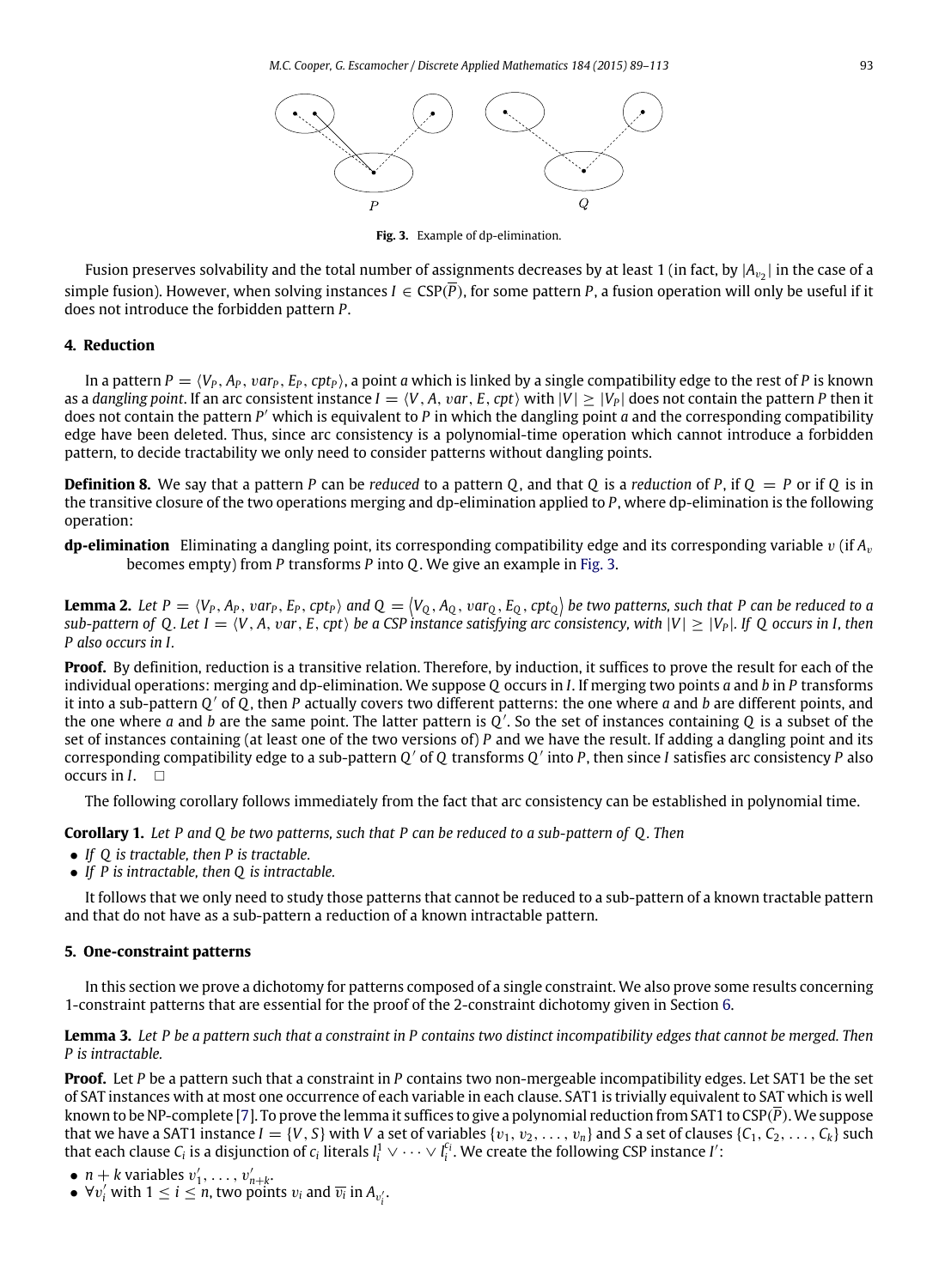Fig. 3. Example of dp-elimination.

Fusion preserves solvability and the total number of assignments decreases by at least 1 (in fact, by $|A_{v_2}|$ in the case of a simple fusion). However, when solving instances $I \in \text{CSP}(\overline{P})$, for some pattern $P$, a fusion operation will only be useful if it does not introduce the forbidden pattern $P$.

## 4. Reduction

In a pattern $P = \langle V_P, A_P, var_P, E_P, cpt_P \rangle$, a point $a$ which is linked by a single compatibility edge to the rest of $P$ is known as a *dangling point*. If an arc consistent instance $I = \langle V, A, var, E, cpt \rangle$ with $|V| \geq |V_P|$ does not contain the pattern $P$ then it does not contain the pattern $P'$ which is equivalent to $P$ in which the dangling point $a$ and the corresponding compatibility edge have been deleted. Thus, since arc consistency is a polynomial-time operation which cannot introduce a forbidden pattern, to decide tractability we only need to consider patterns without dangling points.

**Definition 8.** We say that a pattern $P$ can be *reduced* to a pattern $Q$, and that $Q$ is a *reduction* of $P$, if $Q = P$ or if $Q$ is in the transitive closure of the two operations merging and dp-elimination applied to $P$, where dp-elimination is the following operation:

**dp-elimination** Eliminating a dangling point, its corresponding compatibility edge and its corresponding variable $v$ (if $A_v$ becomes empty) from $P$ transforms $P$ into $Q$. We give an example in Fig. 3.

**Lemma 2.** *Let $P = \langle V_P, A_P, var_P, E_P, cpt_P \rangle$ and $Q = \langle V_Q, A_Q, var_Q, E_Q, cpt_Q \rangle$ be two patterns, such that $P$ can be reduced to a sub-pattern of $Q$. Let $I = \langle V, A, var, E, cpt \rangle$ be a CSP instance satisfying arc consistency, with $|V| \geq |V_P|$. If $Q$ occurs in $I$, then $P$ also occurs in $I$.*

**Proof.** By definition, reduction is a transitive relation. Therefore, by induction, it suffices to prove the result for each of the individual operations: merging and dp-elimination. We suppose $Q$ occurs in $I$. If merging two points $a$ and $b$ in $P$ transforms it into a sub-pattern $Q'$ of $Q$, then $P$ actually covers two different patterns: the one where $a$ and $b$ are different points, and the one where $a$ and $b$ are the same point. The latter pattern is $Q'$. So the set of instances containing $Q$ is a subset of the set of instances containing (at least one of the two versions of) $P$ and we have the result. If adding a dangling point and its corresponding compatibility edge to a sub-pattern $Q'$ of $Q$ transforms $Q'$ into $P$, then since $I$ satisfies arc consistency $P$ also occurs in $I$. □

The following corollary follows immediately from the fact that arc consistency can be established in polynomial time.

**Corollary 1.** *Let $P$ and $Q$ be two patterns, such that $P$ can be reduced to a sub-pattern of $Q$. Then*

- *If $Q$ is tractable, then $P$ is tractable.*
- *If $P$ is intractable, then $Q$ is intractable.*

It follows that we only need to study those patterns that cannot be reduced to a sub-pattern of a known tractable pattern and that do not have as a sub-pattern a reduction of a known intractable pattern.

## 5. One-constraint patterns

In this section we prove a dichotomy for patterns composed of a single constraint. We also prove some results concerning 1-constraint patterns that are essential for the proof of the 2-constraint dichotomy given in Section 6.

**Lemma 3.** *Let $P$ be a pattern such that a constraint in $P$ contains two distinct incompatibility edges that cannot be merged. Then $P$ is intractable.*

**Proof.** Let $P$ be a pattern such that a constraint in $P$ contains two non-mergeable incompatibility edges. Let SAT1 be the set of SAT instances with at most one occurrence of each variable in each clause. SAT1 is trivially equivalent to SAT which is well known to be NP-complete [7]. To prove the lemma it suffices to give a polynomial reduction from SAT1 to $\text{CSP}(\overline{P})$. We suppose that we have a SAT1 instance $I = \{V, S\}$ with $V$ a set of variables $\{v_1, v_2, \ldots, v_n\}$ and $S$ a set of clauses $\{C_1, C_2, \ldots, C_k\}$ such that each clause $C_i$ is a disjunction of $c_i$ literals $l_i^1 \vee \cdots \vee l_i^{c_i}$. We create the following CSP instance $I'$:

- $n + k$ variables $v'_1, \ldots, v'_{n+k}$.
- $\forall v'_i$ with $1 \leq i \leq n$, two points $v_i$ and $\overline{v_i}$ in $A_{v'_i}$.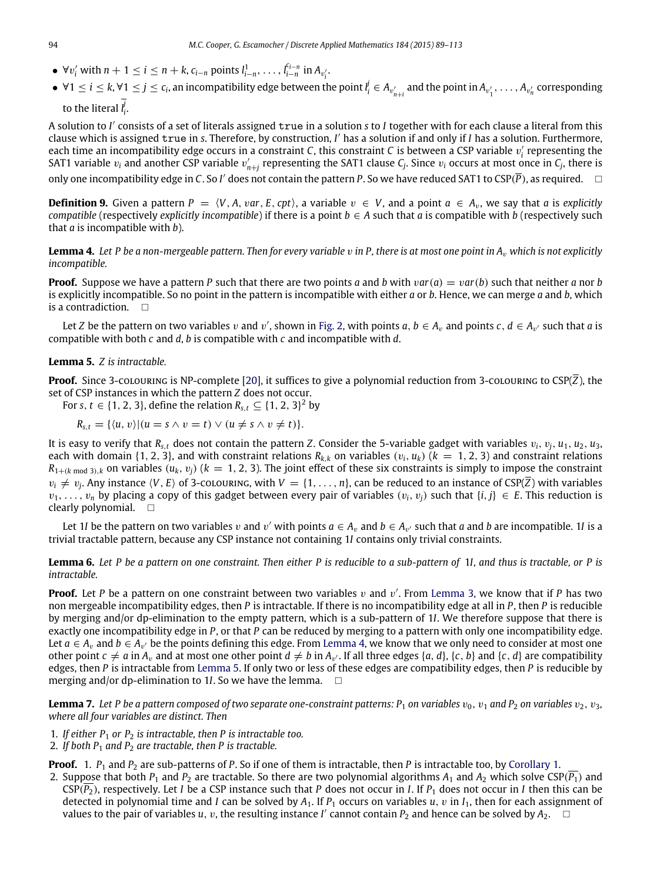- $\forall v'_i$ with $n+1 \le i \le n+k$, $c_{i-n}$ points $l^1_{i-n}, \ldots, l^{c_{i-n}}_{i-n}$ in $A_{v'_i}$.
- $\forall 1 \le i \le k, \forall 1 \le j \le c_i$, an incompatibility edge between the point $l^j_i \in A_{v'_{n+i}}$ and the point in $A_{v'_1}, \ldots, A_{v'_n}$ corresponding to the literal $\overline{l^j_i}$.

A solution to $I'$ consists of a set of literals assigned `true` in a solution $s$ to $I$ together with for each clause a literal from this clause which is assigned `true` in $s$. Therefore, by construction, $I'$ has a solution if and only if $I$ has a solution. Furthermore, each time an incompatibility edge occurs in a constraint $C$, this constraint $C$ is between a CSP variable $v'_i$ representing the SAT1 variable $v_i$ and another CSP variable $v'_{n+j}$ representing the SAT1 clause $C_j$. Since $v_i$ occurs at most once in $C_j$, there is only one incompatibility edge in $C$. So $I'$ does not contain the pattern $P$. So we have reduced SAT1 to CSP($\overline{P}$), as required. □

**Definition 9.** Given a pattern $P = \langle V, A, var, E, cpt\rangle$, a variable $v \in V$, and a point $a \in A_v$, we say that $a$ is *explicitly compatible* (respectively *explicitly incompatible*) if there is a point $b \in A$ such that $a$ is compatible with $b$ (respectively such that $a$ is incompatible with $b$).

**Lemma 4.** *Let P be a non-mergeable pattern. Then for every variable $v$ in P, there is at most one point in $A_v$ which is not explicitly incompatible.*

**Proof.** Suppose we have a pattern $P$ such that there are two points $a$ and $b$ with $var(a) = var(b)$ such that neither $a$ nor $b$ is explicitly incompatible. So no point in the pattern is incompatible with either $a$ or $b$. Hence, we can merge $a$ and $b$, which is a contradiction. □

Let $Z$ be the pattern on two variables $v$ and $v'$, shown in Fig. 2, with points $a, b \in A_v$ and points $c, d \in A_{v'}$ such that $a$ is compatible with both $c$ and $d$, $b$ is compatible with $c$ and incompatible with $d$.

**Lemma 5.** *Z is intractable.*

**Proof.** Since 3-colouring is NP-complete [20], it suffices to give a polynomial reduction from 3-colouring to CSP($\overline{Z}$), the set of CSP instances in which the pattern $Z$ does not occur.

For $s, t \in \{1, 2, 3\}$, define the relation $R_{s,t} \subseteq \{1, 2, 3\}^2$ by

$$R_{s,t} = \{\langle u, v\rangle | (u = s \wedge v = t) \vee (u \neq s \wedge v \neq t)\}.$$

It is easy to verify that $R_{s,t}$ does not contain the pattern $Z$. Consider the 5-variable gadget with variables $v_i, v_j, u_1, u_2, u_3$, each with domain $\{1, 2, 3\}$, and with constraint relations $R_{k,k}$ on variables $(v_i, u_k)$ $(k = 1, 2, 3)$ and constraint relations $R_{1+(k \bmod 3),k}$ on variables $(u_k, v_j)$ $(k = 1, 2, 3)$. The joint effect of these six constraints is simply to impose the constraint $v_i \neq v_j$. Any instance $\langle V, E\rangle$ of 3-colouring, with $V = \{1, \ldots, n\}$, can be reduced to an instance of CSP($\overline{Z}$) with variables $v_1, \ldots, v_n$ by placing a copy of this gadget between every pair of variables $(v_i, v_j)$ such that $\{i, j\} \in E$. This reduction is clearly polynomial. □

Let $1I$ be the pattern on two variables $v$ and $v'$ with points $a \in A_v$ and $b \in A_{v'}$ such that $a$ and $b$ are incompatible. $1I$ is a trivial tractable pattern, because any CSP instance not containing $1I$ contains only trivial constraints.

**Lemma 6.** *Let P be a pattern on one constraint. Then either P is reducible to a sub-pattern of $1I$, and thus is tractable, or P is intractable.*

**Proof.** Let $P$ be a pattern on one constraint between two variables $v$ and $v'$. From Lemma 3, we know that if $P$ has two non mergeable incompatibility edges, then $P$ is intractable. If there is no incompatibility edge at all in $P$, then $P$ is reducible by merging and/or dp-elimination to the empty pattern, which is a sub-pattern of $1I$. We therefore suppose that there is exactly one incompatibility edge in $P$, or that $P$ can be reduced by merging to a pattern with only one incompatibility edge. Let $a \in A_v$ and $b \in A_{v'}$ be the points defining this edge. From Lemma 4, we know that we only need to consider at most one other point $c \neq a$ in $A_v$ and at most one other point $d \neq b$ in $A_{v'}$. If all three edges $\{a, d\}$, $\{c, b\}$ and $\{c, d\}$ are compatibility edges, then $P$ is intractable from Lemma 5. If only two or less of these edges are compatibility edges, then $P$ is reducible by merging and/or dp-elimination to $1I$. So we have the lemma. □

**Lemma 7.** *Let P be a pattern composed of two separate one-constraint patterns: $P_1$ on variables $v_0$, $v_1$ and $P_2$ on variables $v_2$, $v_3$, where all four variables are distinct. Then*

1. *If either $P_1$ or $P_2$ is intractable, then P is intractable too.*
2. *If both $P_1$ and $P_2$ are tractable, then P is tractable.*

**Proof.** 1. $P_1$ and $P_2$ are sub-patterns of $P$. So if one of them is intractable, then $P$ is intractable too, by Corollary 1.

2. Suppose that both $P_1$ and $P_2$ are tractable. So there are two polynomial algorithms $A_1$ and $A_2$ which solve CSP($\overline{P_1}$) and CSP($\overline{P_2}$), respectively. Let $I$ be a CSP instance such that $P$ does not occur in $I$. If $P_1$ does not occur in $I$ then this can be detected in polynomial time and $I$ can be solved by $A_1$. If $P_1$ occurs on variables $u, v$ in $I_1$, then for each assignment of values to the pair of variables $u, v$, the resulting instance $I'$ cannot contain $P_2$ and hence can be solved by $A_2$. □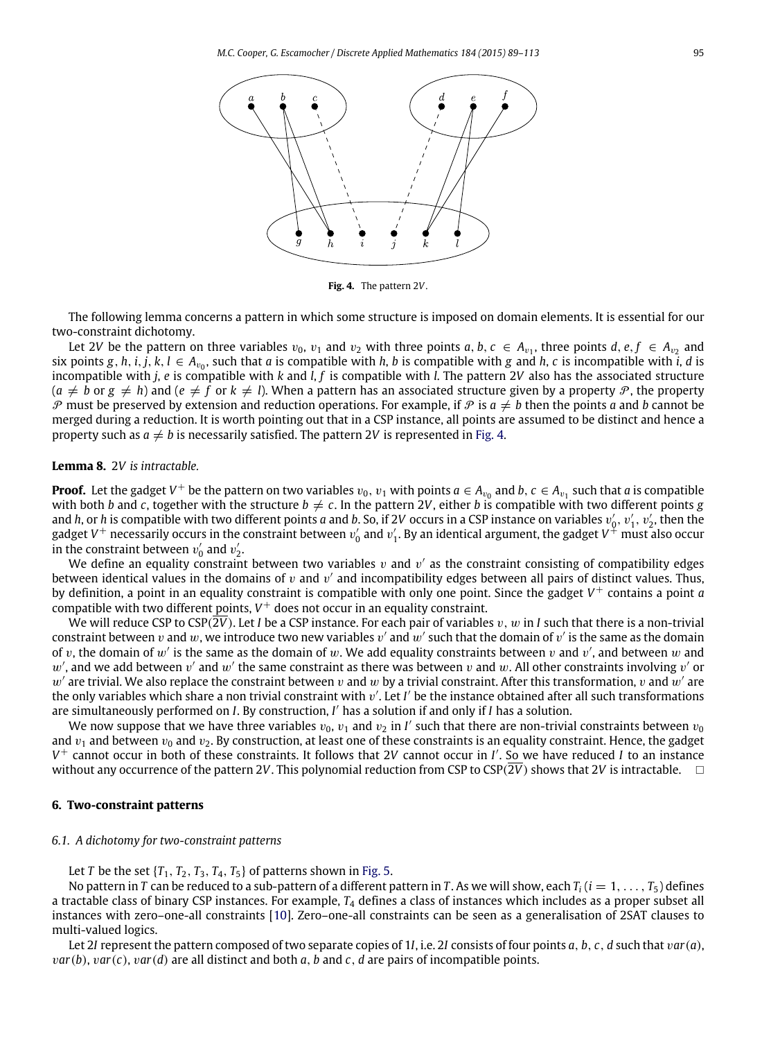**Fig. 4.** The pattern $2V$.

The following lemma concerns a pattern in which some structure is imposed on domain elements. It is essential for our two-constraint dichotomy.

Let $2V$ be the pattern on three variables $v_0$, $v_1$ and $v_2$ with three points $a, b, c \in A_{v_1}$, three points $d, e, f \in A_{v_2}$ and six points $g, h, i, j, k, l \in A_{v_0}$, such that $a$ is compatible with $h$, $b$ is compatible with $g$ and $h$, $c$ is incompatible with $i$, $d$ is incompatible with $j$, $e$ is compatible with $k$ and $l$, $f$ is compatible with $k$. The pattern $2V$ also has the associated structure ($a \neq b$ or $g \neq h$) and ($e \neq f$ or $k \neq l$). When a pattern has an associated structure given by a property $\mathcal{P}$, the property $\mathcal{P}$ must be preserved by extension and reduction operations. For example, if $\mathcal{P}$ is $a \neq b$ then the points $a$ and $b$ cannot be merged during a reduction. It is worth pointing out that in a CSP instance, all points are assumed to be distinct and hence a property such as $a \neq b$ is necessarily satisfied. The pattern $2V$ is represented in Fig. 4.

**Lemma 8.** *$2V$ is intractable.*

**Proof.** Let the gadget $V^+$ be the pattern on two variables $v_0$, $v_1$ with points $a \in A_{v_0}$ and $b, c \in A_{v_1}$ such that $a$ is compatible with both $b$ and $c$, together with the structure $b \neq c$. In the pattern $2V$, either $b$ is compatible with two different points $g$ and $h$, or $h$ is compatible with two different points $a$ and $b$. So, if $2V$ occurs in a CSP instance on variables $v_0'$, $v_1'$, $v_2'$, then the gadget $V^+$ necessarily occurs in the constraint between $v_0'$ and $v_1'$. By an identical argument, the gadget $V^+$ must also occur in the constraint between $v_0'$ and $v_2'$.

We define an equality constraint between two variables $v$ and $v'$ as the constraint consisting of compatibility edges between identical values in the domains of $v$ and $v'$ and incompatibility edges between all pairs of distinct values. Thus, by definition, a point in an equality constraint is compatible with only one point. Since the gadget $V^+$ contains a point $a$ compatible with two different points, $V^+$ does not occur in an equality constraint.

We will reduce CSP to CSP($\overline{2V}$). Let $I$ be a CSP instance. For each pair of variables $v$, $w$ in $I$ such that there is a non-trivial constraint between $v$ and $w$, we introduce two new variables $v'$ and $w'$ such that the domain of $v'$ is the same as the domain of $v$, the domain of $w'$ is the same as the domain of $w$. We add equality constraints between $v$ and $v'$, and between $w$ and $w'$, and we add between $v'$ and $w'$ the same constraint as there was between $v$ and $w$. All other constraints involving $v'$ or $w'$ are trivial. We also replace the constraint between $v$ and $w$ by a trivial constraint. After this transformation, $v$ and $w'$ are the only variables which share a non trivial constraint with $v'$. Let $I'$ be the instance obtained after all such transformations are simultaneously performed on $I$. By construction, $I'$ has a solution if and only if $I$ has a solution.

We now suppose that we have three variables $v_0$, $v_1$ and $v_2$ in $I'$ such that there are non-trivial constraints between $v_0$ and $v_1$ and between $v_0$ and $v_2$. By construction, at least one of these constraints is an equality constraint. Hence, the gadget $V^+$ cannot occur in both of these constraints. It follows that $2V$ cannot occur in $I'$. So we have reduced $I$ to an instance without any occurrence of the pattern $2V$. This polynomial reduction from CSP to CSP($\overline{2V}$) shows that $2V$ is intractable. □

## 6. Two-constraint patterns

### 6.1. A dichotomy for two-constraint patterns

Let $T$ be the set $\{T_1, T_2, T_3, T_4, T_5\}$ of patterns shown in Fig. 5.

No pattern in $T$ can be reduced to a sub-pattern of a different pattern in $T$. As we will show, each $T_i$ ($i = 1, \ldots, T_5$) defines a tractable class of binary CSP instances. For example, $T_4$ defines a class of instances which includes as a proper subset all instances with zero–one–all constraints [10]. Zero–one–all constraints can be seen as a generalisation of 2SAT clauses to multi-valued logics.

Let $2I$ represent the pattern composed of two separate copies of $1I$, i.e. $2I$ consists of four points $a$, $b$, $c$, $d$ such that $var(a)$, $var(b)$, $var(c)$, $var(d)$ are all distinct and both $a$, $b$ and $c$, $d$ are pairs of incompatible points.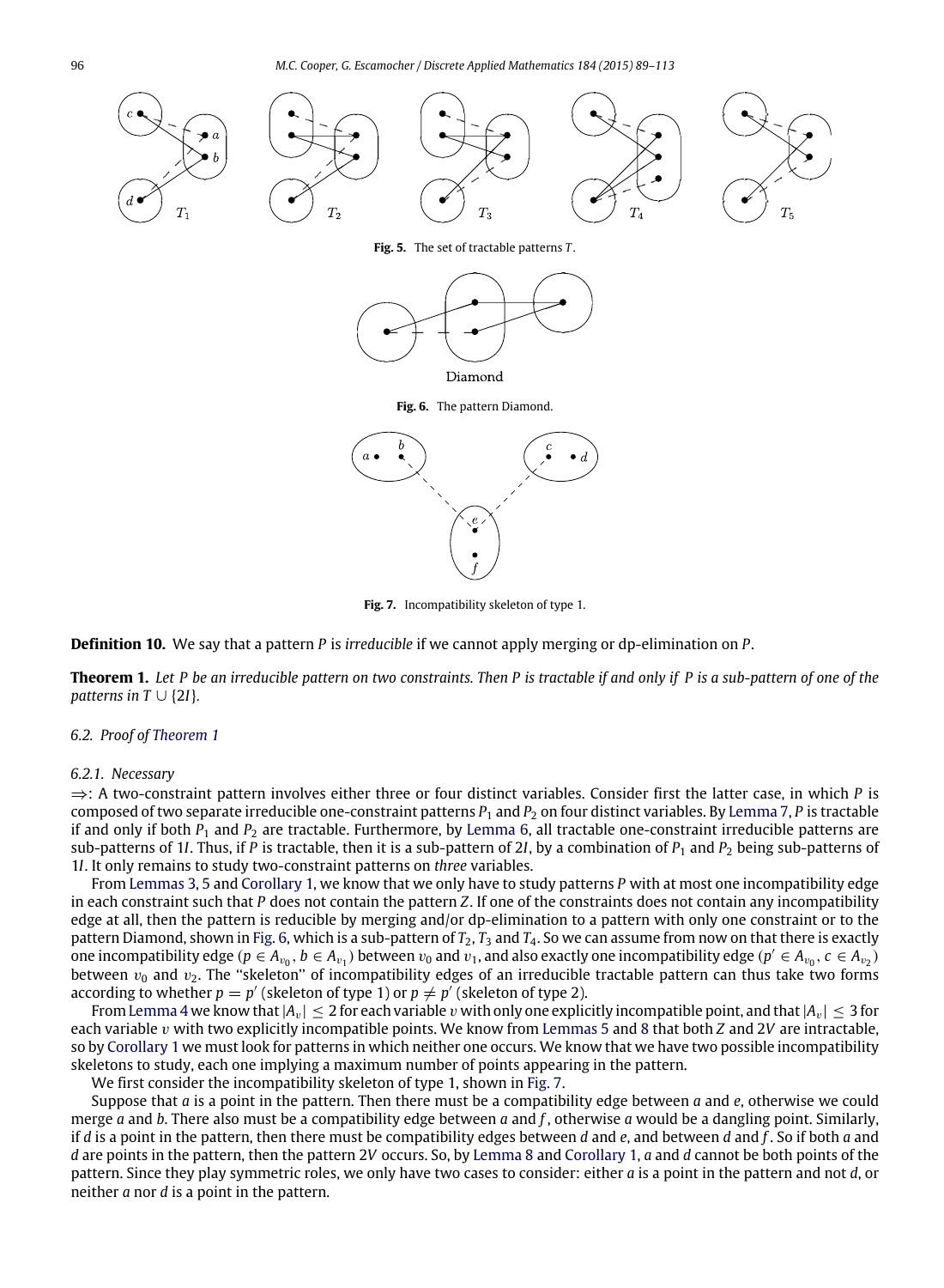Fig. 5. The set of tractable patterns $T$.

Fig. 6. The pattern Diamond.

Fig. 7. Incompatibility skeleton of type 1.

**Definition 10.** We say that a pattern $P$ is *irreducible* if we cannot apply merging or dp-elimination on $P$.

**Theorem 1.** *Let $P$ be an irreducible pattern on two constraints. Then $P$ is tractable if and only if $P$ is a sub-pattern of one of the patterns in $T \cup \{2I\}$.*

### 6.2. Proof of Theorem 1

#### 6.2.1. Necessary

$\Rightarrow$: A two-constraint pattern involves either three or four distinct variables. Consider first the latter case, in which $P$ is composed of two separate irreducible one-constraint patterns $P_1$ and $P_2$ on four distinct variables. By Lemma 7, $P$ is tractable if and only if both $P_1$ and $P_2$ are tractable. Furthermore, by Lemma 6, all tractable one-constraint irreducible patterns are sub-patterns of $1I$. Thus, if $P$ is tractable, then it is a sub-pattern of $2I$, by a combination of $P_1$ and $P_2$ being sub-patterns of $1I$. It only remains to study two-constraint patterns on *three* variables.

From Lemmas 3, 5 and Corollary 1, we know that we only have to study patterns $P$ with at most one incompatibility edge in each constraint such that $P$ does not contain the pattern $Z$. If one of the constraints does not contain any incompatibility edge at all, then the pattern is reducible by merging and/or dp-elimination to a pattern with only one constraint or to the pattern Diamond, shown in Fig. 6, which is a sub-pattern of $T_2$, $T_3$ and $T_4$. So we can assume from now on that there is exactly one incompatibility edge ($p \in A_{v_0}$, $b \in A_{v_1}$) between $v_0$ and $v_1$, and also exactly one incompatibility edge ($p' \in A_{v_0}$, $c \in A_{v_2}$) between $v_0$ and $v_2$. The "skeleton" of incompatibility edges of an irreducible tractable pattern can thus take two forms according to whether $p = p'$ (skeleton of type 1) or $p \neq p'$ (skeleton of type 2).

From Lemma 4 we know that $|A_v| \leq 2$ for each variable $v$ with only one explicitly incompatible point, and that $|A_v| \leq 3$ for each variable $v$ with two explicitly incompatible points. We know from Lemmas 5 and 8 that both $Z$ and $2V$ are intractable, so by Corollary 1 we must look for patterns in which neither one occurs. We know that we have two possible incompatibility skeletons to study, each one implying a maximum number of points appearing in the pattern.

We first consider the incompatibility skeleton of type 1, shown in Fig. 7.

Suppose that $a$ is a point in the pattern. Then there must be a compatibility edge between $a$ and $e$, otherwise we could merge $a$ and $b$. There also must be a compatibility edge between $a$ and $f$, otherwise $a$ would be a dangling point. Similarly, if $d$ is a point in the pattern, then there must be compatibility edges between $d$ and $e$, and between $d$ and $f$. So if both $a$ and $d$ are points in the pattern, then the pattern $2V$ occurs. So, by Lemma 8 and Corollary 1, $a$ and $d$ cannot be both points of the pattern. Since they play symmetric roles, we only have two cases to consider: either $a$ is a point in the pattern and not $d$, or neither $a$ nor $d$ is a point in the pattern.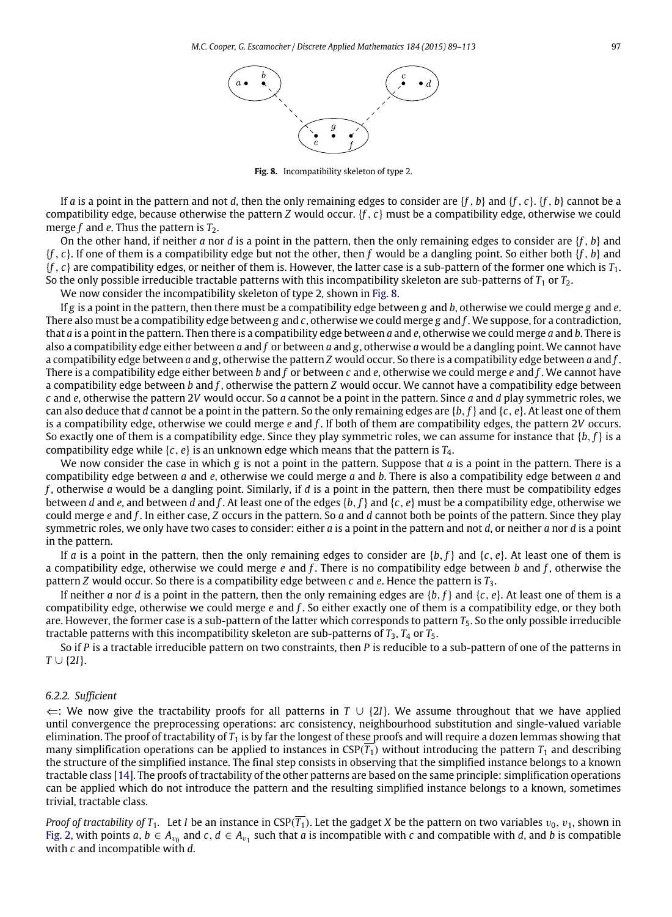Fig. 8. Incompatibility skeleton of type 2.

If $a$ is a point in the pattern and not $d$, then the only remaining edges to consider are $\{f, b\}$ and $\{f, c\}$. $\{f, b\}$ cannot be a compatibility edge, because otherwise the pattern $Z$ would occur. $\{f, c\}$ must be a compatibility edge, otherwise we could merge $f$ and $e$. Thus the pattern is $T_2$.

On the other hand, if neither $a$ nor $d$ is a point in the pattern, then the only remaining edges to consider are $\{f, b\}$ and $\{f, c\}$. If one of them is a compatibility edge but not the other, then $f$ would be a dangling point. So either both $\{f, b\}$ and $\{f, c\}$ are compatibility edges, or neither of them is. However, the latter case is a sub-pattern of the former one which is $T_1$. So the only possible irreducible tractable patterns with this incompatibility skeleton are sub-patterns of $T_1$ or $T_2$.

We now consider the incompatibility skeleton of type 2, shown in Fig. 8.

If $g$ is a point in the pattern, then there must be a compatibility edge between $g$ and $b$, otherwise we could merge $g$ and $e$. There also must be a compatibility edge between $g$ and $c$, otherwise we could merge $g$ and $f$. We suppose, for a contradiction, that $a$ is a point in the pattern. Then there is a compatibility edge between $a$ and $e$, otherwise we could merge $a$ and $b$. There is also a compatibility edge either between $a$ and $f$ or between $a$ and $g$, otherwise $a$ would be a dangling point. We cannot have a compatibility edge between $a$ and $g$, otherwise the pattern $Z$ would occur. So there is a compatibility edge between $a$ and $f$. There is a compatibility edge either between $b$ and $f$ or between $c$ and $e$, otherwise we could merge $e$ and $f$. We cannot have a compatibility edge between $b$ and $f$, otherwise the pattern $Z$ would occur. We cannot have a compatibility edge between $c$ and $e$, otherwise the pattern $2V$ would occur. So $a$ cannot be a point in the pattern. Since $a$ and $d$ play symmetric roles, we can also deduce that $d$ cannot be a point in the pattern. So the only remaining edges are $\{b, f\}$ and $\{c, e\}$. At least one of them is a compatibility edge, otherwise we could merge $e$ and $f$. If both of them are compatibility edges, the pattern $2V$ occurs. So exactly one of them is a compatibility edge. Since they play symmetric roles, we can assume for instance that $\{b, f\}$ is a compatibility edge while $\{c, e\}$ is an unknown edge which means that the pattern is $T_4$.

We now consider the case in which $g$ is not a point in the pattern. Suppose that $a$ is a point in the pattern. There is a compatibility edge between $a$ and $e$, otherwise we could merge $a$ and $b$. There is also a compatibility edge between $a$ and $f$, otherwise $a$ would be a dangling point. Similarly, if $d$ is a point in the pattern, then there must be compatibility edges between $d$ and $e$, and between $d$ and $f$. At least one of the edges $\{b, f\}$ and $\{c, e\}$ must be a compatibility edge, otherwise we could merge $e$ and $f$. In either case, $Z$ occurs in the pattern. So $a$ and $d$ cannot both be points of the pattern. Since they play symmetric roles, we only have two cases to consider: either $a$ is a point in the pattern and not $d$, or neither $a$ nor $d$ is a point in the pattern.

If $a$ is a point in the pattern, then the only remaining edges to consider are $\{b, f\}$ and $\{c, e\}$. At least one of them is a compatibility edge, otherwise we could merge $e$ and $f$. There is no compatibility edge between $b$ and $f$, otherwise the pattern $Z$ would occur. So there is a compatibility edge between $c$ and $e$. Hence the pattern is $T_3$.

If neither $a$ nor $d$ is a point in the pattern, then the only remaining edges are $\{b, f\}$ and $\{c, e\}$. At least one of them is a compatibility edge, otherwise we could merge $e$ and $f$. So either exactly one of them is a compatibility edge, or they both are. However, the former case is a sub-pattern of the latter which corresponds to pattern $T_5$. So the only possible irreducible tractable patterns with this incompatibility skeleton are sub-patterns of $T_3$, $T_4$ or $T_5$.

So if $P$ is a tractable irreducible pattern on two constraints, then $P$ is reducible to a sub-pattern of one of the patterns in $T \cup \{2I\}$.

### 6.2.2. Sufficient

$\Leftarrow$: We now give the tractability proofs for all patterns in $T \cup \{2I\}$. We assume throughout that we have applied until convergence the preprocessing operations: arc consistency, neighbourhood substitution and single-valued variable elimination. The proof of tractability of $T_1$ is by far the longest of these proofs and will require a dozen lemmas showing that many simplification operations can be applied to instances in CSP($\overline{T_1}$) without introducing the pattern $T_1$ and describing the structure of the simplified instance. The final step consists in observing that the simplified instance belongs to a known tractable class [14]. The proofs of tractability of the other patterns are based on the same principle: simplification operations can be applied which do not introduce the pattern and the resulting simplified instance belongs to a known, sometimes trivial, tractable class.

*Proof of tractability of $T_1$.* Let $I$ be an instance in CSP($\overline{T_1}$). Let the gadget $X$ be the pattern on two variables $v_0$, $v_1$, shown in Fig. 2, with points $a, b \in A_{v_0}$ and $c, d \in A_{v_1}$ such that $a$ is incompatible with $c$ and compatible with $d$, and $b$ is compatible with $c$ and incompatible with $d$.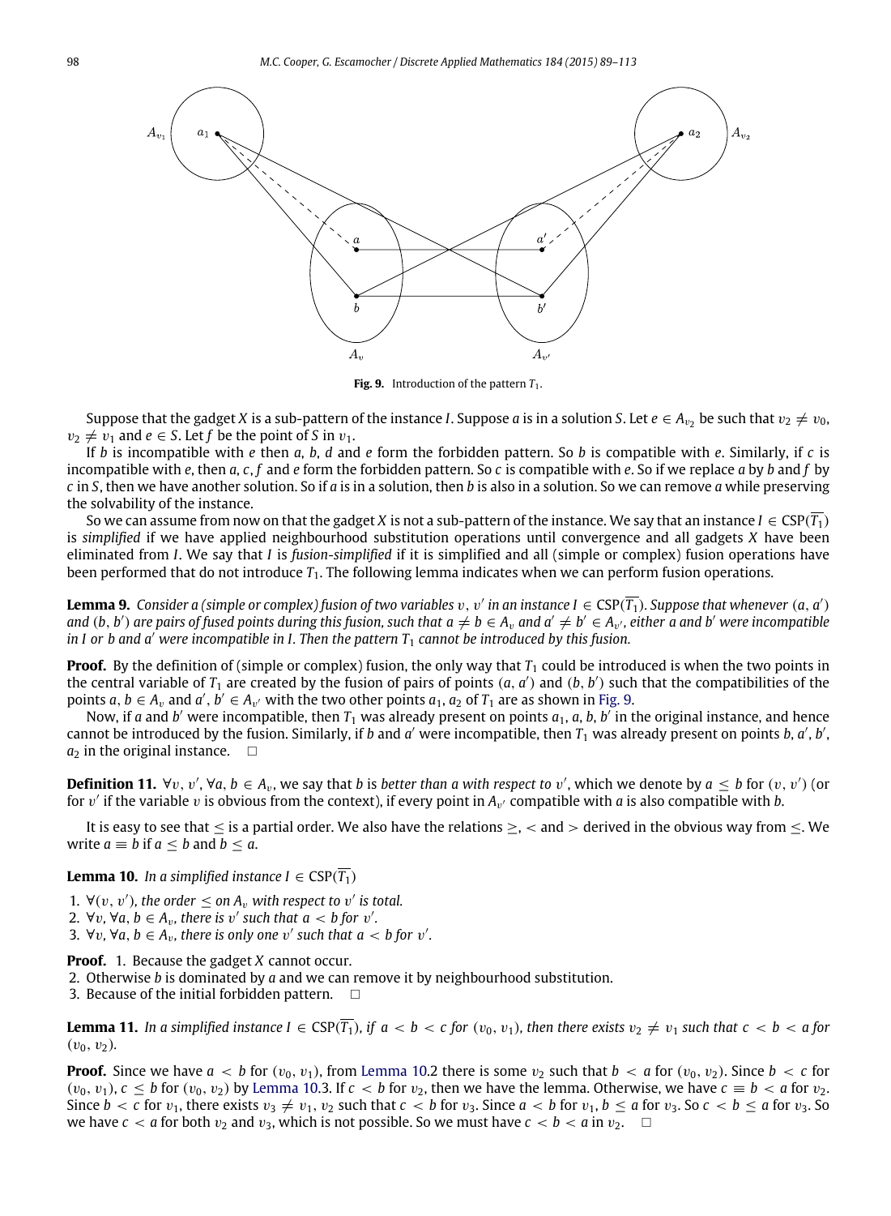**Fig. 9.** Introduction of the pattern $T_1$.

Suppose that the gadget $X$ is a sub-pattern of the instance $I$. Suppose $a$ is in a solution $S$. Let $e \in A_{v_2}$ be such that $v_2 \neq v_0$, $v_2 \neq v_1$ and $e \in S$. Let $f$ be the point of $S$ in $v_1$.

If $b$ is incompatible with $e$ then $a$, $b$, $d$ and $e$ form the forbidden pattern. So $b$ is compatible with $e$. Similarly, if $c$ is incompatible with $e$, then $a, c, f$ and $e$ form the forbidden pattern. So $c$ is compatible with $e$. So if we replace $a$ by $b$ and $f$ by $c$ in $S$, then we have another solution. So if $a$ is in a solution, then $b$ is also in a solution. So we can remove $a$ while preserving the solvability of the instance.

So we can assume from now on that the gadget $X$ is not a sub-pattern of the instance. We say that an instance $I \in \mathrm{CSP}(\overline{T_1})$ is *simplified* if we have applied neighbourhood substitution operations until convergence and all gadgets $X$ have been eliminated from $I$. We say that $I$ is *fusion-simplified* if it is simplified and all (simple or complex) fusion operations have been performed that do not introduce $T_1$. The following lemma indicates when we can perform fusion operations.

**Lemma 9.** *Consider a (simple or complex) fusion of two variables $v$, $v'$ in an instance $I \in \mathrm{CSP}(\overline{T_1})$. Suppose that whenever $(a, a')$ and $(b, b')$ are pairs of fused points during this fusion, such that $a \neq b \in A_v$ and $a' \neq b' \in A_{v'}$, either $a$ and $b'$ were incompatible in $I$ or $b$ and $a'$ were incompatible in $I$. Then the pattern $T_1$ cannot be introduced by this fusion.*

**Proof.** By the definition of (simple or complex) fusion, the only way that $T_1$ could be introduced is when the two points in the central variable of $T_1$ are created by the fusion of pairs of points $(a, a')$ and $(b, b')$ such that the compatibilities of the points $a, b \in A_v$ and $a', b' \in A_{v'}$ with the two other points $a_1$, $a_2$ of $T_1$ are as shown in Fig. 9.

Now, if $a$ and $b'$ were incompatible, then $T_1$ was already present on points $a_1, a, b, b'$ in the original instance, and hence cannot be introduced by the fusion. Similarly, if $b$ and $a'$ were incompatible, then $T_1$ was already present on points $b, a', b'$, $a_2$ in the original instance. □

**Definition 11.** $\forall v, v', \forall a, b \in A_v$, we say that $b$ is *better than a with respect to $v'$*, which we denote by $a \leq b$ for $(v, v')$ (or for $v'$ if the variable $v$ is obvious from the context), if every point in $A_{v'}$ compatible with $a$ is also compatible with $b$.

It is easy to see that $\leq$ is a partial order. We also have the relations $\geq$, $<$ and $>$ derived in the obvious way from $\leq$. We write $a \equiv b$ if $a \leq b$ and $b \leq a$.

**Lemma 10.** *In a simplified instance $I \in \mathrm{CSP}(\overline{T_1})$*

1. *$\forall (v, v')$, the order $\leq$ on $A_v$ with respect to $v'$ is total.*
2. *$\forall v$, $\forall a, b \in A_v$, there is $v'$ such that $a < b$ for $v'$.*
3. *$\forall v$, $\forall a, b \in A_v$, there is only one $v'$ such that $a < b$ for $v'$.*

**Proof.** 1. Because the gadget $X$ cannot occur.
2. Otherwise $b$ is dominated by $a$ and we can remove it by neighbourhood substitution.
3. Because of the initial forbidden pattern. □

**Lemma 11.** *In a simplified instance $I \in \mathrm{CSP}(\overline{T_1})$, if $a < b < c$ for $(v_0, v_1)$, then there exists $v_2 \neq v_1$ such that $c < b < a$ for $(v_0, v_2)$.*

**Proof.** Since we have $a < b$ for $(v_0, v_1)$, from Lemma 10.2 there is some $v_2$ such that $b < a$ for $(v_0, v_2)$. Since $b < c$ for $(v_0, v_1)$, $c \leq b$ for $(v_0, v_2)$ by Lemma 10.3. If $c < b$ for $v_2$, then we have the lemma. Otherwise, we have $c \equiv b < a$ for $v_2$. Since $b < c$ for $v_1$, there exists $v_3 \neq v_1, v_2$ such that $c < b$ for $v_3$. Since $a < b$ for $v_1$, $b \leq a$ for $v_3$. So $c < b \leq a$ for $v_3$. So we have $c < a$ for both $v_2$ and $v_3$, which is not possible. So we must have $c < b < a$ in $v_2$. □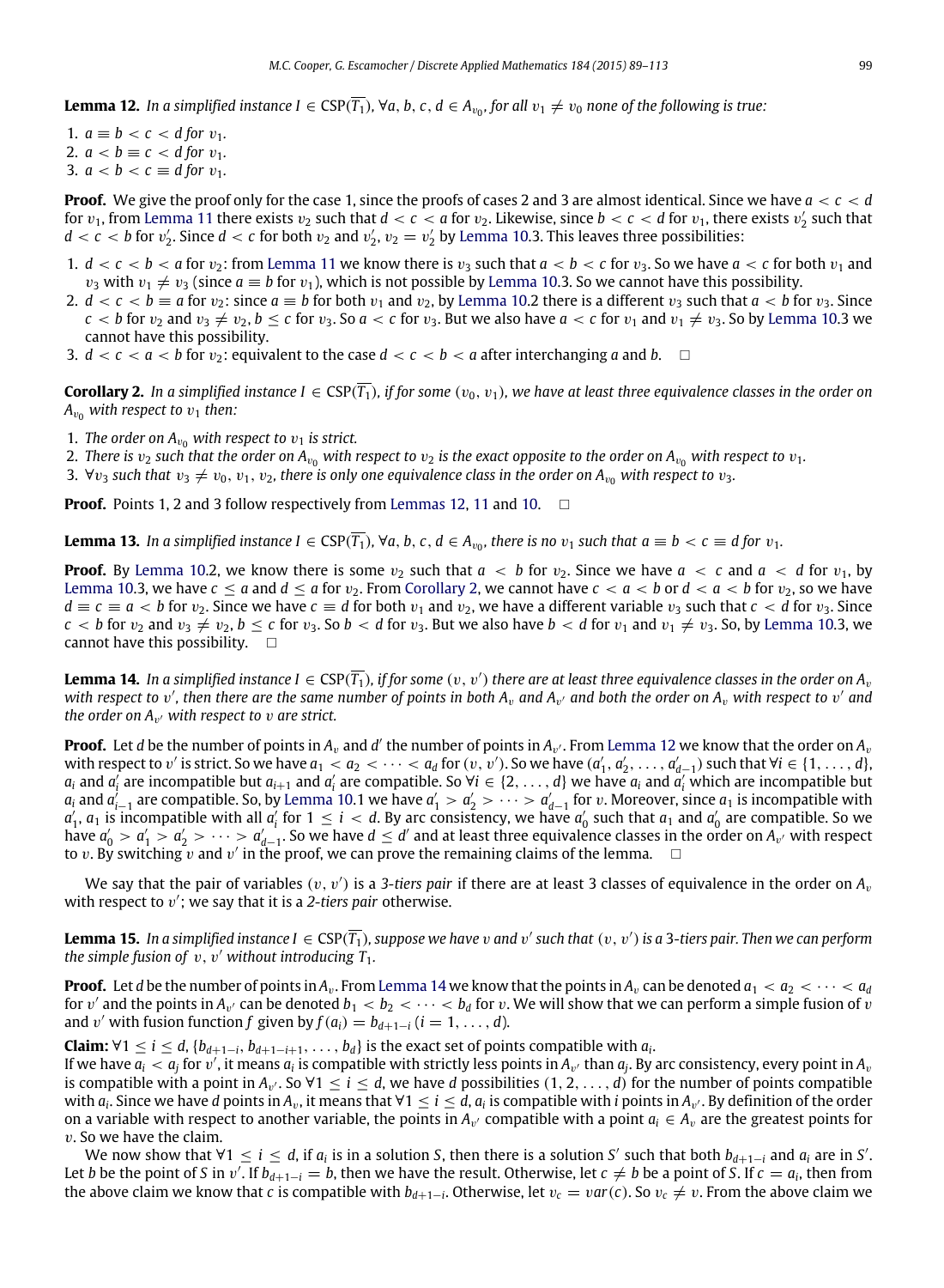**Lemma 12.** *In a simplified instance $I \in \text{CSP}(\overline{T_1})$, $\forall a, b, c, d \in A_{v_0}$, for all $v_1 \neq v_0$ none of the following is true:*

1. $a \equiv b < c < d$ *for* $v_1$.
2. $a < b \equiv c < d$ *for* $v_1$.
3. $a < b < c \equiv d$ *for* $v_1$.

**Proof.** We give the proof only for the case 1, since the proofs of cases 2 and 3 are almost identical. Since we have $a < c < d$ for $v_1$, from Lemma 11 there exists $v_2$ such that $d < c < a$ for $v_2$. Likewise, since $b < c < d$ for $v_1$, there exists $v_2'$ such that $d < c < b$ for $v_2'$. Since $d < c$ for both $v_2$ and $v_2'$, $v_2 = v_2'$ by Lemma 10.3. This leaves three possibilities:

1. $d < c < b < a$ for $v_2$: from Lemma 11 we know there is $v_3$ such that $a < b < c$ for $v_3$. So we have $a < c$ for both $v_1$ and $v_3$ with $v_1 \neq v_3$ (since $a \equiv b$ for $v_1$), which is not possible by Lemma 10.3. So we cannot have this possibility.
2. $d < c < b \equiv a$ for $v_2$: since $a \equiv b$ for both $v_1$ and $v_2$, by Lemma 10.2 there is a different $v_3$ such that $a < b$ for $v_3$. Since $c < b$ for $v_2$ and $v_3 \neq v_2$, $b \leq c$ for $v_3$. So $a < c$ for $v_3$. But we also have $a < c$ for $v_1$ and $v_1 \neq v_3$. So by Lemma 10.3 we cannot have this possibility.
3. $d < c < a < b$ for $v_2$: equivalent to the case $d < c < b < a$ after interchanging $a$ and $b$. $\square$

**Corollary 2.** *In a simplified instance $I \in \text{CSP}(\overline{T_1})$, if for some $(v_0, v_1)$, we have at least three equivalence classes in the order on $A_{v_0}$ with respect to $v_1$ then:*

1. *The order on $A_{v_0}$ with respect to $v_1$ is strict.*
2. *There is $v_2$ such that the order on $A_{v_0}$ with respect to $v_2$ is the exact opposite to the order on $A_{v_0}$ with respect to $v_1$.*
3. *$\forall v_3$ such that $v_3 \neq v_0, v_1, v_2$, there is only one equivalence class in the order on $A_{v_0}$ with respect to $v_3$.*

**Proof.** Points 1, 2 and 3 follow respectively from Lemmas 12, 11 and 10. $\square$

**Lemma 13.** *In a simplified instance $I \in \text{CSP}(\overline{T_1})$, $\forall a, b, c, d \in A_{v_0}$, there is no $v_1$ such that $a \equiv b < c \equiv d$ for $v_1$.*

**Proof.** By Lemma 10.2, we know there is some $v_2$ such that $a < b$ for $v_2$. Since we have $a < c$ and $a < d$ for $v_1$, by Lemma 10.3, we have $c \leq a$ and $d \leq a$ for $v_2$. From Corollary 2, we cannot have $c < a < b$ or $d < a < b$ for $v_2$, so we have $d \equiv c \equiv a < b$ for $v_2$. Since we have $c \equiv d$ for both $v_1$ and $v_2$, we have a different variable $v_3$ such that $c < d$ for $v_3$. Since $c < b$ for $v_2$ and $v_3 \neq v_2$, $b \leq c$ for $v_3$. So $b < d$ for $v_3$. But we also have $b < d$ for $v_1$ and $v_1 \neq v_3$. So, by Lemma 10.3, we cannot have this possibility. $\square$

**Lemma 14.** *In a simplified instance $I \in \text{CSP}(\overline{T_1})$, if for some $(v, v')$ there are at least three equivalence classes in the order on $A_v$ with respect to $v'$, then there are the same number of points in both $A_v$ and $A_{v'}$ and both the order on $A_v$ with respect to $v'$ and the order on $A_{v'}$ with respect to $v$ are strict.*

**Proof.** Let $d$ be the number of points in $A_v$ and $d'$ the number of points in $A_{v'}$. From Lemma 12 we know that the order on $A_v$ with respect to $v'$ is strict. So we have $a_1 < a_2 < \cdots < a_d$ for $(v, v')$. So we have $(a_1', a_2', \ldots, a_{d-1}')$ such that $\forall i \in \{1, \ldots, d\}$, $a_i$ and $a_i'$ are incompatible but $a_{i+1}$ and $a_i'$ are compatible. So $\forall i \in \{2, \ldots, d\}$ we have $a_i$ and $a_i'$ which are incompatible but $a_i$ and $a_{i-1}'$ are compatible. So, by Lemma 10.1 we have $a_1' > a_2' > \cdots > a_{d-1}'$ for $v$. Moreover, since $a_1$ is compatible with $a_1'$, $a_1$ is incompatible with all $a_i'$ for $1 \leq i < d$. By arc consistency, we have $a_0'$ such that $a_1$ and $a_0'$ are compatible. So we have $a_0' > a_1' > a_2' > \cdots > a_{d-1}'$. So we have $d \leq d'$ and at least three equivalence classes in the order on $A_{v'}$ with respect to $v$. By switching $v$ and $v'$ in the proof, we can prove the remaining claims of the lemma. $\square$

We say that the pair of variables $(v, v')$ is a *3-tiers pair* if there are at least 3 classes of equivalence in the order on $A_v$ with respect to $v'$; we say that it is a *2-tiers pair* otherwise.

**Lemma 15.** *In a simplified instance $I \in \text{CSP}(\overline{T_1})$, suppose we have $v$ and $v'$ such that $(v, v')$ is a 3-tiers pair. Then we can perform the simple fusion of $v$, $v'$ without introducing $T_1$.*

**Proof.** Let $d$ be the number of points in $A_v$. From Lemma 14 we know that the points in $A_v$ can be denoted $a_1 < a_2 < \cdots < a_d$ for $v'$ and the points in $A_{v'}$ can be denoted $b_1 < b_2 < \cdots < b_d$ for $v$. We will show that we can perform a simple fusion of $v$ and $v'$ with fusion function $f$ given by $f(a_i) = b_{d+1-i}$ $(i = 1, \ldots, d)$.

**Claim:** $\forall 1 \leq i \leq d$, $\{b_{d+1-i}, b_{d+1-i+1}, \ldots, b_d\}$ is the exact set of points compatible with $a_i$.

If we have $a_i < a_j$ for $v'$, it means $a_i$ is compatible with strictly less points in $A_{v'}$ than $a_j$. By arc consistency, every point in $A_v$ is compatible with a point in $A_{v'}$. So $\forall 1 \leq i \leq d$, we have $d$ possibilities $(1, 2, \ldots, d)$ for the number of points compatible with $a_i$. Since we have $d$ points in $A_v$, it means that $\forall 1 \leq i \leq d$, $a_i$ is compatible with $i$ points in $A_{v'}$. By definition of the order on a variable with respect to another variable, the points in $A_{v'}$ compatible with a point $a_i \in A_v$ are the greatest points for $v$. So we have the claim.

We now show that $\forall 1 \leq i \leq d$, if $a_i$ is in a solution $S$, then there is a solution $S'$ such that both $b_{d+1-i}$ and $a_i$ are in $S'$. Let $b$ be the point of $S$ in $v'$. If $b_{d+1-i} = b$, then we have the result. Otherwise, let $c \neq b$ be a point of $S$. If $c = a_i$, then from the above claim we know that $c$ is compatible with $b_{d+1-i}$. Otherwise, let $v_c = var(c)$. So $v_c \neq v$. From the above claim we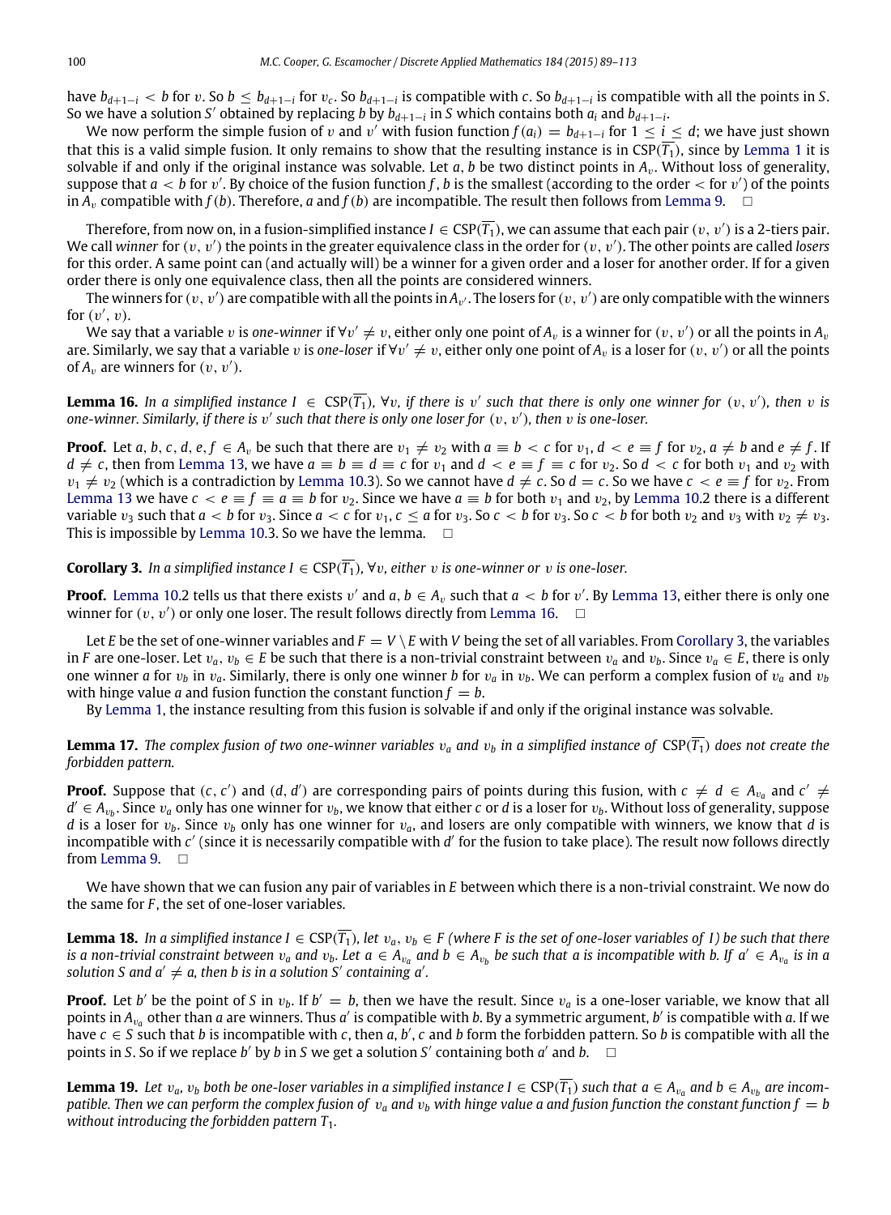have $b_{d+1-i} < b$ for $v$. So $b \leq b_{d+1-i}$ for $v_c$. So $b_{d+1-i}$ is compatible with $c$. So $b_{d+1-i}$ is compatible with all the points in $S$. So we have a solution $S'$ obtained by replacing $b$ by $b_{d+1-i}$ in $S$ which contains both $a_i$ and $b_{d+1-i}$.

We now perform the simple fusion of $v$ and $v'$ with fusion function $f(a_i) = b_{d+1-i}$ for $1 \leq i \leq d$; we have just shown that this is a valid simple fusion. It only remains to show that the resulting instance is in $\text{CSP}(\overline{T_1})$, since by Lemma 1 it is solvable if and only if the original instance was solvable. Let $a, b$ be two distinct points in $A_v$. Without loss of generality, suppose that $a < b$ for $v'$. By choice of the fusion function $f$, $b$ is the smallest (according to the order $<$ for $v'$) of the points in $A_v$ compatible with $f(b)$. Therefore, $a$ and $f(b)$ are incompatible. The result then follows from Lemma 9. □

Therefore, from now on, in a fusion-simplified instance $I \in \text{CSP}(\overline{T_1})$, we can assume that each pair $(v, v')$ is a 2-tiers pair. We call *winner* for $(v, v')$ the points in the greater equivalence class in the order for $(v, v')$. The other points are called *losers* for this order. A same point can (and actually will) be a winner for a given order and a loser for another order. If for a given order there is only one equivalence class, then all the points are considered winners.

The winners for $(v, v')$ are compatible with all the points in $A_{v'}$. The losers for $(v, v')$ are only compatible with the winners for $(v', v)$.

We say that a variable $v$ is *one-winner* if $\forall v' \neq v$, either only one point of $A_v$ is a winner for $(v, v')$ or all the points in $A_v$ are. Similarly, we say that a variable $v$ is *one-loser* if $\forall v' \neq v$, either only one point of $A_v$ is a loser for $(v, v')$ or all the points of $A_v$ are winners for $(v, v')$.

**Lemma 16.** *In a simplified instance $I \in \text{CSP}(\overline{T_1})$, $\forall v$, if there is $v'$ such that there is only one winner for $(v, v')$, then $v$ is one-winner. Similarly, if there is $v'$ such that there is only one loser for $(v, v')$, then $v$ is one-loser.*

**Proof.** Let $a, b, c, d, e, f \in A_v$ be such that there are $v_1 \neq v_2$ with $a \equiv b < c$ for $v_1$, $d < e \equiv f$ for $v_2$, $a \neq b$ and $e \neq f$. If $d \neq c$, then from Lemma 13, we have $a \equiv b \equiv d \equiv c$ for $v_1$ and $d < e \equiv f \equiv c$ for $v_2$. So $d < c$ for both $v_1$ and $v_2$ with $v_1 \neq v_2$ (which is a contradiction by Lemma 10.3). So we cannot have $d \neq c$. So $d = c$. So we have $c < e \equiv f$ for $v_2$. From Lemma 13 we have $c < e \equiv f \equiv a \equiv b$ for $v_2$. Since we have $a \equiv b$ for both $v_1$ and $v_2$, by Lemma 10.2 there is a different variable $v_3$ such that $a < b$ for $v_3$. Since $a < c$ for $v_1$, $c \leq a$ for $v_3$. So $c < b$ for $v_3$. So $c < b$ for both $v_2$ and $v_3$ with $v_2 \neq v_3$. This is impossible by Lemma 10.3. So we have the lemma. □

**Corollary 3.** *In a simplified instance $I \in \text{CSP}(\overline{T_1})$, $\forall v$, either $v$ is one-winner or $v$ is one-loser.*

**Proof.** Lemma 10.2 tells us that there exists $v'$ and $a, b \in A_v$ such that $a < b$ for $v'$. By Lemma 13, either there is only one winner for $(v, v')$ or only one loser. The result follows directly from Lemma 16. □

Let $E$ be the set of one-winner variables and $F = V \setminus E$ with $V$ being the set of all variables. From Corollary 3, the variables in $F$ are one-loser. Let $v_a, v_b \in E$ be such that there is a non-trivial constraint between $v_a$ and $v_b$. Since $v_a \in E$, there is only one winner $a$ for $v_b$ in $v_a$. Similarly, there is only one winner $b$ for $v_a$ in $v_b$. We can perform a complex fusion of $v_a$ and $v_b$ with hinge value $a$ and fusion function the constant function $f = b$.

By Lemma 1, the instance resulting from this fusion is solvable if and only if the original instance was solvable.

**Lemma 17.** *The complex fusion of two one-winner variables $v_a$ and $v_b$ in a simplified instance of $\text{CSP}(\overline{T_1})$ does not create the forbidden pattern.*

**Proof.** Suppose that $(c, c')$ and $(d, d')$ are corresponding pairs of points during this fusion, with $c \neq d \in A_{v_a}$ and $c' \neq d' \in A_{v_b}$. Since $v_a$ only has one winner for $v_b$, we know that either $c$ or $d$ is a loser for $v_b$. Without loss of generality, suppose $d$ is a loser for $v_b$. Since $v_b$ only has one winner for $v_a$, and losers are only compatible with winners, we know that $d$ is incompatible with $c'$ (since it is necessarily compatible with $d'$ for the fusion to take place). The result now follows directly from Lemma 9. □

We have shown that we can fusion any pair of variables in $E$ between which there is a non-trivial constraint. We now do the same for $F$, the set of one-loser variables.

**Lemma 18.** *In a simplified instance $I \in \text{CSP}(\overline{T_1})$, let $v_a, v_b \in F$ (where $F$ is the set of one-loser variables of $I$) be such that there is a non-trivial constraint between $v_a$ and $v_b$. Let $a \in A_{v_a}$ and $b \in A_{v_b}$ be such that $a$ is incompatible with $b$. If $a' \in A_{v_a}$ is in a solution $S$ and $a' \neq a$, then $b$ is in a solution $S'$ containing $a'$.*

**Proof.** Let $b'$ be the point of $S$ in $v_b$. If $b' = b$, then we have the result. Since $v_a$ is a one-loser variable, we know that all points in $A_{v_a}$ other than $a$ are winners. Thus $a'$ is compatible with $b$. By a symmetric argument, $b'$ is compatible with $a$. If we have $c \in S$ such that $b$ is incompatible with $c$, then $a$, $b'$, $c$ and $b$ form the forbidden pattern. So $b$ is compatible with all the points in $S$. So if we replace $b'$ by $b$ in $S$ we get a solution $S'$ containing both $a'$ and $b$. □

**Lemma 19.** *Let $v_a, v_b$ both be one-loser variables in a simplified instance $I \in \text{CSP}(\overline{T_1})$ such that $a \in A_{v_a}$ and $b \in A_{v_b}$ are incompatible. Then we can perform the complex fusion of $v_a$ and $v_b$ with hinge value $a$ and fusion function the constant function $f = b$ without introducing the forbidden pattern $T_1$.*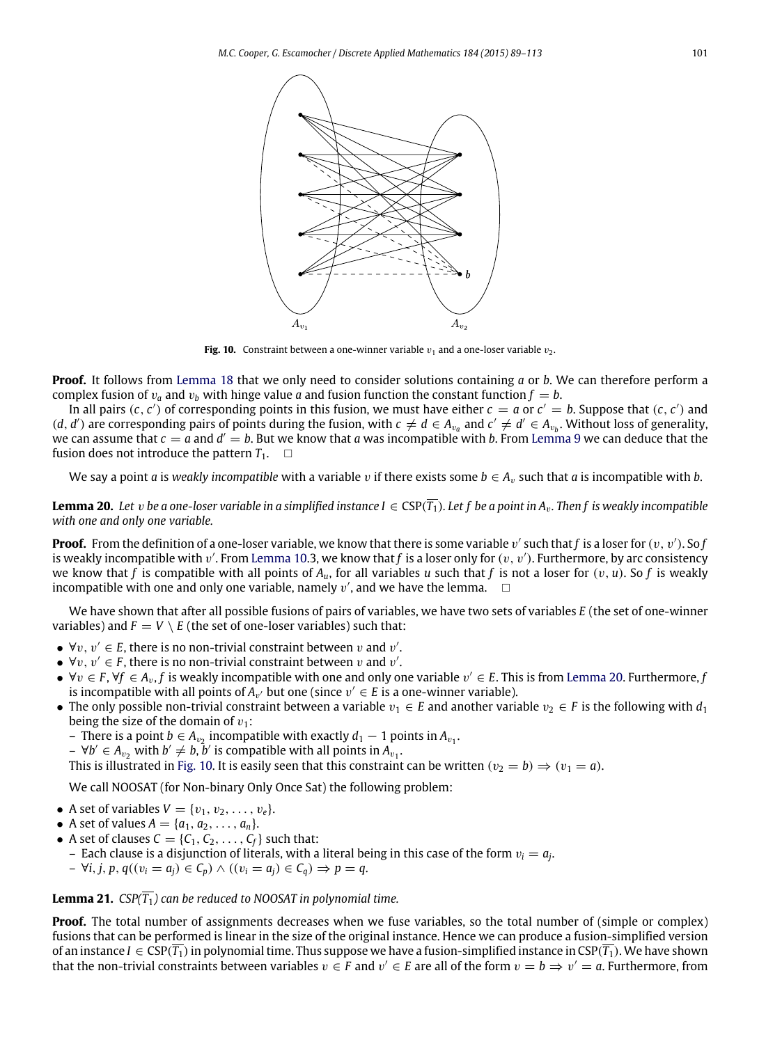**Fig. 10.** Constraint between a one-winner variable $v_1$ and a one-loser variable $v_2$.

**Proof.** It follows from Lemma 18 that we only need to consider solutions containing $a$ or $b$. We can therefore perform a complex fusion of $v_a$ and $v_b$ with hinge value $a$ and fusion function the constant function $f = b$.

In all pairs $(c, c')$ of corresponding points in this fusion, we must have either $c = a$ or $c' = b$. Suppose that $(c, c')$ and $(d, d')$ are corresponding pairs of points during the fusion, with $c \neq d \in A_{v_a}$ and $c' \neq d' \in A_{v_b}$. Without loss of generality, we can assume that $c = a$ and $d' = b$. But we know that $a$ was incompatible with $b$. From Lemma 9 we can deduce that the fusion does not introduce the pattern $T_1$. $\square$

We say a point $a$ is *weakly incompatible* with a variable $v$ if there exists some $b \in A_v$ such that $a$ is incompatible with $b$.

**Lemma 20.** *Let $v$ be a one-loser variable in a simplified instance $I \in \mathrm{CSP}(\overline{T_1})$. Let $f$ be a point in $A_v$. Then $f$ is weakly incompatible with one and only one variable.*

**Proof.** From the definition of a one-loser variable, we know that there is some variable $v'$ such that $f$ is a loser for $(v, v')$. So $f$ is weakly incompatible with $v'$. From Lemma 10.3, we know that $f$ is a loser only for $(v, v')$. Furthermore, by arc consistency we know that $f$ is compatible with all points of $A_u$, for all variables $u$ such that $f$ is not a loser for $(v, u)$. So $f$ is weakly incompatible with one and only one variable, namely $v'$, and we have the lemma. $\square$

We have shown that after all possible fusions of pairs of variables, we have two sets of variables $E$ (the set of one-winner variables) and $F = V \setminus E$ (the set of one-loser variables) such that:

- $\forall v, v' \in E$, there is no non-trivial constraint between $v$ and $v'$.
- $\forall v, v' \in F$, there is no non-trivial constraint between $v$ and $v'$.
- $\forall v \in F, \forall f \in A_v$, $f$ is weakly incompatible with one and only one variable $v' \in E$. This is from Lemma 20. Furthermore, $f$ is incompatible with all points of $A_{v'}$ but one (since $v' \in E$ is a one-winner variable).
- The only possible non-trivial constraint between a variable $v_1 \in E$ and another variable $v_2 \in F$ is the following with $d_1$ being the size of the domain of $v_1$:
  - There is a point $b \in A_{v_2}$ incompatible with exactly $d_1 - 1$ points in $A_{v_1}$.
  - $\forall b' \in A_{v_2}$ with $b' \neq b$, $b'$ is compatible with all points in $A_{v_1}$.

  This is illustrated in Fig. 10. It is easily seen that this constraint can be written $(v_2 = b) \Rightarrow (v_1 = a)$.

We call NOOSAT (for Non-binary Only Once Sat) the following problem:

- A set of variables $V = \{v_1, v_2, \ldots, v_e\}$.
- A set of values $A = \{a_1, a_2, \ldots, a_n\}$.
- A set of clauses $C = \{C_1, C_2, \ldots, C_f\}$ such that:
  - Each clause is a disjunction of literals, with a literal being in this case of the form $v_i = a_j$.
  - $\forall i, j, p, q((v_i = a_j) \in C_p) \wedge ((v_i = a_j) \in C_q) \Rightarrow p = q$.

**Lemma 21.** *$\mathrm{CSP}(\overline{T_1})$ can be reduced to NOOSAT in polynomial time.*

**Proof.** The total number of assignments decreases when we fuse variables, so the total number of (simple or complex) fusions that can be performed is linear in the size of the original instance. Hence we can produce a fusion-simplified version of an instance $I \in \mathrm{CSP}(\overline{T_1})$ in polynomial time. Thus suppose we have a fusion-simplified instance in $\mathrm{CSP}(\overline{T_1})$. We have shown that the non-trivial constraints between variables $v \in F$ and $v' \in E$ are all of the form $v = b \Rightarrow v' = a$. Furthermore, from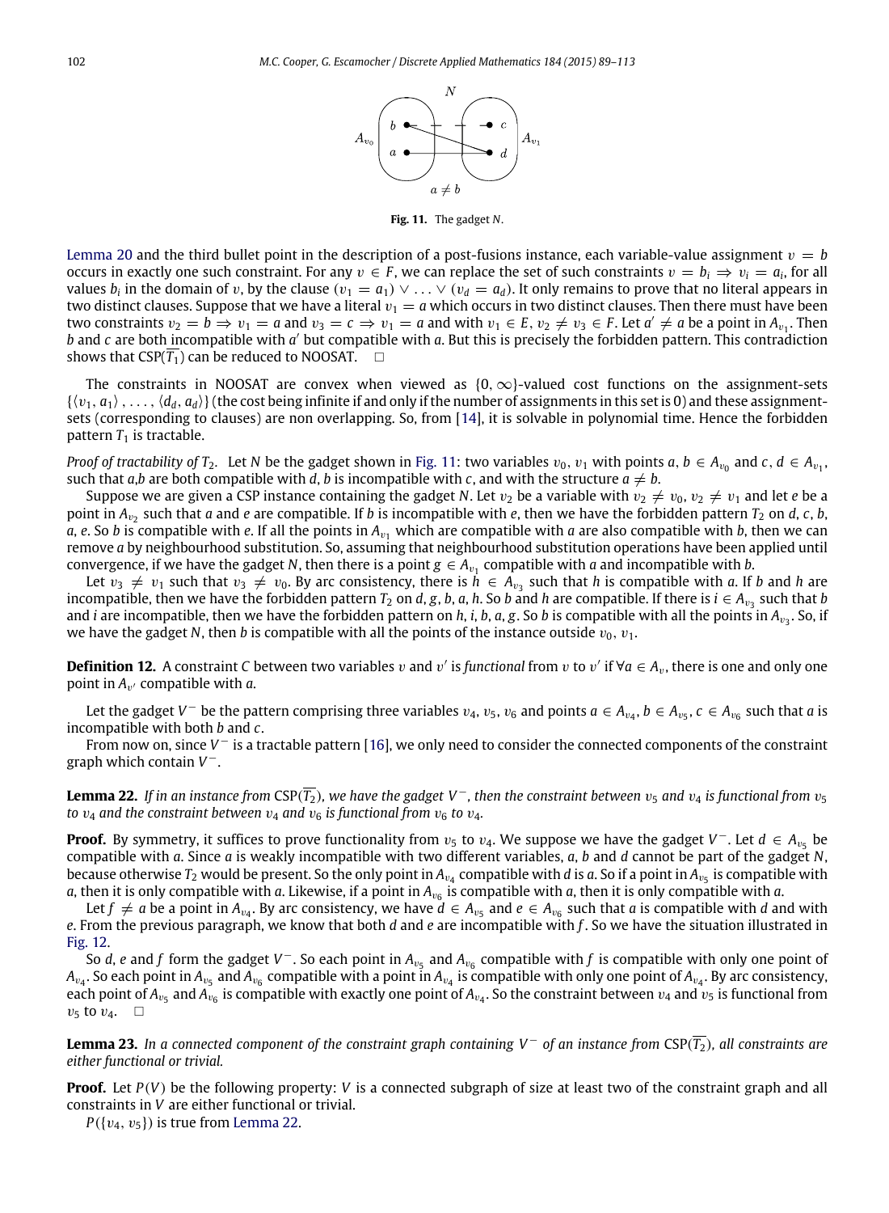Fig. 11. The gadget $N$.

Lemma 20 and the third bullet point in the description of a post-fusions instance, each variable-value assignment $v = b$ occurs in exactly one such constraint. For any $v \in F$, we can replace the set of such constraints $v = b_i \Rightarrow v_i = a_i$, for all values $b_i$ in the domain of $v$, by the clause $(v_1 = a_1) \vee \ldots \vee (v_d = a_d)$. It only remains to prove that no literal appears in two distinct clauses. Suppose that we have a literal $v_1 = a$ which occurs in two distinct clauses. Then there must have been two constraints $v_2 = b \Rightarrow v_1 = a$ and $v_3 = c \Rightarrow v_1 = a$ and with $v_1 \in E$, $v_2 \neq v_3 \in F$. Let $a' \neq a$ be a point in $A_{v_1}$. Then $b$ and $c$ are both incompatible with $a'$ but compatible with $a$. But this is precisely the forbidden pattern. This contradiction shows that CSP($\overline{T_1}$) can be reduced to NOOSAT. □

The constraints in NOOSAT are convex when viewed as $\{0, \infty\}$-valued cost functions on the assignment-sets $\{\langle v_1, a_1\rangle, \ldots, \langle d_d, a_d\rangle\}$ (the cost being infinite if and only if the number of assignments in this set is 0) and these assignment-sets (corresponding to clauses) are non overlapping. So, from [14], it is solvable in polynomial time. Hence the forbidden pattern $T_1$ is tractable.

*Proof of tractability of $T_2$.* Let $N$ be the gadget shown in Fig. 11: two variables $v_0$, $v_1$ with points $a, b \in A_{v_0}$ and $c, d \in A_{v_1}$, such that $a$,$b$ are both compatible with $d$, $b$ is incompatible with $c$, and with the structure $a \neq b$.

Suppose we are given a CSP instance containing the gadget $N$. Let $v_2$ be a variable with $v_2 \neq v_0$, $v_2 \neq v_1$ and let $e$ be a point in $A_{v_2}$ such that $a$ and $e$ are compatible. If $b$ is incompatible with $e$, then we have the forbidden pattern $T_2$ on $d$, $c$, $b$, $a$, $e$. So $b$ is compatible with $e$. If all the points in $A_{v_1}$ which are compatible with $a$ are also compatible with $b$, then we can remove $a$ by neighbourhood substitution. So, assuming that neighbourhood substitution operations have been applied until convergence, if we have the gadget $N$, then there is a point $g \in A_{v_1}$ compatible with $a$ and incompatible with $b$.

Let $v_3 \neq v_1$ such that $v_3 \neq v_0$. By arc consistency, there is $h \in A_{v_3}$ such that $h$ is compatible with $a$. If $b$ and $h$ are incompatible, then we have the forbidden pattern $T_2$ on $d$, $g$, $b$, $a$, $h$. So $b$ and $h$ are compatible. If there is $i \in A_{v_3}$ such that $b$ and $i$ are incompatible, then we have the forbidden pattern on $h$, $i$, $b$, $a$, $g$. So $b$ is compatible with all the points in $A_{v_3}$. So, if we have the gadget $N$, then $b$ is compatible with all the points of the instance outside $v_0$, $v_1$.

**Definition 12.** A constraint $C$ between two variables $v$ and $v'$ is *functional* from $v$ to $v'$ if $\forall a \in A_v$, there is one and only one point in $A_{v'}$ compatible with $a$.

Let the gadget $V^-$ be the pattern comprising three variables $v_4$, $v_5$, $v_6$ and points $a \in A_{v_4}$, $b \in A_{v_5}$, $c \in A_{v_6}$ such that $a$ is incompatible with both $b$ and $c$.

From now on, since $V^-$ is a tractable pattern [16], we only need to consider the connected components of the constraint graph which contain $V^-$.

**Lemma 22.** *If in an instance from* CSP($\overline{T_2}$)*, we have the gadget $V^-$, then the constraint between $v_5$ and $v_4$ is functional from $v_5$ to $v_4$ and the constraint between $v_4$ and $v_6$ is functional from $v_6$ to $v_4$.*

**Proof.** By symmetry, it suffices to prove functionality from $v_5$ to $v_4$. We suppose we have the gadget $V^-$. Let $d \in A_{v_5}$ be compatible with $a$. Since $a$ is weakly incompatible with two different variables, $a$, $b$ and $d$ cannot be part of the gadget $N$, because otherwise $T_2$ would be present. So the only point in $A_{v_4}$ compatible with $d$ is $a$. So if a point in $A_{v_5}$ is compatible with $a$, then it is only compatible with $a$. Likewise, if a point in $A_{v_6}$ is compatible with $a$, then it is only compatible with $a$.

Let $f \neq a$ be a point in $A_{v_4}$. By arc consistency, we have $d \in A_{v_5}$ and $e \in A_{v_6}$ such that $a$ is compatible with $d$ and with $e$. From the previous paragraph, we know that both $d$ and $e$ are incompatible with $f$. So we have the situation illustrated in Fig. 12.

So $d$, $e$ and $f$ form the gadget $V^-$. So each point in $A_{v_5}$ and $A_{v_6}$ compatible with $f$ is compatible with only one point of $A_{v_4}$. So each point in $A_{v_5}$ and $A_{v_6}$ compatible with a point in $A_{v_4}$ is compatible with only one point of $A_{v_4}$. By arc consistency, each point of $A_{v_5}$ and $A_{v_6}$ is compatible with exactly one point of $A_{v_4}$. So the constraint between $v_4$ and $v_5$ is functional from $v_5$ to $v_4$. □

**Lemma 23.** *In a connected component of the constraint graph containing $V^-$ of an instance from* CSP($\overline{T_2}$)*, all constraints are either functional or trivial.*

**Proof.** Let $P(V)$ be the following property: $V$ is a connected subgraph of size at least two of the constraint graph and all constraints in $V$ are either functional or trivial.

$P(\{v_4, v_5\})$ is true from Lemma 22.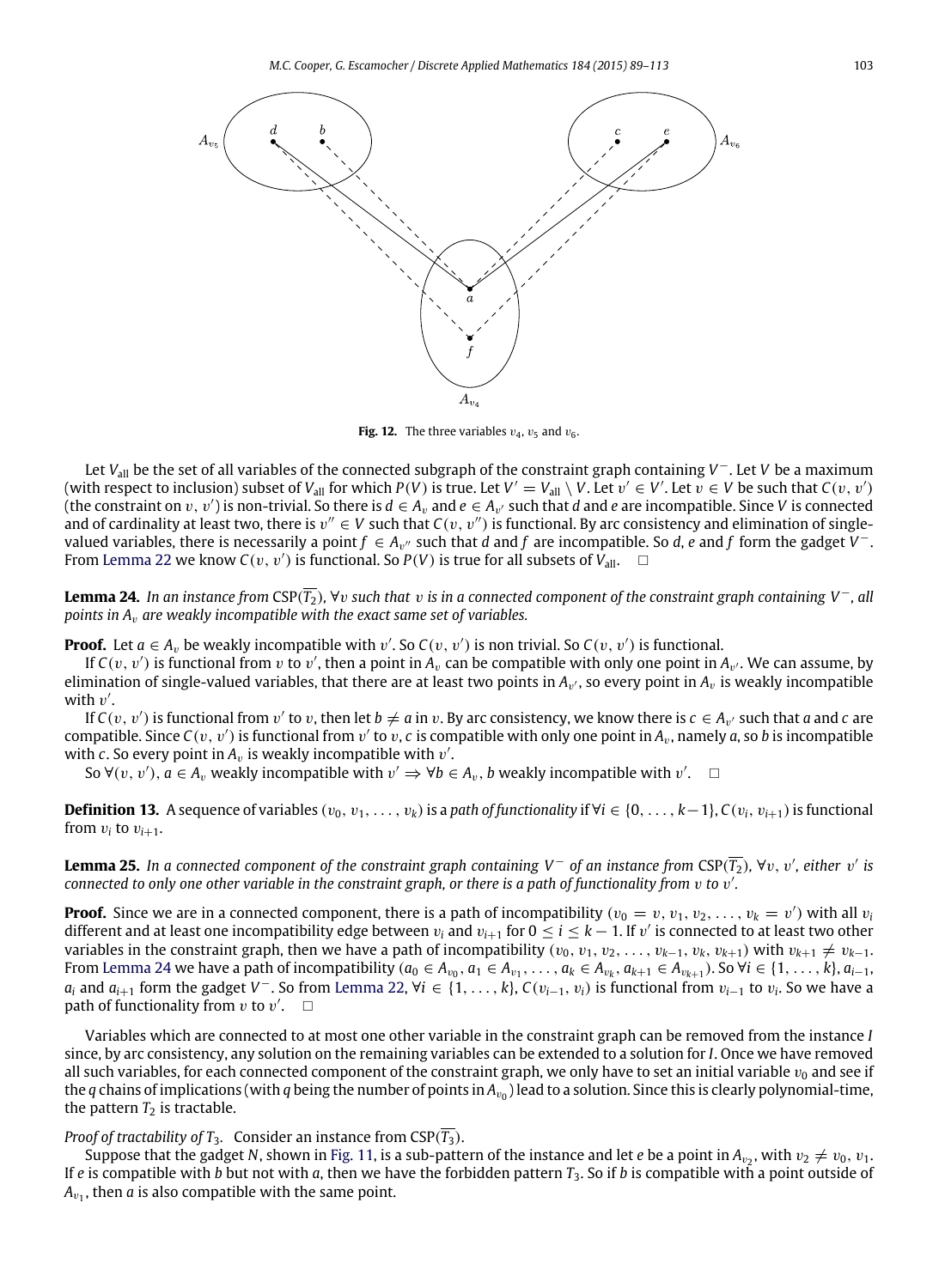**Fig. 12.** The three variables $v_4$, $v_5$ and $v_6$.

Let $V_{\text{all}}$ be the set of all variables of the connected subgraph of the constraint graph containing $V^-$. Let $V$ be a maximum (with respect to inclusion) subset of $V_{\text{all}}$ for which $P(V)$ is true. Let $V' = V_{\text{all}} \setminus V$. Let $v' \in V'$. Let $v \in V$ be such that $C(v, v')$ (the constraint on $v$, $v'$) is non-trivial. So there is $d \in A_v$ and $e \in A_{v'}$ such that $d$ and $e$ are incompatible. Since $V$ is connected and of cardinality at least two, there is $v'' \in V$ such that $C(v, v'')$ is functional. By arc consistency and elimination of single-valued variables, there is necessarily a point $f \in A_{v''}$ such that $d$ and $f$ are incompatible. So $d$, $e$ and $f$ form the gadget $V^-$. From Lemma 22 we know $C(v, v')$ is functional. So $P(V)$ is true for all subsets of $V_{\text{all}}$. □

**Lemma 24.** *In an instance from* CSP($\overline{T_2}$), $\forall v$ *such that* $v$ *is in a connected component of the constraint graph containing* $V^-$, *all points in* $A_v$ *are weakly incompatible with the exact same set of variables.*

**Proof.** Let $a \in A_v$ be weakly incompatible with $v'$. So $C(v, v')$ is non trivial. So $C(v, v')$ is functional.

If $C(v, v')$ is functional from $v$ to $v'$, then a point in $A_v$ can be compatible with only one point in $A_{v'}$. We can assume, by elimination of single-valued variables, that there are at least two points in $A_{v'}$, so every point in $A_v$ is weakly incompatible with $v'$.

If $C(v, v')$ is functional from $v'$ to $v$, then let $b \neq a$ in $v$. By arc consistency, we know there is $c \in A_{v'}$ such that $a$ and $c$ are compatible. Since $C(v, v')$ is functional from $v'$ to $v$, $c$ is compatible with only one point in $A_v$, namely $a$, so $b$ is incompatible with $c$. So every point in $A_v$ is weakly incompatible with $v'$.

So $\forall(v, v')$, $a \in A_v$ weakly incompatible with $v' \Rightarrow \forall b \in A_v$, $b$ weakly incompatible with $v'$. □

**Definition 13.** A sequence of variables $(v_0, v_1, \dots, v_k)$ is a *path of functionality* if $\forall i \in \{0, \dots, k-1\}$, $C(v_i, v_{i+1})$ is functional from $v_i$ to $v_{i+1}$.

**Lemma 25.** *In a connected component of the constraint graph containing* $V^-$ *of an instance from* CSP($\overline{T_2}$), $\forall v, v'$, *either* $v'$ *is connected to only one other variable in the constraint graph, or there is a path of functionality from* $v$ *to* $v'$.

**Proof.** Since we are in a connected component, there is a path of incompatibility $(v_0 = v, v_1, v_2, \dots, v_k = v')$ with all $v_i$ different and at least one incompatibility edge between $v_i$ and $v_{i+1}$ for $0 \le i \le k-1$. If $v'$ is connected to at least two other variables in the constraint graph, then we have a path of incompatibility $(v_0, v_1, v_2, \dots, v_{k-1}, v_k, v_{k+1})$ with $v_{k+1} \neq v_{k-1}$. From Lemma 24 we have a path of incompatibility $(a_0 \in A_{v_0}, a_1 \in A_{v_1}, \dots, a_k \in A_{v_k}, a_{k+1} \in A_{v_{k+1}})$. So $\forall i \in \{1, \dots, k\}$, $a_{i-1}$, $a_i$ and $a_{i+1}$ form the gadget $V^-$. So from Lemma 22, $\forall i \in \{1, \dots, k\}$, $C(v_{i-1}, v_i)$ is functional from $v_{i-1}$ to $v_i$. So we have a path of functionality from $v$ to $v'$. □

Variables which are connected to at most one other variable in the constraint graph can be removed from the instance $I$ since, by arc consistency, any solution on the remaining variables can be extended to a solution for $I$. Once we have removed all such variables, for each connected component of the constraint graph, we only have to set an initial variable $v_0$ and see if the $q$ chains of implications (with $q$ being the number of points in $A_{v_0}$) lead to a solution. Since this is clearly polynomial-time, the pattern $T_2$ is tractable.

*Proof of tractability of* $T_3$. Consider an instance from CSP($\overline{T_3}$).

Suppose that the gadget $N$, shown in Fig. 11, is a sub-pattern of the instance and let $e$ be a point in $A_{v_2}$, with $v_2 \neq v_0, v_1$. If $e$ is compatible with $b$ but not with $a$, then we have the forbidden pattern $T_3$. So if $b$ is compatible with a point outside of $A_{v_1}$, then $a$ is also compatible with the same point.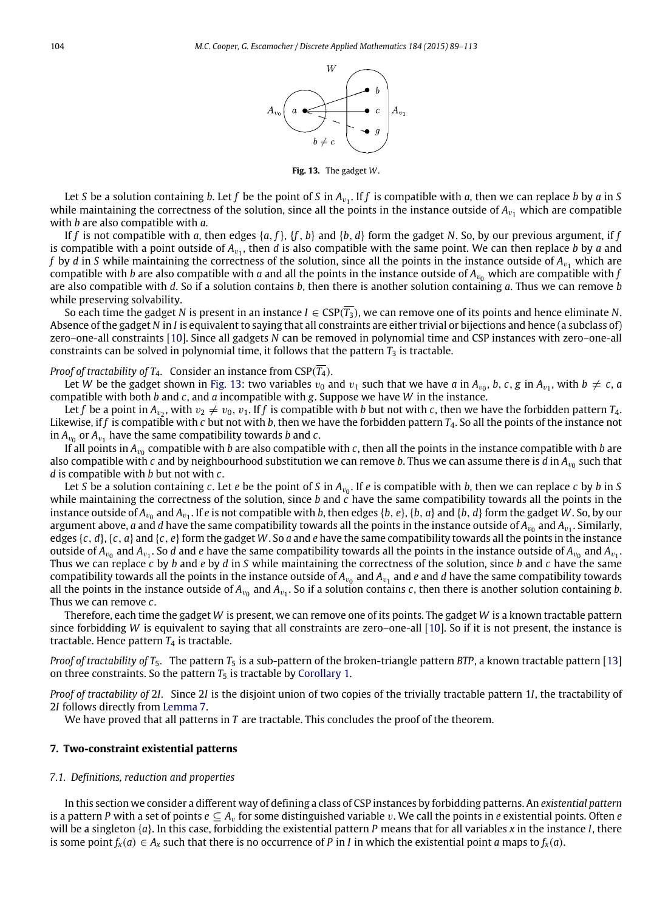Fig. 13. The gadget $W$.

Let $S$ be a solution containing $b$. Let $f$ be the point of $S$ in $A_{v_1}$. If $f$ is compatible with $a$, then we can replace $b$ by $a$ in $S$ while maintaining the correctness of the solution, since all the points in the instance outside of $A_{v_1}$ which are compatible with $b$ are also compatible with $a$.

If $f$ is not compatible with $a$, then edges $\{a, f\}$, $\{f, b\}$ and $\{b, d\}$ form the gadget $N$. So, by our previous argument, if $f$ is compatible with a point outside of $A_{v_1}$, then $d$ is also compatible with the same point. We can then replace $b$ by $a$ and $f$ by $d$ in $S$ while maintaining the correctness of the solution, since all the points in the instance outside of $A_{v_1}$ which are compatible with $b$ are also compatible with $a$ and all the points in the instance outside of $A_{v_0}$ which are compatible with $f$ are also compatible with $d$. So if a solution contains $b$, then there is another solution containing $a$. Thus we can remove $b$ while preserving solvability.

So each time the gadget $N$ is present in an instance $I \in \text{CSP}(\overline{T_3})$, we can remove one of its points and hence eliminate $N$. Absence of the gadget $N$ in $I$ is equivalent to saying that all constraints are either trivial or bijections and hence (a subclass of) zero–one-all constraints [10]. Since all gadgets $N$ can be removed in polynomial time and CSP instances with zero–one-all constraints can be solved in polynomial time, it follows that the pattern $T_3$ is tractable.

*Proof of tractability of $T_4$.* Consider an instance from $\text{CSP}(\overline{T_4})$.

Let $W$ be the gadget shown in Fig. 13: two variables $v_0$ and $v_1$ such that we have $a$ in $A_{v_0}$, $b, c, g$ in $A_{v_1}$, with $b \neq c$, $a$ compatible with both $b$ and $c$, and $a$ incompatible with $g$. Suppose we have $W$ in the instance.

Let $f$ be a point in $A_{v_2}$, with $v_2 \neq v_0, v_1$. If $f$ is compatible with $b$ but not with $c$, then we have the forbidden pattern $T_4$. Likewise, if $f$ is compatible with $c$ but not with $b$, then we have the forbidden pattern $T_4$. So all the points of the instance not in $A_{v_0}$ or $A_{v_1}$ have the same compatibility towards $b$ and $c$.

If all points in $A_{v_0}$ compatible with $b$ are also compatible with $c$, then all the points in the instance compatible with $b$ are also compatible with $c$ and by neighbourhood substitution we can remove $b$. Thus we can assume there is $d$ in $A_{v_0}$ such that $d$ is compatible with $b$ but not with $c$.

Let $S$ be a solution containing $c$. Let $e$ be the point of $S$ in $A_{v_0}$. If $e$ is compatible with $b$, then we can replace $c$ by $b$ in $S$ while maintaining the correctness of the solution, since $b$ and $c$ have the same compatibility towards all the points in the instance outside of $A_{v_0}$ and $A_{v_1}$. If $e$ is not compatible with $b$, then edges $\{b, e\}$, $\{b, a\}$ and $\{b, d\}$ form the gadget $W$. So, by our argument above, $a$ and $d$ have the same compatibility towards all the points in the instance outside of $A_{v_0}$ and $A_{v_1}$. Similarly, edges $\{c, d\}$, $\{c, a\}$ and $\{c, e\}$ form the gadget $W$. So $a$ and $e$ have the same compatibility towards all the points in the instance outside of $A_{v_0}$ and $A_{v_1}$. So $d$ and $e$ have the same compatibility towards all the points in the instance outside of $A_{v_0}$ and $A_{v_1}$. Thus we can replace $c$ by $b$ and $e$ by $d$ in $S$ while maintaining the correctness of the solution, since $b$ and $c$ have the same compatibility towards all the points in the instance outside of $A_{v_0}$ and $A_{v_1}$ and $e$ and $d$ have the same compatibility towards all the points in the instance outside of $A_{v_0}$ and $A_{v_1}$. So if a solution contains $c$, then there is another solution containing $b$. Thus we can remove $c$.

Therefore, each time the gadget $W$ is present, we can remove one of its points. The gadget $W$ is a known tractable pattern since forbidding $W$ is equivalent to saying that all constraints are zero–one-all [10]. So if it is not present, the instance is tractable. Hence pattern $T_4$ is tractable.

*Proof of tractability of $T_5$.* The pattern $T_5$ is a sub-pattern of the broken-triangle pattern *BTP*, a known tractable pattern [13] on three constraints. So the pattern $T_5$ is tractable by Corollary 1.

*Proof of tractability of 2I.* Since 2$I$ is the disjoint union of two copies of the trivially tractable pattern 1$I$, the tractability of 2$I$ follows directly from Lemma 7.

We have proved that all patterns in $T$ are tractable. This concludes the proof of the theorem.

## 7. Two-constraint existential patterns

### 7.1. Definitions, reduction and properties

In this section we consider a different way of defining a class of CSP instances by forbidding patterns. An *existential pattern* is a pattern $P$ with a set of points $e \subseteq A_v$ for some distinguished variable $v$. We call the points in $e$ existential points. Often $e$ will be a singleton $\{a\}$. In this case, forbidding the existential pattern $P$ means that for all variables $x$ in the instance $I$, there is some point $f_x(a) \in A_x$ such that there is no occurrence of $P$ in $I$ in which the existential point $a$ maps to $f_x(a)$.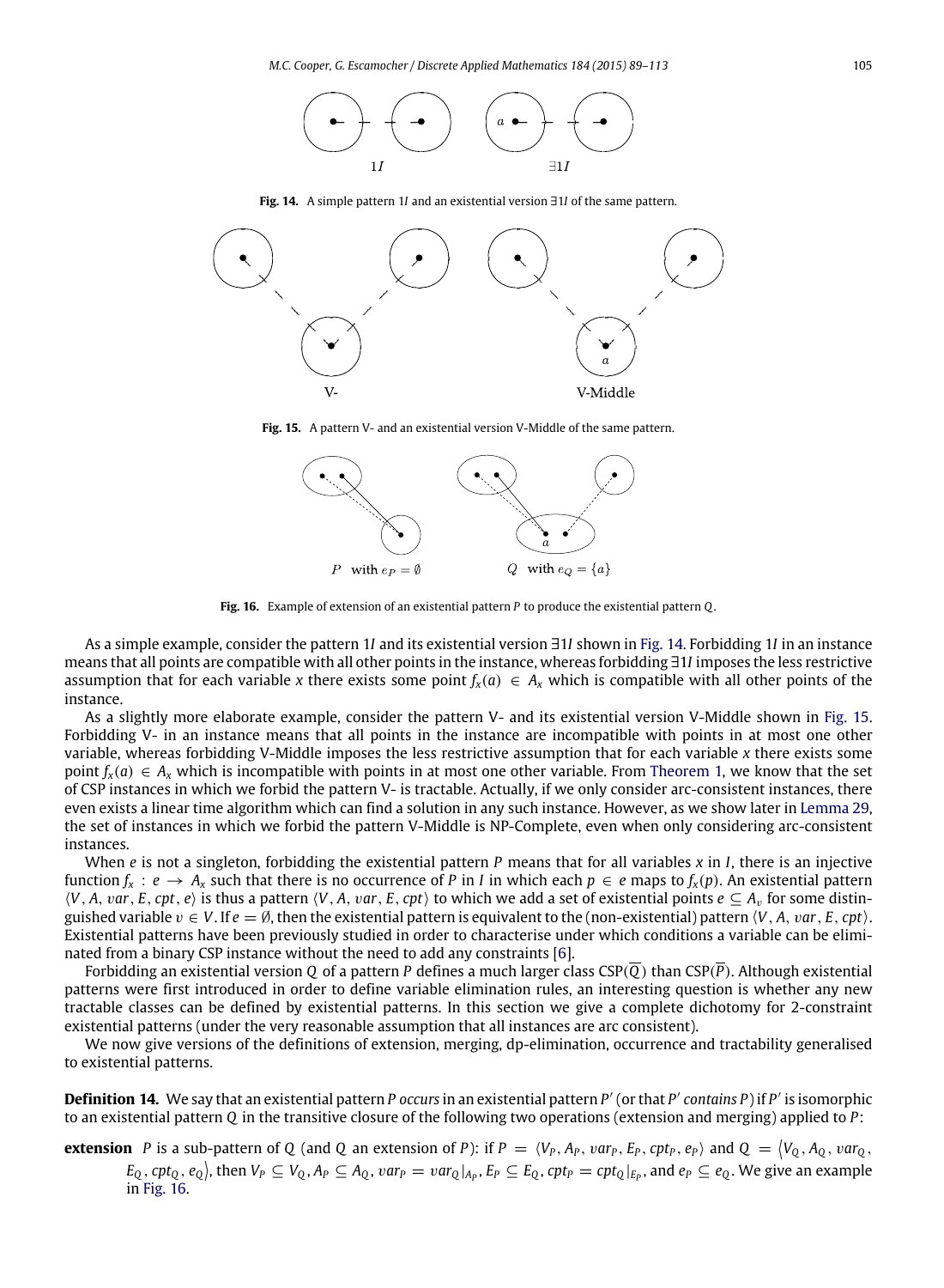1$I$ $\exists$1$I$

**Fig. 14.** A simple pattern 1$I$ and an existential version $\exists$1$I$ of the same pattern.

V- V-Middle

**Fig. 15.** A pattern V- and an existential version V-Middle of the same pattern.

$P$ with $e_P = \emptyset$ $Q$ with $e_Q = \{a\}$

**Fig. 16.** Example of extension of an existential pattern $P$ to produce the existential pattern $Q$.

As a simple example, consider the pattern 1$I$ and its existential version $\exists$1$I$ shown in Fig. 14. Forbidding 1$I$ in an instance means that all points are compatible with all other points in the instance, whereas forbidding $\exists$1$I$ imposes the less restrictive assumption that for each variable $x$ there exists some point $f_x(a) \in A_x$ which is compatible with all other points of the instance.

As a slightly more elaborate example, consider the pattern V- and its existential version V-Middle shown in Fig. 15. Forbidding V- in an instance means that all points in the instance are incompatible with points in at most one other variable, whereas forbidding V-Middle imposes the less restrictive assumption that for each variable $x$ there exists some point $f_x(a) \in A_x$ which is incompatible with points in at most one other variable. From Theorem 1, we know that the set of CSP instances in which we forbid the pattern V- is tractable. Actually, if we only consider arc-consistent instances, there even exists a linear time algorithm which can find a solution in any such instance. However, as we show later in Lemma 29, the set of instances in which we forbid the pattern V-Middle is NP-Complete, even when only considering arc-consistent instances.

When $e$ is not a singleton, forbidding the existential pattern $P$ means that for all variables $x$ in $I$, there is an injective function $f_x : e \rightarrow A_x$ such that there is no occurrence of $P$ in $I$ in which each $p \in e$ maps to $f_x(p)$. An existential pattern $\langle V, A, var, E, cpt, e\rangle$ is thus a pattern $\langle V, A, var, E, cpt\rangle$ to which we add a set of existential points $e \subseteq A_v$ for some distinguished variable $v \in V$. If $e = \emptyset$, then the existential pattern is equivalent to the (non-existential) pattern $\langle V, A, var, E, cpt\rangle$. Existential patterns have been previously studied in order to characterise under which conditions a variable can be eliminated from a binary CSP instance without the need to add any constraints [6].

Forbidding an existential version $Q$ of a pattern $P$ defines a much larger class CSP($\overline{Q}$) than CSP($\overline{P}$). Although existential patterns were first introduced in order to define variable elimination rules, an interesting question is whether any new tractable classes can be defined by existential patterns. In this section we give a complete dichotomy for 2-constraint existential patterns (under the very reasonable assumption that all instances are arc consistent).

We now give versions of the definitions of extension, merging, dp-elimination, occurrence and tractability generalised to existential patterns.

**Definition 14.** We say that an existential pattern $P$ *occurs* in an existential pattern $P'$ (or that $P'$ *contains* $P$) if $P'$ is isomorphic to an existential pattern $Q$ in the transitive closure of the following two operations (extension and merging) applied to $P$:

**extension** $P$ is a sub-pattern of $Q$ (and $Q$ an extension of $P$): if $P = \langle V_P, A_P, var_P, E_P, cpt_P, e_P\rangle$ and $Q = \langle V_Q, A_Q, var_Q, E_Q, cpt_Q, e_Q\rangle$, then $V_P \subseteq V_Q$, $A_P \subseteq A_Q$, $var_P = var_Q|_{A_P}$, $E_P \subseteq E_Q$, $cpt_P = cpt_Q|_{E_P}$, and $e_P \subseteq e_Q$. We give an example in Fig. 16.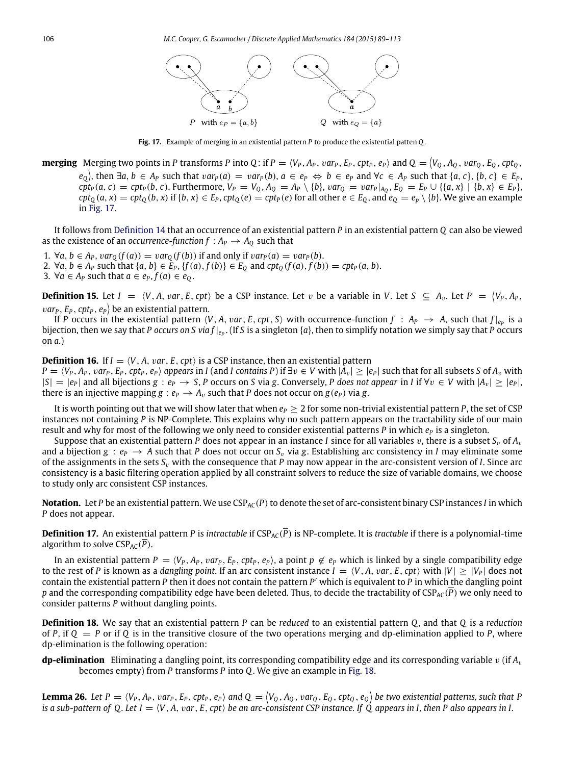$P$ with $e_P = \{a, b\}$ $\qquad$ $Q$ with $e_Q = \{a\}$

**Fig. 17.** Example of merging in an existential pattern $P$ to produce the existential patten $Q$.

**merging** Merging two points in $P$ transforms $P$ into $Q$: if $P = \langle V_P, A_P, var_P, E_P, cpt_P, e_P\rangle$ and $Q = \langle V_Q, A_Q, var_Q, E_Q, cpt_Q, e_Q\rangle$, then $\exists a, b \in A_P$ such that $var_P(a) = var_P(b)$, $a \in e_P \Leftrightarrow b \in e_P$ and $\forall c \in A_P$ such that $\{a, c\}, \{b, c\} \in E_P$, $cpt_P(a, c) = cpt_P(b, c)$. Furthermore, $V_P = V_Q$, $A_Q = A_P \setminus \{b\}$, $var_Q = var_P|_{A_Q}$, $E_Q = E_P \cup \{\{a, x\} \mid \{b, x\} \in E_P\}$, $cpt_Q(a, x) = cpt_Q(b, x)$ if $\{b, x\} \in E_P$, $cpt_Q(e) = cpt_P(e)$ for all other $e \in E_Q$, and $e_Q = e_p \setminus \{b\}$. We give an example in Fig. 17.

It follows from Definition 14 that an occurrence of an existential pattern $P$ in an existential pattern $Q$ can also be viewed as the existence of an *occurrence-function* $f : A_P \to A_Q$ such that

1. $\forall a, b \in A_P$, $var_Q(f(a)) = var_Q(f(b))$ if and only if $var_P(a) = var_P(b)$.
2. $\forall a, b \in A_P$ such that $\{a, b\} \in E_P$, $\{f(a), f(b)\} \in E_Q$ and $cpt_Q(f(a), f(b)) = cpt_P(a, b)$.
3. $\forall a \in A_P$ such that $a \in e_P$, $f(a) \in e_Q$.

**Definition 15.** Let $I = \langle V, A, var, E, cpt\rangle$ be a CSP instance. Let $v$ be a variable in $V$. Let $S \subseteq A_v$. Let $P = \langle V_P, A_P, var_P, E_P, cpt_P, e_P\rangle$ be an existential pattern.

If $P$ occurs in the existential pattern $\langle V, A, var, E, cpt, S\rangle$ with occurrence-function $f : A_P \to A$, such that $f|_{e_P}$ is a bijection, then we say that $P$ *occurs on* $S$ *via* $f|_{e_P}$. (If $S$ is a singleton $\{a\}$, then to simplify notation we simply say that $P$ occurs on $a$.)

**Definition 16.** If $I = \langle V, A, var, E, cpt\rangle$ is a CSP instance, then an existential pattern $P = \langle V_P, A_P, var_P, E_P, cpt_P, e_P\rangle$ *appears* in $I$ (and $I$ *contains* $P$) if $\exists v \in V$ with $|A_v| \geq |e_P|$ such that for all subsets $S$ of $A_v$ with $|S| = |e_P|$ and all bijections $g : e_P \to S$, $P$ occurs on $S$ via $g$. Conversely, $P$ *does not appear* in $I$ if $\forall v \in V$ with $|A_v| \geq |e_P|$, there is an injective mapping $g : e_P \to A_v$ such that $P$ does not occur on $g(e_P)$ via $g$.

It is worth pointing out that we will show later that when $e_P \geq 2$ for some non-trivial existential pattern $P$, the set of CSP instances not containing $P$ is NP-Complete. This explains why no such pattern appears on the tractability side of our main result and why for most of the following we only need to consider existential patterns $P$ in which $e_P$ is a singleton.

Suppose that an existential pattern $P$ does not appear in an instance $I$ since for all variables $v$, there is a subset $S_v$ of $A_v$ and a bijection $g : e_P \to A$ such that $P$ does not occur on $S_v$ via $g$. Establishing arc consistency in $I$ may eliminate some of the assignments in the sets $S_v$ with the consequence that $P$ may now appear in the arc-consistent version of $I$. Since arc consistency is a basic filtering operation applied by all constraint solvers to reduce the size of variable domains, we choose to study only arc consistent CSP instances.

**Notation.** Let $P$ be an existential pattern. We use $\text{CSP}_{\text{AC}}(\overline{P})$ to denote the set of arc-consistent binary CSP instances $I$ in which $P$ does not appear.

**Definition 17.** An existential pattern $P$ is *intractable* if $\text{CSP}_{\text{AC}}(\overline{P})$ is NP-complete. It is *tractable* if there is a polynomial-time algorithm to solve $\text{CSP}_{\text{AC}}(\overline{P})$.

In an existential pattern $P = \langle V_P, A_P, var_P, E_P, cpt_P, e_P\rangle$, a point $p \notin e_P$ which is linked by a single compatibility edge to the rest of $P$ is known as a *dangling point*. If an arc consistent instance $I = \langle V, A, var, E, cpt\rangle$ with $|V| \geq |V_P|$ does not contain the existential pattern $P$ then it does not contain the pattern $P'$ which is equivalent to $P$ in which the dangling point $p$ and the corresponding compatibility edge have been deleted. Thus, to decide the tractability of $\text{CSP}_{\text{AC}}(\overline{P})$ we only need to consider patterns $P$ without dangling points.

**Definition 18.** We say that an existential pattern $P$ can be *reduced* to an existential pattern $Q$, and that $Q$ is a *reduction* of $P$, if $Q = P$ or if $Q$ is in the transitive closure of the two operations merging and dp-elimination applied to $P$, where dp-elimination is the following operation:

**dp-elimination** Eliminating a dangling point, its corresponding compatibility edge and its corresponding variable $v$ (if $A_v$ becomes empty) from $P$ transforms $P$ into $Q$. We give an example in Fig. 18.

**Lemma 26.** *Let $P = \langle V_P, A_P, var_P, E_P, cpt_P, e_P\rangle$ and $Q = \langle V_Q, A_Q, var_Q, E_Q, cpt_Q, e_Q\rangle$ be two existential patterns, such that $P$ is a sub-pattern of $Q$. Let $I = \langle V, A, var, E, cpt\rangle$ be an arc-consistent CSP instance. If $Q$ appears in $I$, then $P$ also appears in $I$.*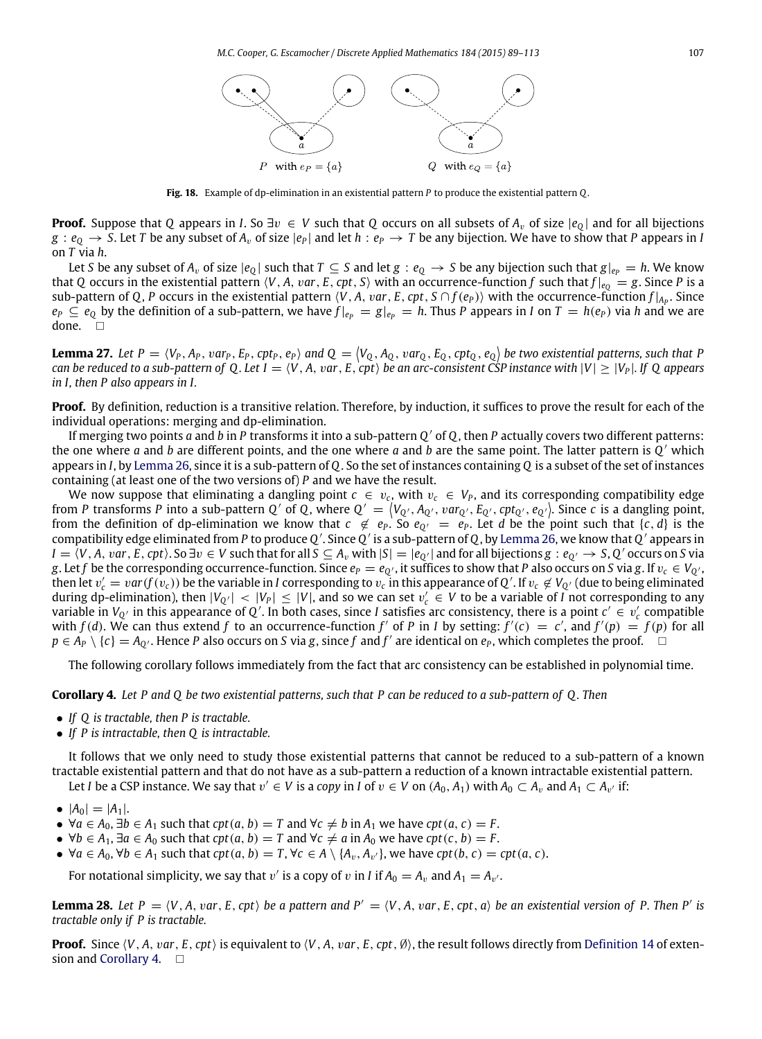Fig. 18. Example of dp-elimination in an existential pattern $P$ to produce the existential pattern $Q$.

**Proof.** Suppose that $Q$ appears in $I$. So $\exists v \in V$ such that $Q$ occurs on all subsets of $A_v$ of size $|e_Q|$ and for all bijections $g : e_Q \to S$. Let $T$ be any subset of $A_v$ of size $|e_P|$ and let $h : e_P \to T$ be any bijection. We have to show that $P$ appears in $I$ on $T$ via $h$.

Let $S$ be any subset of $A_v$ of size $|e_Q|$ such that $T \subseteq S$ and let $g : e_Q \to S$ be any bijection such that $g|_{e_P} = h$. We know that $Q$ occurs in the existential pattern $\langle V, A, var, E, cpt, S\rangle$ with an occurrence-function $f$ such that $f|_{e_Q} = g$. Since $P$ is a sub-pattern of $Q$, $P$ occurs in the existential pattern $\langle V, A, var, E, cpt, S \cap f(e_P)\rangle$ with the occurrence-function $f|_{A_P}$. Since $e_P \subseteq e_Q$ by the definition of a sub-pattern, we have $f|_{e_P} = g|_{e_P} = h$. Thus $P$ appears in $I$ on $T = h(e_P)$ via $h$ and we are done. $\square$

**Lemma 27.** *Let $P = \langle V_P, A_P, var_P, E_P, cpt_P, e_P\rangle$ and $Q = \langle V_Q, A_Q, var_Q, E_Q, cpt_Q, e_Q\rangle$ be two existential patterns, such that $P$ can be reduced to a sub-pattern of $Q$. Let $I = \langle V, A, var, E, cpt\rangle$ be an arc-consistent CSP instance with $|V| \geq |V_P|$. If $Q$ appears in $I$, then $P$ also appears in $I$.*

**Proof.** By definition, reduction is a transitive relation. Therefore, by induction, it suffices to prove the result for each of the individual operations: merging and dp-elimination.

If merging two points $a$ and $b$ in $P$ transforms it into a sub-pattern $Q'$ of $Q$, then $P$ actually covers two different patterns: the one where $a$ and $b$ are different points, and the one where $a$ and $b$ are the same point. The latter pattern is $Q'$ which appears in $I$, by Lemma 26, since it is a sub-pattern of $Q$. So the set of instances containing $Q$ is a subset of the set of instances containing (at least one of the two versions of) $P$ and we have the result.

We now suppose that eliminating a dangling point $c \in v_c$, with $v_c \in V_P$, and its corresponding compatibility edge from $P$ transforms $P$ into a sub-pattern $Q'$ of $Q$, where $Q' = \langle V_{Q'}, A_{Q'}, var_{Q'}, E_{Q'}, cpt_{Q'}, e_{Q'}\rangle$. Since $c$ is a dangling point, from the definition of dp-elimination we know that $c \notin e_P$. So $e_{Q'} = e_P$. Let $d$ be the point such that $\{c, d\}$ is the compatibility edge eliminated from $P$ to produce $Q'$. Since $Q'$ is a sub-pattern of $Q$, by Lemma 26, we know that $Q'$ appears in $I = \langle V, A, var, E, cpt\rangle$. So $\exists v \in V$ such that for all $S \subseteq A_v$ with $|S| = |e_{Q'}|$ and for all bijections $g : e_{Q'} \to S$, $Q'$ occurs on $S$ via $g$. Let $f$ be the corresponding occurrence-function. Since $e_P = e_{Q'}$, it suffices to show that $P$ also occurs on $S$ via $g$. If $v_c \in V_{Q'}$, then let $v_c' = var(f(v_c))$ be the variable in $I$ corresponding to $v_c$ in this appearance of $Q'$. If $v_c \notin V_{Q'}$ (due to being eliminated during dp-elimination), then $|V_{Q'}| < |V_P| \leq |V|$, and so we can set $v_c' \in V$ to be a variable of $I$ not corresponding to any variable in $V_{Q'}$ in this appearance of $Q'$. In both cases, since $I$ satisfies arc consistency, there is a point $c' \in v_c'$ compatible with $f(d)$. We can thus extend $f$ to an occurrence-function $f'$ of $P$ in $I$ by setting: $f'(c) = c'$, and $f'(p) = f(p)$ for all $p \in A_P \setminus \{c\} = A_{Q'}$. Hence $P$ also occurs on $S$ via $g$, since $f$ and $f'$ are identical on $e_P$, which completes the proof. $\square$

The following corollary follows immediately from the fact that arc consistency can be established in polynomial time.

**Corollary 4.** *Let $P$ and $Q$ be two existential patterns, such that $P$ can be reduced to a sub-pattern of $Q$. Then*

- *If $Q$ is tractable, then $P$ is tractable.*
- *If $P$ is intractable, then $Q$ is intractable.*

It follows that we only need to study those existential patterns that cannot be reduced to a sub-pattern of a known tractable existential pattern and that do not have as a sub-pattern a reduction of a known intractable existential pattern.

Let $I$ be a CSP instance. We say that $v' \in V$ is a *copy* in $I$ of $v \in V$ on $(A_0, A_1)$ with $A_0 \subset A_v$ and $A_1 \subset A_{v'}$ if:

- $|A_0| = |A_1|$.
- $\forall a \in A_0, \exists b \in A_1$ such that $cpt(a, b) = T$ and $\forall c \neq b$ in $A_1$ we have $cpt(a, c) = F$.
- $\forall b \in A_1, \exists a \in A_0$ such that $cpt(a, b) = T$ and $\forall c \neq a$ in $A_0$ we have $cpt(c, b) = F$.
- $\forall a \in A_0, \forall b \in A_1$ such that $cpt(a, b) = T, \forall c \in A \setminus \{A_v, A_{v'}\}$, we have $cpt(b, c) = cpt(a, c)$.

For notational simplicity, we say that $v'$ is a copy of $v$ in $I$ if $A_0 = A_v$ and $A_1 = A_{v'}$.

**Lemma 28.** *Let $P = \langle V, A, var, E, cpt\rangle$ be a pattern and $P' = \langle V, A, var, E, cpt, a\rangle$ be an existential version of $P$. Then $P'$ is tractable only if $P$ is tractable.*

**Proof.** Since $\langle V, A, var, E, cpt\rangle$ is equivalent to $\langle V, A, var, E, cpt, \emptyset\rangle$, the result follows directly from Definition 14 of extension and Corollary 4. $\square$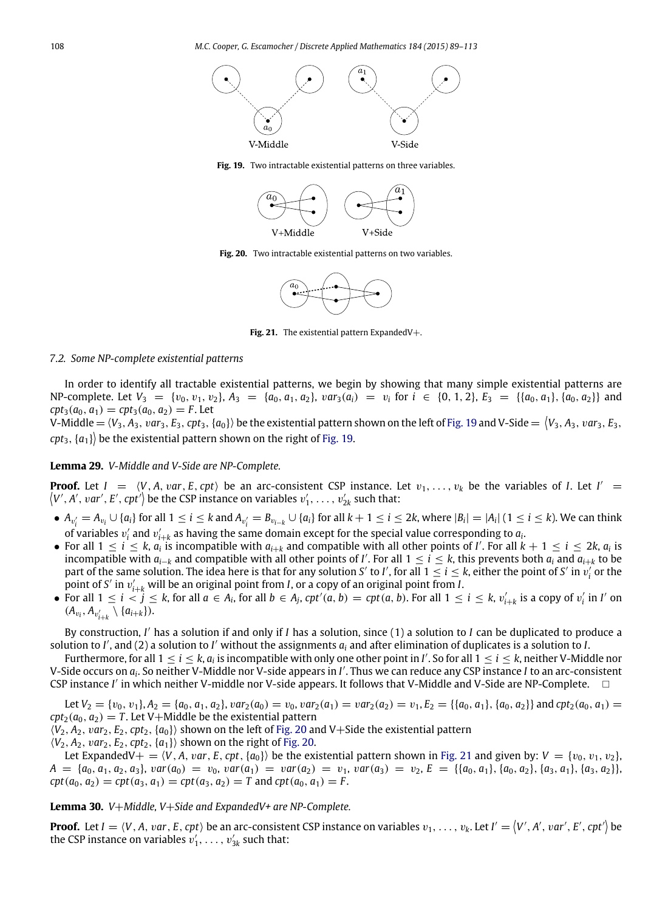**Fig. 19.** Two intractable existential patterns on three variables.

**Fig. 20.** Two intractable existential patterns on two variables.

**Fig. 21.** The existential pattern ExpandedV+.

### 7.2. Some NP-complete existential patterns

In order to identify all tractable existential patterns, we begin by showing that many simple existential patterns are NP-complete. Let $V_3 = \{v_0, v_1, v_2\}$, $A_3 = \{a_0, a_1, a_2\}$, $var_3(a_i) = v_i$ for $i \in \{0, 1, 2\}$, $E_3 = \{\{a_0, a_1\}, \{a_0, a_2\}\}$ and $cpt_3(a_0, a_1) = cpt_3(a_0, a_2) = F$. Let

V-Middle $= \langle V_3, A_3, var_3, E_3, cpt_3, \{a_0\}\rangle$ be the existential pattern shown on the left of Fig. 19 and V-Side $= \langle V_3, A_3, var_3, E_3, cpt_3, \{a_1\}\rangle$ be the existential pattern shown on the right of Fig. 19.

**Lemma 29.** *V-Middle and V-Side are NP-Complete.*

**Proof.** Let $I = \langle V, A, var, E, cpt\rangle$ be an arc-consistent CSP instance. Let $v_1, \ldots, v_k$ be the variables of $I$. Let $I' = \langle V', A', var', E', cpt'\rangle$ be the CSP instance on variables $v'_1, \ldots, v'_{2k}$ such that:

- $A_{v'_i} = A_{v_i} \cup \{a_i\}$ for all $1 \le i \le k$ and $A_{v'_i} = B_{v_{i-k}} \cup \{a_i\}$ for all $k+1 \le i \le 2k$, where $|B_i| = |A_i|$ $(1 \le i \le k)$. We can think of variables $v'_i$ and $v'_{i+k}$ as having the same domain except for the special value corresponding to $a_i$.
- For all $1 \le i \le k$, $a_i$ is incompatible with $a_{i+k}$ and compatible with all other points of $I'$. For all $k+1 \le i \le 2k$, $a_i$ is incompatible with $a_{i-k}$ and compatible with all other points of $I'$. For all $1 \le i \le k$, this prevents both $a_i$ and $a_{i+k}$ to be part of the same solution. The idea here is that for any solution $S'$ to $I'$, for all $1 \le i \le k$, either the point of $S'$ in $v'_i$ or the point of $S'$ in $v'_{i+k}$ will be an original point from $I$, or a copy of an original point from $I$.
- For all $1 \le i < j \le k$, for all $a \in A_i$, for all $b \in A_j$, $cpt'(a, b) = cpt(a, b)$. For all $1 \le i \le k$, $v'_{i+k}$ is a copy of $v'_i$ in $I'$ on $(A_{v_i}, A_{v'_{i+k}} \setminus \{a_{i+k}\})$.

By construction, $I'$ has a solution if and only if $I$ has a solution, since (1) a solution to $I$ can be duplicated to produce a solution to $I'$, and (2) a solution to $I'$ without the assignments $a_i$ and after elimination of duplicates is a solution to $I$.

Furthermore, for all $1 \le i \le k$, $a_i$ is incompatible with only one other point in $I'$. So for all $1 \le i \le k$, neither V-Middle nor V-Side occurs on $a_i$. So neither V-Middle nor V-side appears in $I'$. Thus we can reduce any CSP instance $I$ to an arc-consistent CSP instance $I'$ in which neither V-middle nor V-side appears. It follows that V-Middle and V-Side are NP-Complete. $\square$

Let $V_2 = \{v_0, v_1\}$, $A_2 = \{a_0, a_1, a_2\}$, $var_2(a_0) = v_0$, $var_2(a_1) = var_2(a_2) = v_1$, $E_2 = \{\{a_0, a_1\}, \{a_0, a_2\}\}$ and $cpt_2(a_0, a_1) = cpt_2(a_0, a_2) = T$. Let V+Middle be the existential pattern

$\langle V_2, A_2, var_2, E_2, cpt_2, \{a_0\}\rangle$ shown on the left of Fig. 20 and V+Side the existential pattern

$\langle V_2, A_2, var_2, E_2, cpt_2, \{a_1\}\rangle$ shown on the right of Fig. 20.

Let ExpandedV+ $= \langle V, A, var, E, cpt, \{a_0\}\rangle$ be the existential pattern shown in Fig. 21 and given by: $V = \{v_0, v_1, v_2\}$, $A = \{a_0, a_1, a_2, a_3\}$, $var(a_0) = v_0$, $var(a_1) = var(a_2) = v_1$, $var(a_3) = v_2$, $E = \{\{a_0, a_1\}, \{a_0, a_2\}, \{a_3, a_1\}, \{a_3, a_2\}\}$, $cpt(a_0, a_2) = cpt(a_3, a_1) = cpt(a_3, a_2) = T$ and $cpt(a_0, a_1) = F$.

**Lemma 30.** *V+Middle, V+Side and ExpandedV+ are NP-Complete.*

**Proof.** Let $I = \langle V, A, var, E, cpt\rangle$ be an arc-consistent CSP instance on variables $v_1, \ldots, v_k$. Let $I' = \langle V', A', var', E', cpt'\rangle$ be the CSP instance on variables $v'_1, \ldots, v'_{3k}$ such that: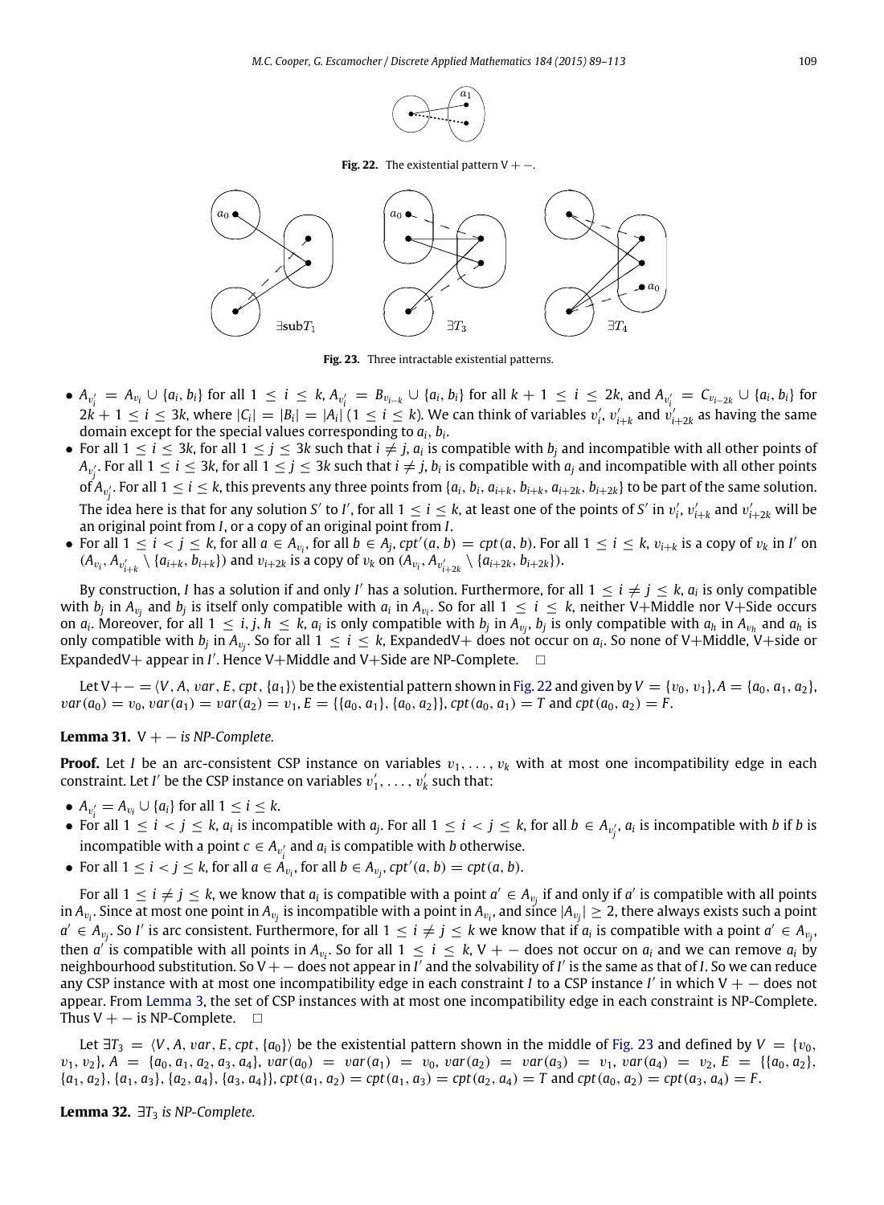**Fig. 22.** The existential pattern V + −.

**Fig. 23.** Three intractable existential patterns.

- $A_{v'_i} = A_{v_i} \cup \{a_i, b_i\}$ for all $1 \le i \le k$, $A_{v'_i} = B_{v_{i-k}} \cup \{a_i, b_i\}$ for all $k+1 \le i \le 2k$, and $A_{v'_i} = C_{v_{i-2k}} \cup \{a_i, b_i\}$ for $2k+1 \le i \le 3k$, where $|C_i| = |B_i| = |A_i|$ $(1 \le i \le k)$. We can think of variables $v'_i$, $v'_{i+k}$ and $v'_{i+2k}$ as having the same domain except for the special values corresponding to $a_i, b_i$.
- For all $1 \le i \le 3k$, for all $1 \le j \le 3k$ such that $i \ne j$, $a_i$ is compatible with $b_j$ and incompatible with all other points of $A_{v'_j}$. For all $1 \le i \le 3k$, for all $1 \le j \le 3k$ such that $i \ne j$, $b_i$ is compatible with $a_j$ and incompatible with all other points of $A_{v'_j}$. For all $1 \le i \le k$, this prevents any three points from $\{a_i, b_i, a_{i+k}, b_{i+k}, a_{i+2k}, b_{i+2k}\}$ to be part of the same solution. The idea here is that for any solution $S'$ to $I'$, for all $1 \le i \le k$, at least one of the points of $S'$ in $v'_i$, $v'_{i+k}$ and $v'_{i+2k}$ will be an original point from $I$, or a copy of an original point from $I$.
- For all $1 \le i < j \le k$, for all $a \in A_{v_i}$, for all $b \in A_j$, $cpt'(a, b) = cpt(a, b)$. For all $1 \le i \le k$, $v_{i+k}$ is a copy of $v_k$ in $I'$ on $(A_{v_i}, A_{v'_{i+k}} \setminus \{a_{i+k}, b_{i+k}\})$ and $v_{i+2k}$ is a copy of $v_k$ on $(A_{v_i}, A_{v'_{i+2k}} \setminus \{a_{i+2k}, b_{i+2k}\})$.

By construction, $I$ has a solution if and only $I'$ has a solution. Furthermore, for all $1 \le i \ne j \le k$, $a_i$ is only compatible with $b_j$ in $A_{v_j}$ and $b_j$ is itself only compatible with $a_i$ in $A_{v_i}$. So for all $1 \le i \le k$, neither V+Middle nor V+Side occurs on $a_i$. Moreover, for all $1 \le i, j, h \le k$, $a_i$ is only compatible with $b_j$ in $A_{v_j}$, $b_j$ is only compatible with $a_h$ in $A_{v_h}$ and $a_h$ is only compatible with $b_j$ in $A_{v_j}$. So for all $1 \le i \le k$, ExpandedV+ does not occur on $a_i$. So none of V+Middle, V+side or ExpandedV+ appear in $I'$. Hence V+Middle and V+Side are NP-Complete. □

Let $\text{V}{+}{-} = \langle V, A, var, E, cpt, \{a_1\}\rangle$ be the existential pattern shown in Fig. 22 and given by $V = \{v_0, v_1\}$, $A = \{a_0, a_1, a_2\}$, $var(a_0) = v_0$, $var(a_1) = var(a_2) = v_1$, $E = \{\{a_0, a_1\}, \{a_0, a_2\}\}$, $cpt(a_0, a_1) = T$ and $cpt(a_0, a_2) = F$.

**Lemma 31.** *V + − is NP-Complete.*

**Proof.** Let $I$ be an arc-consistent CSP instance on variables $v_1, \ldots, v_k$ with at most one incompatibility edge in each constraint. Let $I'$ be the CSP instance on variables $v'_1, \ldots, v'_k$ such that:

- $A_{v'_i} = A_{v_i} \cup \{a_i\}$ for all $1 \le i \le k$.
- For all $1 \le i < j \le k$, $a_i$ is incompatible with $a_j$. For all $1 \le i < j \le k$, for all $b \in A_{v'_j}$, $a_i$ is incompatible with $b$ if $b$ is incompatible with a point $c \in A_{v'_i}$ and $a_i$ is compatible with $b$ otherwise.
- For all $1 \le i < j \le k$, for all $a \in A_{v_i}$, for all $b \in A_{v_j}$, $cpt'(a, b) = cpt(a, b)$.

For all $1 \le i \ne j \le k$, we know that $a_i$ is compatible with a point $a' \in A_{v_j}$ if and only if $a'$ is compatible with all points in $A_{v_i}$. Since at most one point in $A_{v_j}$ is incompatible with a point in $A_{v_i}$, and since $|A_{v_j}| \ge 2$, there always exists such a point $a' \in A_{v_j}$. So $I'$ is arc consistent. Furthermore, for all $1 \le i \ne j \le k$ we know that if $a_i$ is compatible with a point $a' \in A_{v_j}$, then $a'$ is compatible with all points in $A_{v_i}$. So for all $1 \le i \le k$, V + − does not occur on $a_i$ and we can remove $a_i$ by neighbourhood substitution. So V + − does not appear in $I'$ and the solvability of $I'$ is the same as that of $I$. So we can reduce any CSP instance with at most one incompatibility edge in each constraint $I$ to a CSP instance $I'$ in which V + − does not appear. From Lemma 3, the set of CSP instances with at most one incompatibility edge in each constraint is NP-Complete. Thus V + − is NP-Complete. □

Let $\exists T_3 = \langle V, A, var, E, cpt, \{a_0\}\rangle$ be the existential pattern shown in the middle of Fig. 23 and defined by $V = \{v_0, v_1, v_2\}$, $A = \{a_0, a_1, a_2, a_3, a_4\}$, $var(a_0) = var(a_1) = v_0$, $var(a_2) = var(a_3) = v_1$, $var(a_4) = v_2$, $E = \{\{a_0, a_2\}, \{a_1, a_2\}, \{a_1, a_3\}, \{a_2, a_4\}, \{a_3, a_4\}\}$, $cpt(a_1, a_2) = cpt(a_1, a_3) = cpt(a_2, a_4) = T$ and $cpt(a_0, a_2) = cpt(a_3, a_4) = F$.

**Lemma 32.** *$\exists T_3$ is NP-Complete.*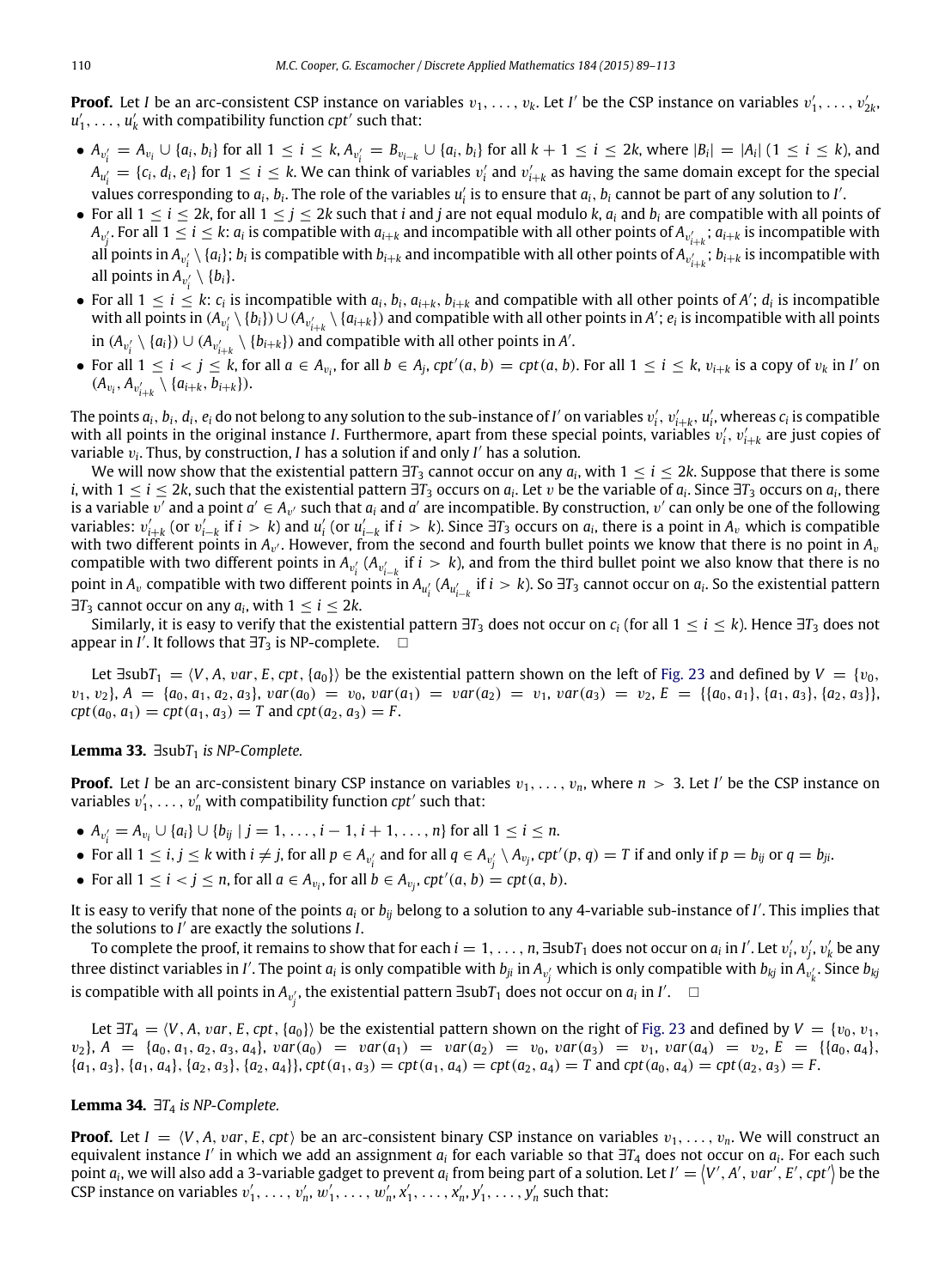**Proof.** Let $I$ be an arc-consistent CSP instance on variables $v_1, \ldots, v_k$. Let $I'$ be the CSP instance on variables $v'_1, \ldots, v'_{2k}$, $u'_1, \ldots, u'_k$ with compatibility function $cpt'$ such that:

- $A_{v'_i} = A_{v_i} \cup \{a_i, b_i\}$ for all $1 \leq i \leq k$, $A_{v'_i} = B_{v_{i-k}} \cup \{a_i, b_i\}$ for all $k+1 \leq i \leq 2k$, where $|B_i| = |A_i|$ $(1 \leq i \leq k)$, and $A_{u'_i} = \{c_i, d_i, e_i\}$ for $1 \leq i \leq k$. We can think of variables $v'_i$ and $v'_{i+k}$ as having the same domain except for the special values corresponding to $a_i, b_i$. The role of the variables $u'_i$ is to ensure that $a_i, b_i$ cannot be part of any solution to $I'$.
- For all $1 \leq i \leq 2k$, for all $1 \leq j \leq 2k$ such that $i$ and $j$ are not equal modulo $k$, $a_i$ and $b_i$ are compatible with all points of $A_{v'_j}$. For all $1 \leq i \leq k$: $a_i$ is compatible with $a_{i+k}$ and incompatible with all other points of $A_{v'_{i+k}}$; $a_{i+k}$ is incompatible with all points in $A_{v'_i} \setminus \{a_i\}$; $b_i$ is compatible with $b_{i+k}$ and incompatible with all other points of $A_{v'_{i+k}}$; $b_{i+k}$ is incompatible with all points in $A_{v'_i} \setminus \{b_i\}$.
- For all $1 \leq i \leq k$: $c_i$ is incompatible with $a_i, b_i, a_{i+k}, b_{i+k}$ and compatible with all other points of $A'$; $d_i$ is incompatible with all points in $(A_{v'_i} \setminus \{b_i\}) \cup (A_{v'_{i+k}} \setminus \{a_{i+k}\})$ and compatible with all other points in $A'$; $e_i$ is incompatible with all points in $(A_{v'_i} \setminus \{a_i\}) \cup (A_{v'_{i+k}} \setminus \{b_{i+k}\})$ and compatible with all other points in $A'$.
- For all $1 \leq i < j \leq k$, for all $a \in A_{v_i}$, for all $b \in A_j$, $cpt'(a, b) = cpt(a, b)$. For all $1 \leq i \leq k$, $v_{i+k}$ is a copy of $v_k$ in $I'$ on $(A_{v_i}, A_{v'_{i+k}} \setminus \{a_{i+k}, b_{i+k}\})$.

The points $a_i, b_i, d_i, e_i$ do not belong to any solution to the sub-instance of $I'$ on variables $v'_i, v'_{i+k}, u'_i$, whereas $c_i$ is compatible with all points in the original instance $I$. Furthermore, apart from these special points, variables $v'_i, v'_{i+k}$ are just copies of variable $v_i$. Thus, by construction, $I$ has a solution if and only $I'$ has a solution.

We will now show that the existential pattern $\exists T_3$ cannot occur on any $a_i$, with $1 \leq i \leq 2k$. Suppose that there is some $i$, with $1 \leq i \leq 2k$, such that the existential pattern $\exists T_3$ occurs on $a_i$. Let $v$ be the variable of $a_i$. Since $\exists T_3$ occurs on $a_i$, there is a variable $v'$ and a point $a' \in A_{v'}$ such that $a_i$ and $a'$ are incompatible. By construction, $v'$ can only be one of the following variables: $v'_{i+k}$ (or $v'_{i-k}$ if $i > k$) and $u'_i$ (or $u'_{i-k}$ if $i > k$). Since $\exists T_3$ occurs on $a_i$, there is a point in $A_v$ which is compatible with two different points in $A_{v'}$. However, from the second and fourth bullet points we know that there is no point in $A_v$ compatible with two different points in $A_{v'_i}$ ($A_{v'_{i-k}}$ if $i > k$), and from the third bullet point we also know that there is no point in $A_v$ compatible with two different points in $A_{u'_i}$ ($A_{u'_{i-k}}$ if $i > k$). So $\exists T_3$ cannot occur on $a_i$. So the existential pattern $\exists T_3$ cannot occur on any $a_i$, with $1 \leq i \leq 2k$.

Similarly, it is easy to verify that the existential pattern $\exists T_3$ does not occur on $c_i$ (for all $1 \leq i \leq k$). Hence $\exists T_3$ does not appear in $I'$. It follows that $\exists T_3$ is NP-complete. $\square$

Let $\exists \text{sub}T_1 = \langle V, A, var, E, cpt, \{a_0\}\rangle$ be the existential pattern shown on the left of Fig. 23 and defined by $V = \{v_0, v_1, v_2\}$, $A = \{a_0, a_1, a_2, a_3\}$, $var(a_0) = v_0$, $var(a_1) = var(a_2) = v_1$, $var(a_3) = v_2$, $E = \{\{a_0, a_1\}, \{a_1, a_3\}, \{a_2, a_3\}\}$, $cpt(a_0, a_1) = cpt(a_1, a_3) = T$ and $cpt(a_2, a_3) = F$.

**Lemma 33.** *$\exists \text{sub}T_1$ is NP-Complete.*

**Proof.** Let $I$ be an arc-consistent binary CSP instance on variables $v_1, \ldots, v_n$, where $n > 3$. Let $I'$ be the CSP instance on variables $v'_1, \ldots, v'_n$ with compatibility function $cpt'$ such that:

- $A_{v'_i} = A_{v_i} \cup \{a_i\} \cup \{b_{ij} \mid j = 1, \ldots, i-1, i+1, \ldots, n\}$ for all $1 \leq i \leq n$.
- For all $1 \leq i, j \leq k$ with $i \neq j$, for all $p \in A_{v'_i}$ and for all $q \in A_{v'_j} \setminus A_{v_j}$, $cpt'(p, q) = T$ if and only if $p = b_{ij}$ or $q = b_{ji}$.
- For all $1 \leq i < j \leq n$, for all $a \in A_{v_i}$, for all $b \in A_{v_j}$, $cpt'(a, b) = cpt(a, b)$.

It is easy to verify that none of the points $a_i$ or $b_{ij}$ belong to a solution to any 4-variable sub-instance of $I'$. This implies that the solutions to $I'$ are exactly the solutions $I$.

To complete the proof, it remains to show that for each $i = 1, \ldots, n$, $\exists \text{sub}T_1$ does not occur on $a_i$ in $I'$. Let $v'_i, v'_j, v'_k$ be any three distinct variables in $I'$. The point $a_i$ is only compatible with $b_{ji}$ in $A_{v'_j}$ which is only compatible with $b_{kj}$ in $A_{v'_k}$. Since $b_{kj}$ is compatible with all points in $A_{v'_j}$, the existential pattern $\exists \text{sub}T_1$ does not occur on $a_i$ in $I'$. $\square$

Let $\exists T_4 = \langle V, A, var, E, cpt, \{a_0\}\rangle$ be the existential pattern shown on the right of Fig. 23 and defined by $V = \{v_0, v_1, v_2\}$, $A = \{a_0, a_1, a_2, a_3, a_4\}$, $var(a_0) = var(a_1) = var(a_2) = v_0$, $var(a_3) = v_1$, $var(a_4) = v_2$, $E = \{\{a_0, a_4\}, \{a_1, a_3\}, \{a_1, a_4\}, \{a_2, a_3\}, \{a_2, a_4\}\}$, $cpt(a_1, a_3) = cpt(a_1, a_4) = cpt(a_2, a_4) = T$ and $cpt(a_0, a_4) = cpt(a_2, a_3) = F$.

**Lemma 34.** *$\exists T_4$ is NP-Complete.*

**Proof.** Let $I = \langle V, A, var, E, cpt\rangle$ be an arc-consistent binary CSP instance on variables $v_1, \ldots, v_n$. We will construct an equivalent instance $I'$ in which we add an assignment $a_i$ for each variable so that $\exists T_4$ does not occur on $a_i$. For each such point $a_i$, we will also add a 3-variable gadget to prevent $a_i$ from being part of a solution. Let $I' = \langle V', A', var', E', cpt'\rangle$ be the CSP instance on variables $v'_1, \ldots, v'_n, w'_1, \ldots, w'_n, x'_1, \ldots, x'_n, y'_1, \ldots, y'_n$ such that: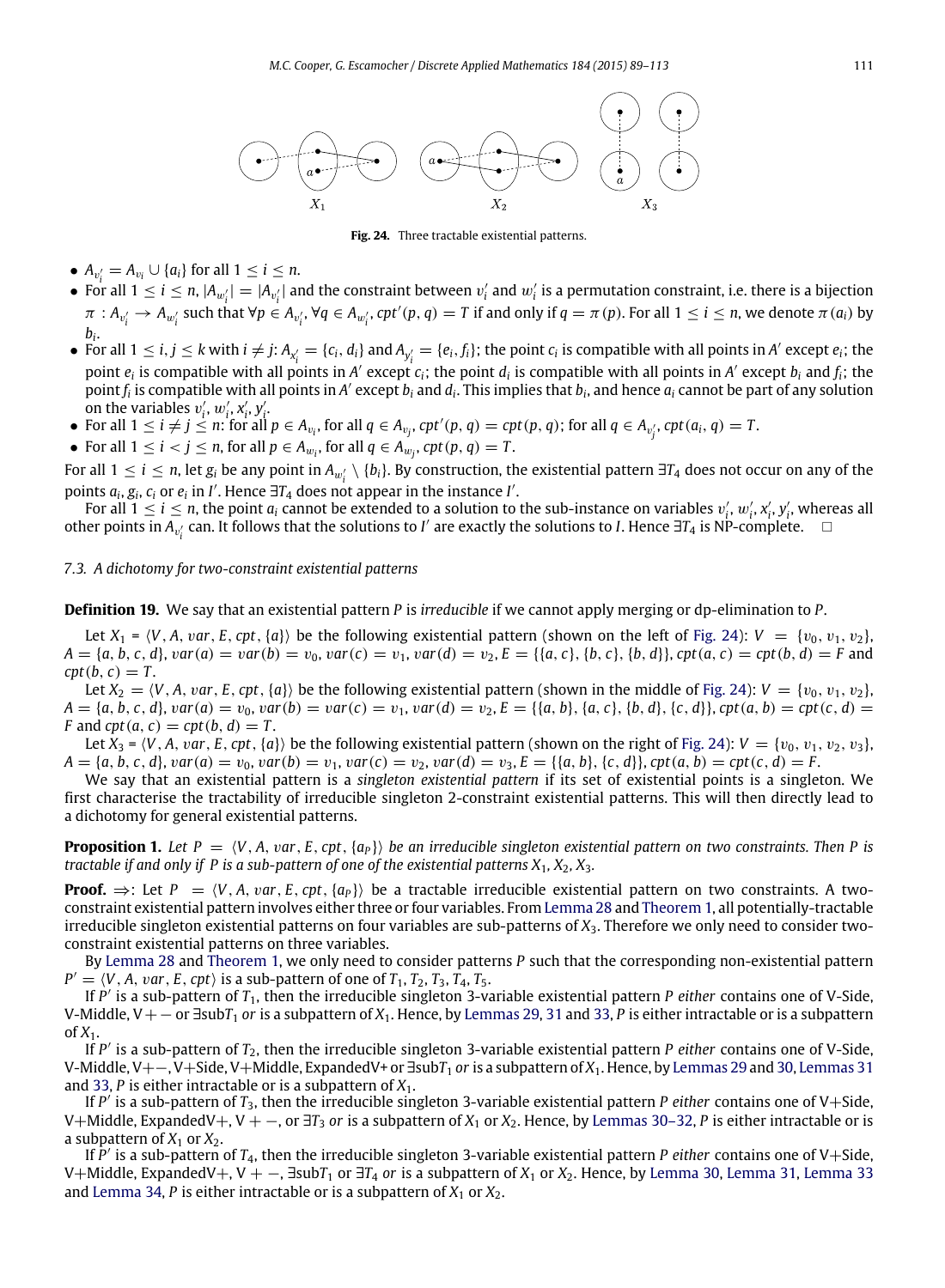Fig. 24. Three tractable existential patterns.

- $A_{v_i'} = A_{v_i} \cup \{a_i\}$ for all $1 \le i \le n$.
- For all $1 \le i \le n$, $|A_{w_i'}| = |A_{v_i'}|$ and the constraint between $v_i'$ and $w_i'$ is a permutation constraint, i.e. there is a bijection $\pi : A_{v_i'} \to A_{w_i'}$ such that $\forall p \in A_{v_i'}, \forall q \in A_{w_i'}, cpt'(p, q) = T$ if and only if $q = \pi(p)$. For all $1 \le i \le n$, we denote $\pi(a_i)$ by $b_i$.
- For all $1 \le i, j \le k$ with $i \ne j$: $A_{x_i'} = \{c_i, d_i\}$ and $A_{y_i'} = \{e_i, f_i\}$; the point $c_i$ is compatible with all points in $A'$ except $e_i$; the point $e_i$ is compatible with all points in $A'$ except $c_i$; the point $d_i$ is compatible with all points in $A'$ except $b_i$ and $f_i$; the point $f_i$ is compatible with all points in $A'$ except $b_i$ and $d_i$. This implies that $b_i$, and hence $a_i$ cannot be part of any solution on the variables $v_i', w_i', x_i', y_i'$.
- For all $1 \le i \ne j \le n$: for all $p \in A_{v_i}$, for all $q \in A_{v_j}$, $cpt'(p, q) = cpt(p, q)$; for all $q \in A_{v_j'}$, $cpt(a_i, q) = T$.
- For all $1 \le i < j \le n$, for all $p \in A_{w_i}$, for all $q \in A_{w_j}$, $cpt(p, q) = T$.

For all $1 \le i \le n$, let $g_i$ be any point in $A_{w_i'} \setminus \{b_i\}$. By construction, the existential pattern $\exists T_4$ does not occur on any of the points $a_i, g_i, c_i$ or $e_i$ in $I'$. Hence $\exists T_4$ does not appear in the instance $I'$.

For all $1 \le i \le n$, the point $a_i$ cannot be extended to a solution to the sub-instance on variables $v_i', w_i', x_i', y_i'$, whereas all other points in $A_{v_i'}$ can. It follows that the solutions to $I'$ are exactly the solutions to $I$. Hence $\exists T_4$ is NP-complete. □

### 7.3. A dichotomy for two-constraint existential patterns

**Definition 19.** We say that an existential pattern $P$ is *irreducible* if we cannot apply merging or dp-elimination to $P$.

Let $X_1 = \langle V, A, var, E, cpt, \{a\}\rangle$ be the following existential pattern (shown on the left of Fig. 24): $V = \{v_0, v_1, v_2\}$, $A = \{a, b, c, d\}$, $var(a) = var(b) = v_0$, $var(c) = v_1$, $var(d) = v_2$, $E = \{\{a, c\}, \{b, c\}, \{b, d\}\}$, $cpt(a, c) = cpt(b, d) = F$ and $cpt(b, c) = T$.

Let $X_2 = \langle V, A, var, E, cpt, \{a\}\rangle$ be the following existential pattern (shown in the middle of Fig. 24): $V = \{v_0, v_1, v_2\}$, $A = \{a, b, c, d\}$, $var(a) = v_0$, $var(b) = var(c) = v_1$, $var(d) = v_2$, $E = \{\{a, b\}, \{a, c\}, \{b, d\}, \{c, d\}\}$, $cpt(a, b) = cpt(c, d) = F$ and $cpt(a, c) = cpt(b, d) = T$.

Let $X_3 = \langle V, A, var, E, cpt, \{a\}\rangle$ be the following existential pattern (shown on the right of Fig. 24): $V = \{v_0, v_1, v_2, v_3\}$, $A = \{a, b, c, d\}$, $var(a) = v_0$, $var(b) = v_1$, $var(c) = v_2$, $var(d) = v_3$, $E = \{\{a, b\}, \{c, d\}\}$, $cpt(a, b) = cpt(c, d) = F$.

We say that an existential pattern is a *singleton existential pattern* if its set of existential points is a singleton. We first characterise the tractability of irreducible singleton 2-constraint existential patterns. This will then directly lead to a dichotomy for general existential patterns.

**Proposition 1.** *Let $P = \langle V, A, var, E, cpt, \{a_P\}\rangle$ be an irreducible singleton existential pattern on two constraints. Then $P$ is tractable if and only if $P$ is a sub-pattern of one of the existential patterns $X_1, X_2, X_3$.*

**Proof.** $\Rightarrow$: Let $P = \langle V, A, var, E, cpt, \{a_P\}\rangle$ be a tractable irreducible existential pattern on two constraints. A two-constraint existential pattern involves either three or four variables. From Lemma 28 and Theorem 1, all potentially-tractable irreducible singleton existential patterns on four variables are sub-patterns of $X_3$. Therefore we only need to consider two-constraint existential patterns on three variables.

By Lemma 28 and Theorem 1, we only need to consider patterns $P$ such that the corresponding non-existential pattern $P' = \langle V, A, var, E, cpt\rangle$ is a sub-pattern of one of $T_1, T_2, T_3, T_4, T_5$.

If $P'$ is a sub-pattern of $T_1$, then the irreducible singleton 3-variable existential pattern $P$ *either* contains one of V-Side, V-Middle, V+− or $\exists$sub$T_1$ *or* is a subpattern of $X_1$. Hence, by Lemmas 29, 31 and 33, $P$ is either intractable or is a subpattern of $X_1$.

If $P'$ is a sub-pattern of $T_2$, then the irreducible singleton 3-variable existential pattern $P$ *either* contains one of V-Side, V-Middle, V+−, V+Side, V+Middle, ExpandedV+ or $\exists$sub$T_1$ *or* is a subpattern of $X_1$. Hence, by Lemmas 29 and 30, Lemmas 31 and 33, $P$ is either intractable or is a subpattern of $X_1$.

If $P'$ is a sub-pattern of $T_3$, then the irreducible singleton 3-variable existential pattern $P$ *either* contains one of V+Side, V+Middle, ExpandedV+, V + −, or $\exists T_3$ *or* is a subpattern of $X_1$ or $X_2$. Hence, by Lemmas 30–32, $P$ is either intractable or is a subpattern of $X_1$ or $X_2$.

If $P'$ is a sub-pattern of $T_4$, then the irreducible singleton 3-variable existential pattern $P$ *either* contains one of V+Side, V+Middle, ExpandedV+, V + −, $\exists$sub$T_1$ or $\exists T_4$ *or* is a subpattern of $X_1$ or $X_2$. Hence, by Lemma 30, Lemma 31, Lemma 33 and Lemma 34, $P$ is either intractable or is a subpattern of $X_1$ or $X_2$.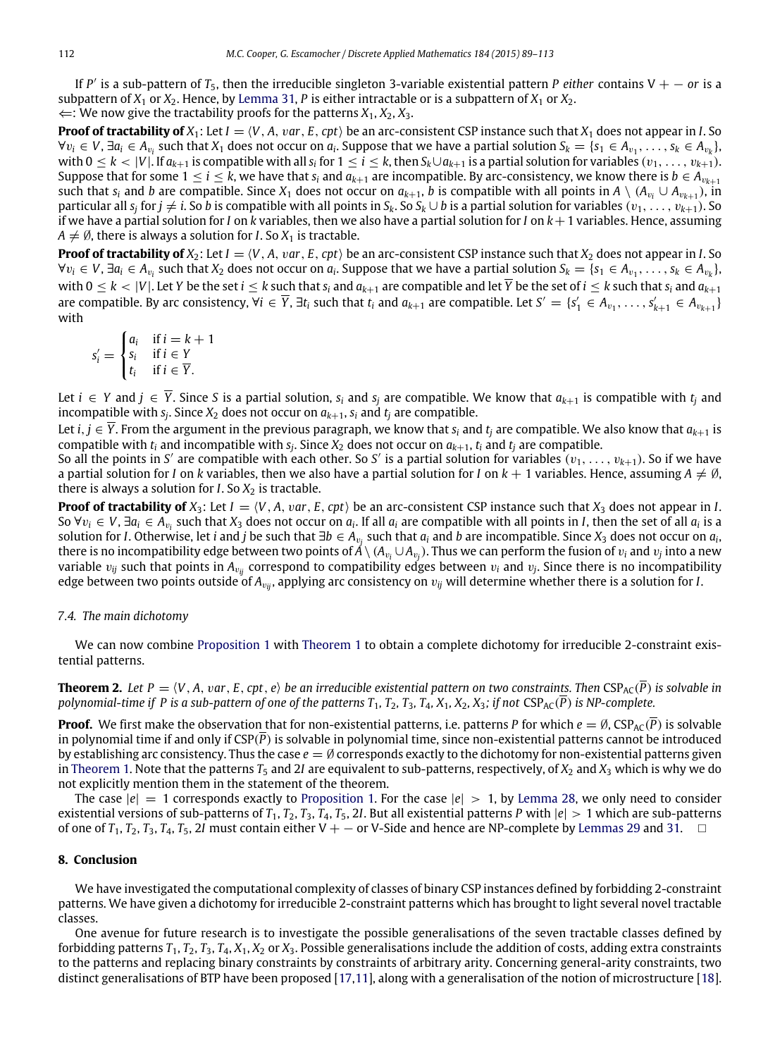If $P'$ is a sub-pattern of $T_5$, then the irreducible singleton 3-variable existential pattern $P$ *either* contains V + − *or* is a subpattern of $X_1$ or $X_2$. Hence, by Lemma 31, $P$ is either intractable or is a subpattern of $X_1$ or $X_2$.
$\Leftarrow$: We now give the tractability proofs for the patterns $X_1, X_2, X_3$.

**Proof of tractability of** $X_1$: Let $I = \langle V, A, var, E, cpt\rangle$ be an arc-consistent CSP instance such that $X_1$ does not appear in $I$. So $\forall v_i \in V, \exists a_i \in A_{v_i}$ such that $X_1$ does not occur on $a_i$. Suppose that we have a partial solution $S_k = \{s_1 \in A_{v_1}, \ldots, s_k \in A_{v_k}\}$, with $0 \leq k < |V|$. If $a_{k+1}$ is compatible with all $s_i$ for $1 \leq i \leq k$, then $S_k \cup a_{k+1}$ is a partial solution for variables $(v_1, \ldots, v_{k+1})$. Suppose that for some $1 \leq i \leq k$, we have that $s_i$ and $a_{k+1}$ are incompatible. By arc-consistency, we know there is $b \in A_{v_{k+1}}$ such that $s_i$ and $b$ are compatible. Since $X_1$ does not occur on $a_{k+1}$, $b$ is compatible with all points in $A \setminus (A_{v_i} \cup A_{v_{k+1}})$, in particular all $s_j$ for $j \neq i$. So $b$ is compatible with all points in $S_k$. So $S_k \cup b$ is a partial solution for variables $(v_1, \ldots, v_{k+1})$. So if we have a partial solution for $I$ on $k$ variables, then we also have a partial solution for $I$ on $k+1$ variables. Hence, assuming $A \neq \emptyset$, there is always a solution for $I$. So $X_1$ is tractable.

**Proof of tractability of** $X_2$: Let $I = \langle V, A, var, E, cpt\rangle$ be an arc-consistent CSP instance such that $X_2$ does not appear in $I$. So $\forall v_i \in V, \exists a_i \in A_{v_i}$ such that $X_2$ does not occur on $a_i$. Suppose that we have a partial solution $S_k = \{s_1 \in A_{v_1}, \ldots, s_k \in A_{v_k}\}$, with $0 \leq k < |V|$. Let $Y$ be the set $i \leq k$ such that $s_i$ and $a_{k+1}$ are compatible and let $\overline{Y}$ be the set of $i \leq k$ such that $s_i$ and $a_{k+1}$ are compatible. By arc consistency, $\forall i \in \overline{Y}, \exists t_i$ such that $t_i$ and $a_{k+1}$ are compatible. Let $S' = \{s'_1 \in A_{v_1}, \ldots, s'_{k+1} \in A_{v_{k+1}}\}$ with

$$s'_i = \begin{cases} a_i & \text{if } i = k+1 \\ s_i & \text{if } i \in Y \\ t_i & \text{if } i \in \overline{Y}. \end{cases}$$

Let $i \in Y$ and $j \in \overline{Y}$. Since $S$ is a partial solution, $s_i$ and $s_j$ are compatible. We know that $a_{k+1}$ is compatible with $t_j$ and incompatible with $s_j$. Since $X_2$ does not occur on $a_{k+1}$, $s_i$ and $t_j$ are compatible.

Let $i, j \in \overline{Y}$. From the argument in the previous paragraph, we know that $s_i$ and $t_j$ are compatible. We also know that $a_{k+1}$ is compatible with $t_i$ and incompatible with $s_j$. Since $X_2$ does not occur on $a_{k+1}$, $t_i$ and $t_j$ are compatible.

So all the points in $S'$ are compatible with each other. So $S'$ is a partial solution for variables $(v_1, \ldots, v_{k+1})$. So if we have a partial solution for $I$ on $k$ variables, then we also have a partial solution for $I$ on $k+1$ variables. Hence, assuming $A \neq \emptyset$, there is always a solution for $I$. So $X_2$ is tractable.

**Proof of tractability of** $X_3$: Let $I = \langle V, A, var, E, cpt\rangle$ be an arc-consistent CSP instance such that $X_3$ does not appear in $I$. So $\forall v_i \in V, \exists a_i \in A_{v_i}$ such that $X_3$ does not occur on $a_i$. If all $a_i$ are compatible with all points in $I$, then the set of all $a_i$ is a solution for $I$. Otherwise, let $i$ and $j$ be such that $\exists b \in A_{v_j}$ such that $a_i$ and $b$ are incompatible. Since $X_3$ does not occur on $a_i$, there is no incompatibility edge between two points of $A \setminus (A_{v_i} \cup A_{v_j})$. Thus we can perform the fusion of $v_i$ and $v_j$ into a new variable $v_{ij}$ such that points in $A_{v_{ij}}$ correspond to compatibility edges between $v_i$ and $v_j$. Since there is no incompatibility edge between two points outside of $A_{v_{ij}}$, applying arc consistency on $v_{ij}$ will determine whether there is a solution for $I$.

### 7.4. The main dichotomy

We can now combine Proposition 1 with Theorem 1 to obtain a complete dichotomy for irreducible 2-constraint existential patterns.

**Theorem 2.** *Let $P = \langle V, A, var, E, cpt, e\rangle$ be an irreducible existential pattern on two constraints. Then* $\mathrm{CSP_{AC}}(\overline{P})$ *is solvable in polynomial-time if $P$ is a sub-pattern of one of the patterns $T_1, T_2, T_3, T_4, X_1, X_2, X_3$; if not* $\mathrm{CSP_{AC}}(\overline{P})$ *is NP-complete.*

**Proof.** We first make the observation that for non-existential patterns, i.e. patterns $P$ for which $e = \emptyset$, $\mathrm{CSP_{AC}}(\overline{P})$ is solvable in polynomial time if and only if $\mathrm{CSP}(\overline{P})$ is solvable in polynomial time, since non-existential patterns cannot be introduced by establishing arc consistency. Thus the case $e = \emptyset$ corresponds exactly to the dichotomy for non-existential patterns given in Theorem 1. Note that the patterns $T_5$ and $2I$ are equivalent to sub-patterns, respectively, of $X_2$ and $X_3$ which is why we do not explicitly mention them in the statement of the theorem.

The case $|e| = 1$ corresponds exactly to Proposition 1. For the case $|e| > 1$, by Lemma 28, we only need to consider existential versions of sub-patterns of $T_1, T_2, T_3, T_4, T_5, 2I$. But all existential patterns $P$ with $|e| > 1$ which are sub-patterns of one of $T_1, T_2, T_3, T_4, T_5, 2I$ must contain either V + − or V-Side and hence are NP-complete by Lemmas 29 and 31. □

## 8. Conclusion

We have investigated the computational complexity of classes of binary CSP instances defined by forbidding 2-constraint patterns. We have given a dichotomy for irreducible 2-constraint patterns which has brought to light several novel tractable classes.

One avenue for future research is to investigate the possible generalisations of the seven tractable classes defined by forbidding patterns $T_1, T_2, T_3, T_4, X_1, X_2$ or $X_3$. Possible generalisations include the addition of costs, adding extra constraints to the patterns and replacing binary constraints by constraints of arbitrary arity. Concerning general-arity constraints, two distinct generalisations of BTP have been proposed [17,11], along with a generalisation of the notion of microstructure [18].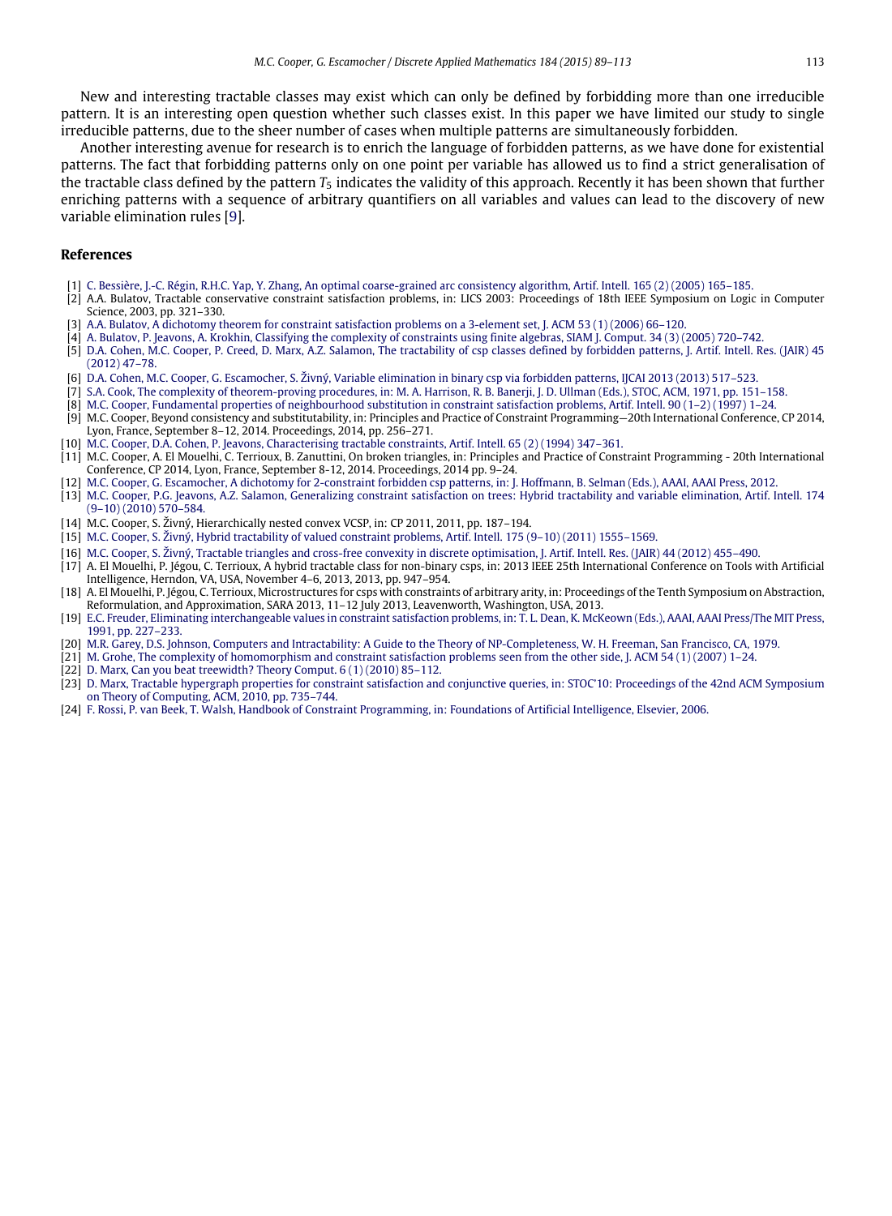New and interesting tractable classes may exist which can only be defined by forbidding more than one irreducible pattern. It is an interesting open question whether such classes exist. In this paper we have limited our study to single irreducible patterns, due to the sheer number of cases when multiple patterns are simultaneously forbidden.

Another interesting avenue for research is to enrich the language of forbidden patterns, as we have done for existential patterns. The fact that forbidding patterns only on one point per variable has allowed us to find a strict generalisation of the tractable class defined by the pattern $T_5$ indicates the validity of this approach. Recently it has been shown that further enriching patterns with a sequence of arbitrary quantifiers on all variables and values can lead to the discovery of new variable elimination rules [9].

## References

[1] C. Bessière, J.-C. Régin, R.H.C. Yap, Y. Zhang, An optimal coarse-grained arc consistency algorithm, Artif. Intell. 165 (2) (2005) 165–185.

[2] A.A. Bulatov, Tractable conservative constraint satisfaction problems, in: LICS 2003: Proceedings of 18th IEEE Symposium on Logic in Computer Science, 2003, pp. 321–330.

[3] A.A. Bulatov, A dichotomy theorem for constraint satisfaction problems on a 3-element set, J. ACM 53 (1) (2006) 66–120.

[4] A. Bulatov, P. Jeavons, A. Krokhin, Classifying the complexity of constraints using finite algebras, SIAM J. Comput. 34 (3) (2005) 720–742.

[5] D.A. Cohen, M.C. Cooper, P. Creed, D. Marx, A.Z. Salamon, The tractability of csp classes defined by forbidden patterns, J. Artif. Intell. Res. (JAIR) 45 (2012) 47–78.

[6] D.A. Cohen, M.C. Cooper, G. Escamocher, S. Živný, Variable elimination in binary csp via forbidden patterns, IJCAI 2013 (2013) 517–523.

[7] S.A. Cook, The complexity of theorem-proving procedures, in: M. A. Harrison, R. B. Banerji, J. D. Ullman (Eds.), STOC, ACM, 1971, pp. 151–158.

[8] M.C. Cooper, Fundamental properties of neighbourhood substitution in constraint satisfaction problems, Artif. Intell. 90 (1–2) (1997) 1–24.

[9] M.C. Cooper, Beyond consistency and substitutability, in: Principles and Practice of Constraint Programming—20th International Conference, CP 2014, Lyon, France, September 8–12, 2014. Proceedings, 2014, pp. 256–271.

[10] M.C. Cooper, D.A. Cohen, P. Jeavons, Characterising tractable constraints, Artif. Intell. 65 (2) (1994) 347–361.

[11] M.C. Cooper, A. El Mouelhi, C. Terrioux, B. Zanuttini, On broken triangles, in: Principles and Practice of Constraint Programming - 20th International Conference, CP 2014, Lyon, France, September 8-12, 2014. Proceedings, 2014 pp. 9–24.

[12] M.C. Cooper, G. Escamocher, A dichotomy for 2-constraint forbidden csp patterns, in: J. Hoffmann, B. Selman (Eds.), AAAI, AAAI Press, 2012.

[13] M.C. Cooper, P.G. Jeavons, A.Z. Salamon, Generalizing constraint satisfaction on trees: Hybrid tractability and variable elimination, Artif. Intell. 174 (9–10) (2010) 570–584.

[14] M.C. Cooper, S. Živný, Hierarchically nested convex VCSP, in: CP 2011, 2011, pp. 187–194.

[15] M.C. Cooper, S. Živný, Hybrid tractability of valued constraint problems, Artif. Intell. 175 (9–10) (2011) 1555–1569.

[16] M.C. Cooper, S. Živný, Tractable triangles and cross-free convexity in discrete optimisation, J. Artif. Intell. Res. (JAIR) 44 (2012) 455–490.

[17] A. El Mouelhi, P. Jégou, C. Terrioux, A hybrid tractable class for non-binary csps, in: 2013 IEEE 25th International Conference on Tools with Artificial Intelligence, Herndon, VA, USA, November 4–6, 2013, 2013, pp. 947–954.

[18] A. El Mouelhi, P. Jégou, C. Terrioux, Microstructures for csps with constraints of arbitrary arity, in: Proceedings of the Tenth Symposium on Abstraction, Reformulation, and Approximation, SARA 2013, 11–12 July 2013, Leavenworth, Washington, USA, 2013.

[19] E.C. Freuder, Eliminating interchangeable values in constraint satisfaction problems, in: T. L. Dean, K. McKeown (Eds.), AAAI, AAAI Press/The MIT Press, 1991, pp. 227–233.

[20] M.R. Garey, D.S. Johnson, Computers and Intractability: A Guide to the Theory of NP-Completeness, W. H. Freeman, San Francisco, CA, 1979.

[21] M. Grohe, The complexity of homomorphism and constraint satisfaction problems seen from the other side, J. ACM 54 (1) (2007) 1–24.

[22] D. Marx, Can you beat treewidth? Theory Comput. 6 (1) (2010) 85–112.

[23] D. Marx, Tractable hypergraph properties for constraint satisfaction and conjunctive queries, in: STOC'10: Proceedings of the 42nd ACM Symposium on Theory of Computing, ACM, 2010, pp. 735–744.

[24] F. Rossi, P. van Beek, T. Walsh, Handbook of Constraint Programming, in: Foundations of Artificial Intelligence, Elsevier, 2006.